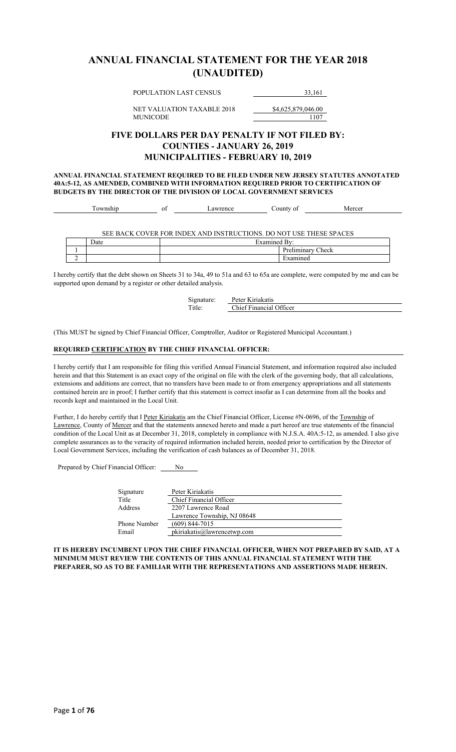# ANNUAL FINANCIAL STATEMENT FOR THE YEAR 2018 (UNAUDITED)

| | |
|---|---|
| POPULATION LAST CENSUS | 33,161 |
| NET VALUATION TAXABLE 2018 | $4,625,879,046.00 |
| MUNICODE | 1107 |

## FIVE DOLLARS PER DAY PENALTY IF NOT FILED BY:
## COUNTIES - JANUARY 26, 2019
## MUNICIPALITIES - FEBRUARY 10, 2019

**ANNUAL FINANCIAL STATEMENT REQUIRED TO BE FILED UNDER NEW JERSEY STATUTES ANNOTATED 40A:5-12, AS AMENDED, COMBINED WITH INFORMATION REQUIRED PRIOR TO CERTIFICATION OF BUDGETS BY THE DIRECTOR OF THE DIVISION OF LOCAL GOVERNMENT SERVICES**

Township of Lawrence County of Mercer

SEE BACK COVER FOR INDEX AND INSTRUCTIONS. DO NOT USE THESE SPACES

| | Date | Examined By: | |
|---|---|---|---|
| 1 | | | Preliminary Check |
| 2 | | | Examined |

I hereby certify that the debt shown on Sheets 31 to 34a, 49 to 51a and 63 to 65a are complete, were computed by me and can be supported upon demand by a register or other detailed analysis.

Signature: Peter Kiriakatis
Title: Chief Financial Officer

(This MUST be signed by Chief Financial Officer, Comptroller, Auditor or Registered Municipal Accountant.)

**REQUIRED CERTIFICATION BY THE CHIEF FINANCIAL OFFICER:**

I hereby certify that I am responsible for filing this verified Annual Financial Statement, and information required also included herein and that this Statement is an exact copy of the original on file with the clerk of the governing body, that all calculations, extensions and additions are correct, that no transfers have been made to or from emergency appropriations and all statements contained herein are in proof; I further certify that this statement is correct insofar as I can determine from all the books and records kept and maintained in the Local Unit.

Further, I do hereby certify that I Peter Kiriakatis am the Chief Financial Officer, License #N-0696, of the Township of Lawrence, County of Mercer and that the statements annexed hereto and made a part hereof are true statements of the financial condition of the Local Unit as at December 31, 2018, completely in compliance with N.J.S.A. 40A:5-12, as amended. I also give complete assurances as to the veracity of required information included herein, needed prior to certification by the Director of Local Government Services, including the verification of cash balances as of December 31, 2018.

Prepared by Chief Financial Officer: No

| | |
|---|---|
| Signature | Peter Kiriakatis |
| Title | Chief Financial Officer |
| Address | 2207 Lawrence Road |
| | Lawrence Township, NJ 08648 |
| Phone Number | (609) 844-7015 |
| Email | pkiriakatis@lawrencetwp.com |

**IT IS HEREBY INCUMBENT UPON THE CHIEF FINANCIAL OFFICER, WHEN NOT PREPARED BY SAID, AT A MINIMUM MUST REVIEW THE CONTENTS OF THIS ANNUAL FINANCIAL STATEMENT WITH THE PREPARER, SO AS TO BE FAMILIAR WITH THE REPRESENTATIONS AND ASSERTIONS MADE HEREIN.**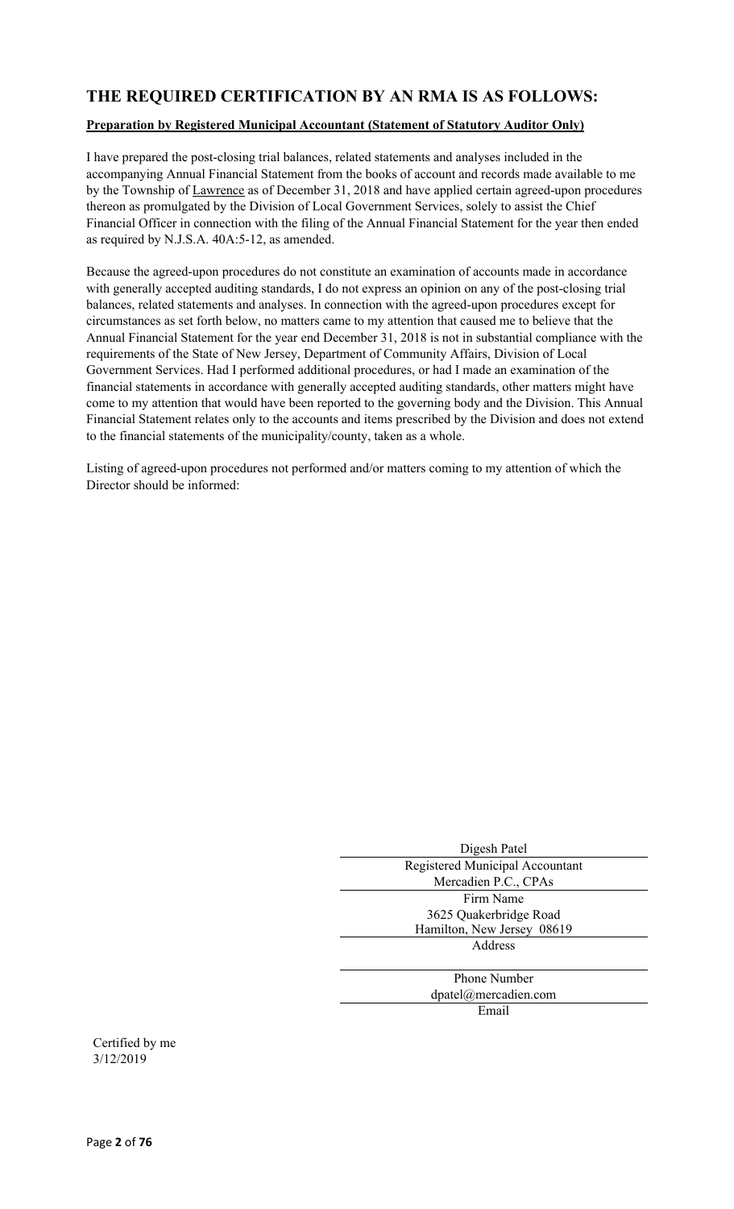## THE REQUIRED CERTIFICATION BY AN RMA IS AS FOLLOWS:

**Preparation by Registered Municipal Accountant (Statement of Statutory Auditor Only)**

I have prepared the post-closing trial balances, related statements and analyses included in the accompanying Annual Financial Statement from the books of account and records made available to me by the Township of Lawrence as of December 31, 2018 and have applied certain agreed-upon procedures thereon as promulgated by the Division of Local Government Services, solely to assist the Chief Financial Officer in connection with the filing of the Annual Financial Statement for the year then ended as required by N.J.S.A. 40A:5-12, as amended.

Because the agreed-upon procedures do not constitute an examination of accounts made in accordance with generally accepted auditing standards, I do not express an opinion on any of the post-closing trial balances, related statements and analyses. In connection with the agreed-upon procedures except for circumstances as set forth below, no matters came to my attention that caused me to believe that the Annual Financial Statement for the year end December 31, 2018 is not in substantial compliance with the requirements of the State of New Jersey, Department of Community Affairs, Division of Local Government Services. Had I performed additional procedures, or had I made an examination of the financial statements in accordance with generally accepted auditing standards, other matters might have come to my attention that would have been reported to the governing body and the Division. This Annual Financial Statement relates only to the accounts and items prescribed by the Division and does not extend to the financial statements of the municipality/county, taken as a whole.

Listing of agreed-upon procedures not performed and/or matters coming to my attention of which the Director should be informed:

Digesh Patel
Registered Municipal Accountant

Mercadien P.C., CPAs
Firm Name

3625 Quakerbridge Road
Hamilton, New Jersey 08619
Address

Phone Number

dpatel@mercadien.com
Email

Certified by me
3/12/2019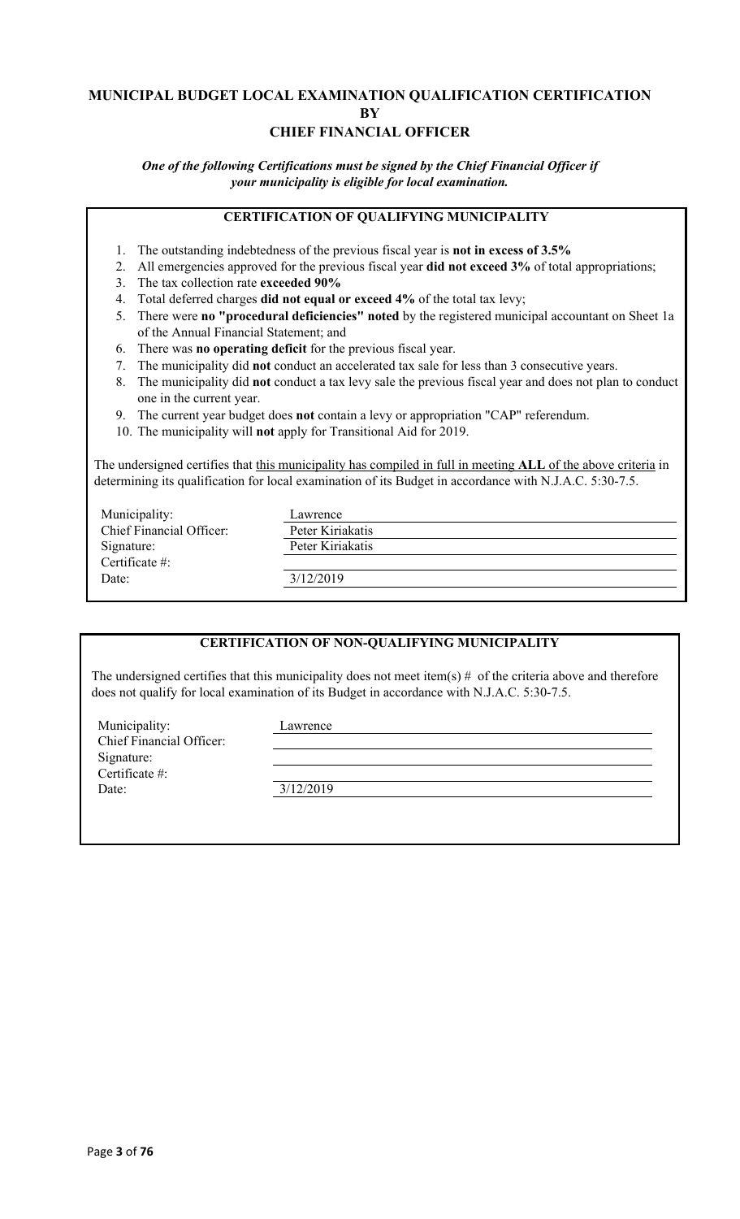# MUNICIPAL BUDGET LOCAL EXAMINATION QUALIFICATION CERTIFICATION BY CHIEF FINANCIAL OFFICER

***One of the following Certifications must be signed by the Chief Financial Officer if your municipality is eligible for local examination.***

## CERTIFICATION OF QUALIFYING MUNICIPALITY

1. The outstanding indebtedness of the previous fiscal year is **not in excess of 3.5%**
2. All emergencies approved for the previous fiscal year **did not exceed 3%** of total appropriations;
3. The tax collection rate **exceeded 90%**
4. Total deferred charges **did not equal or exceed 4%** of the total tax levy;
5. There were **no "procedural deficiencies" noted** by the registered municipal accountant on Sheet 1a of the Annual Financial Statement; and
6. There was **no operating deficit** for the previous fiscal year.
7. The municipality did **not** conduct an accelerated tax sale for less than 3 consecutive years.
8. The municipality did **not** conduct a tax levy sale the previous fiscal year and does not plan to conduct one in the current year.
9. The current year budget does **not** contain a levy or appropriation "CAP" referendum.
10. The municipality will **not** apply for Transitional Aid for 2019.

The undersigned certifies that this municipality has compiled in full in meeting **ALL** of the above criteria in determining its qualification for local examination of its Budget in accordance with N.J.A.C. 5:30-7.5.

| | |
|---|---|
| Municipality: | Lawrence |
| Chief Financial Officer: | Peter Kiriakatis |
| Signature: | Peter Kiriakatis |
| Certificate #: | |
| Date: | 3/12/2019 |

## CERTIFICATION OF NON-QUALIFYING MUNICIPALITY

The undersigned certifies that this municipality does not meet item(s) # of the criteria above and therefore does not qualify for local examination of its Budget in accordance with N.J.A.C. 5:30-7.5.

| | |
|---|---|
| Municipality: | Lawrence |
| Chief Financial Officer: | |
| Signature: | |
| Certificate #: | |
| Date: | 3/12/2019 |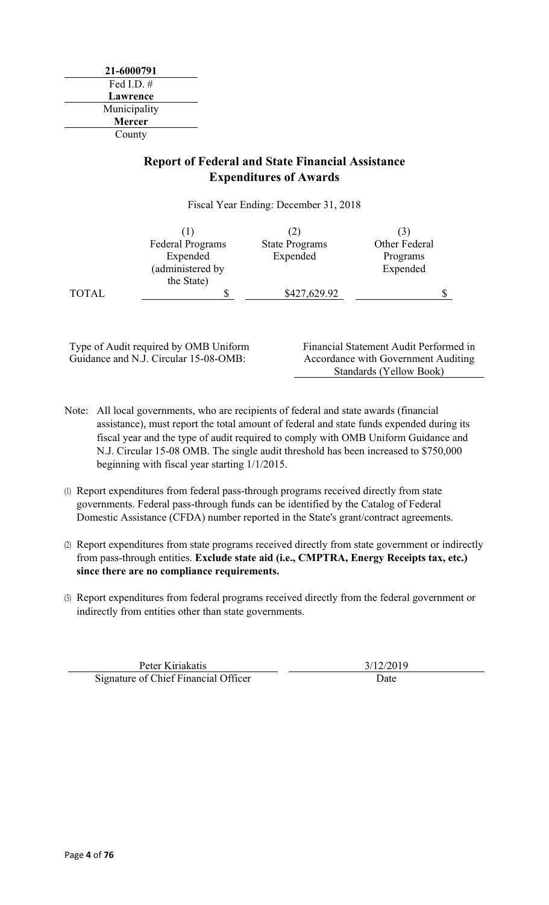**21-6000791**
Fed I.D. #
**Lawrence**
Municipality
**Mercer**
County

## Report of Federal and State Financial Assistance
## Expenditures of Awards

Fiscal Year Ending: December 31, 2018

| | (1) Federal Programs Expended (administered by the State) | (2) State Programs Expended | (3) Other Federal Programs Expended |
|---|---|---|---|
| TOTAL | $ | $427,629.92 | $ |

Type of Audit required by OMB Uniform Guidance and N.J. Circular 15-08-OMB: Financial Statement Audit Performed in Accordance with Government Auditing Standards (Yellow Book)

Note: All local governments, who are recipients of federal and state awards (financial assistance), must report the total amount of federal and state funds expended during its fiscal year and the type of audit required to comply with OMB Uniform Guidance and N.J. Circular 15-08 OMB. The single audit threshold has been increased to $750,000 beginning with fiscal year starting 1/1/2015.

(1) Report expenditures from federal pass-through programs received directly from state governments. Federal pass-through funds can be identified by the Catalog of Federal Domestic Assistance (CFDA) number reported in the State's grant/contract agreements.

(2) Report expenditures from state programs received directly from state government or indirectly from pass-through entities. **Exclude state aid (i.e., CMPTRA, Energy Receipts tax, etc.) since there are no compliance requirements.**

(3) Report expenditures from federal programs received directly from the federal government or indirectly from entities other than state governments.

Peter Kiriakatis
Signature of Chief Financial Officer

3/12/2019
Date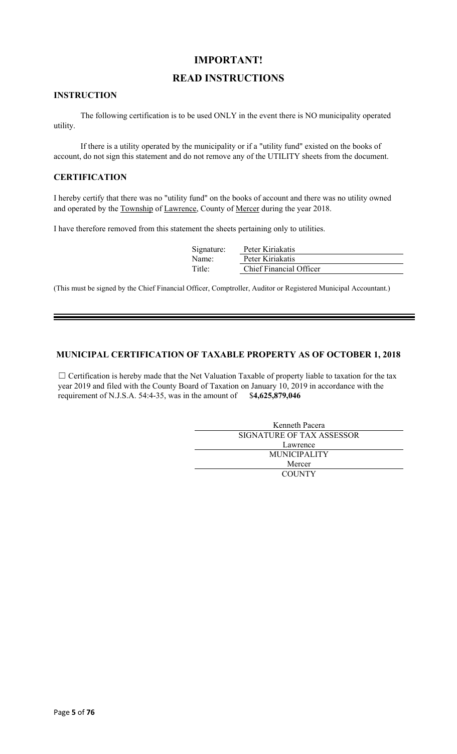# IMPORTANT!

# READ INSTRUCTIONS

### INSTRUCTION

The following certification is to be used ONLY in the event there is NO municipality operated utility.

If there is a utility operated by the municipality or if a "utility fund" existed on the books of account, do not sign this statement and do not remove any of the UTILITY sheets from the document.

### CERTIFICATION

I hereby certify that there was no "utility fund" on the books of account and there was no utility owned and operated by the Township of Lawrence, County of Mercer during the year 2018.

I have therefore removed from this statement the sheets pertaining only to utilities.

| | |
|---|---|
| Signature: | Peter Kiriakatis |
| Name: | Peter Kiriakatis |
| Title: | Chief Financial Officer |

(This must be signed by the Chief Financial Officer, Comptroller, Auditor or Registered Municipal Accountant.)

---

### MUNICIPAL CERTIFICATION OF TAXABLE PROPERTY AS OF OCTOBER 1, 2018

☐ Certification is hereby made that the Net Valuation Taxable of property liable to taxation for the tax year 2019 and filed with the County Board of Taxation on January 10, 2019 in accordance with the requirement of N.J.S.A. 54:4-35, was in the amount of $**4,625,879,046**

Kenneth Pacera
SIGNATURE OF TAX ASSESSOR

Lawrence
MUNICIPALITY

Mercer
COUNTY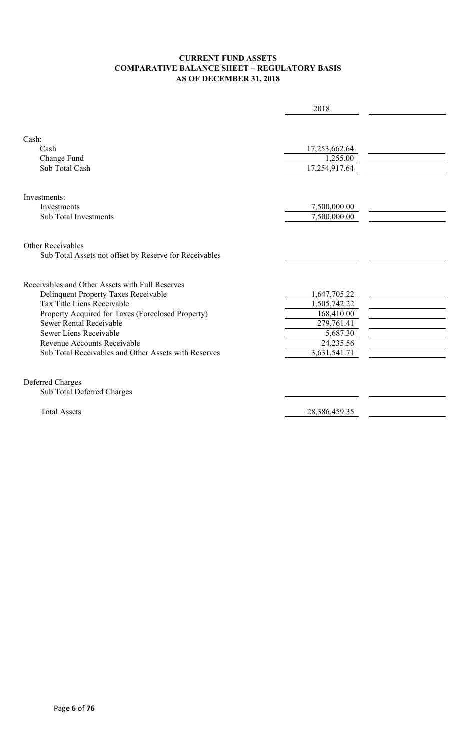# CURRENT FUND ASSETS
## COMPARATIVE BALANCE SHEET – REGULATORY BASIS
## AS OF DECEMBER 31, 2018

| | 2018 | |
|---|---|---|
| **Cash:** | | |
| Cash | 17,253,662.64 | |
| Change Fund | 1,255.00 | |
| Sub Total Cash | 17,254,917.64 | |
| **Investments:** | | |
| Investments | 7,500,000.00 | |
| Sub Total Investments | 7,500,000.00 | |
| **Other Receivables** | | |
| Sub Total Assets not offset by Reserve for Receivables | | |
| **Receivables and Other Assets with Full Reserves** | | |
| Delinquent Property Taxes Receivable | 1,647,705.22 | |
| Tax Title Liens Receivable | 1,505,742.22 | |
| Property Acquired for Taxes (Foreclosed Property) | 168,410.00 | |
| Sewer Rental Receivable | 279,761.41 | |
| Sewer Liens Receivable | 5,687.30 | |
| Revenue Accounts Receivable | 24,235.56 | |
| Sub Total Receivables and Other Assets with Reserves | 3,631,541.71 | |
| **Deferred Charges** | | |
| Sub Total Deferred Charges | | |
| Total Assets | 28,386,459.35 | |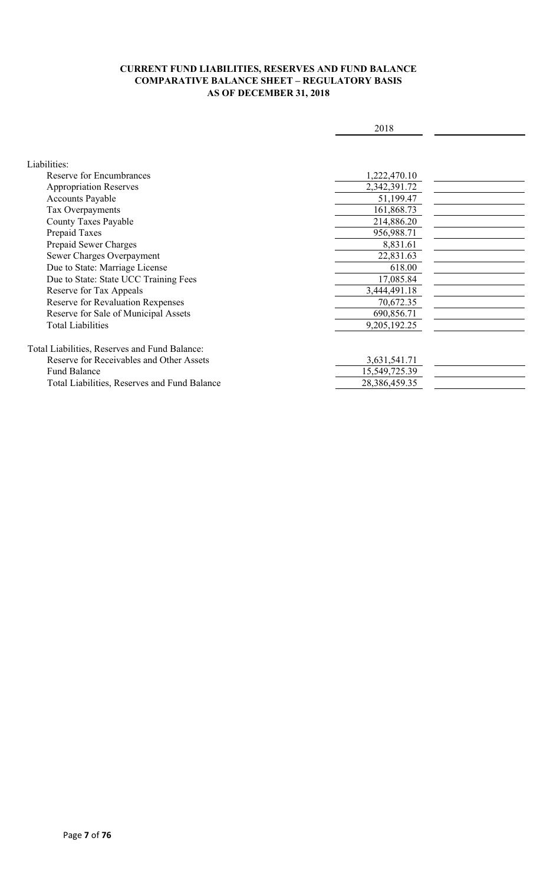**CURRENT FUND LIABILITIES, RESERVES AND FUND BALANCE**
**COMPARATIVE BALANCE SHEET – REGULATORY BASIS**
**AS OF DECEMBER 31, 2018**

| | 2018 | |
|---|---|---|
| Liabilities: | | |
| Reserve for Encumbrances | 1,222,470.10 | |
| Appropriation Reserves | 2,342,391.72 | |
| Accounts Payable | 51,199.47 | |
| Tax Overpayments | 161,868.73 | |
| County Taxes Payable | 214,886.20 | |
| Prepaid Taxes | 956,988.71 | |
| Prepaid Sewer Charges | 8,831.61 | |
| Sewer Charges Overpayment | 22,831.63 | |
| Due to State: Marriage License | 618.00 | |
| Due to State: State UCC Training Fees | 17,085.84 | |
| Reserve for Tax Appeals | 3,444,491.18 | |
| Reserve for Revaluation Rexpenses | 70,672.35 | |
| Reserve for Sale of Municipal Assets | 690,856.71 | |
| Total Liabilities | 9,205,192.25 | |
| Total Liabilities, Reserves and Fund Balance: | | |
| Reserve for Receivables and Other Assets | 3,631,541.71 | |
| Fund Balance | 15,549,725.39 | |
| Total Liabilities, Reserves and Fund Balance | 28,386,459.35 | |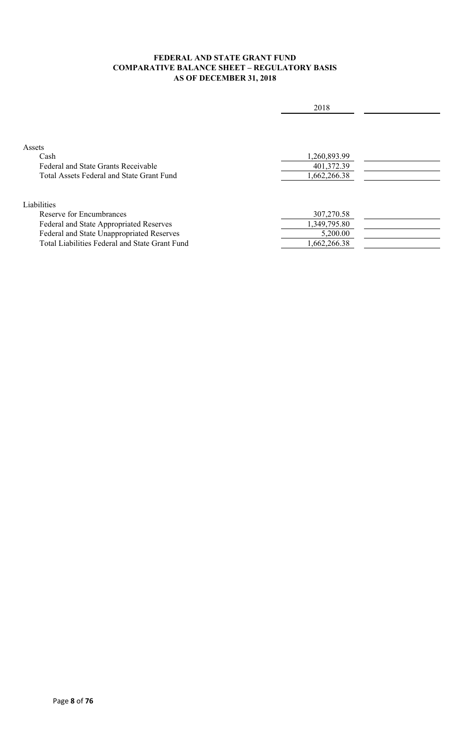**FEDERAL AND STATE GRANT FUND**
**COMPARATIVE BALANCE SHEET – REGULATORY BASIS**
**AS OF DECEMBER 31, 2018**

| | 2018 | |
|---|---|---|
| Assets | | |
| Cash | 1,260,893.99 | |
| Federal and State Grants Receivable | 401,372.39 | |
| Total Assets Federal and State Grant Fund | 1,662,266.38 | |
| | | |
| Liabilities | | |
| Reserve for Encumbrances | 307,270.58 | |
| Federal and State Appropriated Reserves | 1,349,795.80 | |
| Federal and State Unappropriated Reserves | 5,200.00 | |
| Total Liabilities Federal and State Grant Fund | 1,662,266.38 | |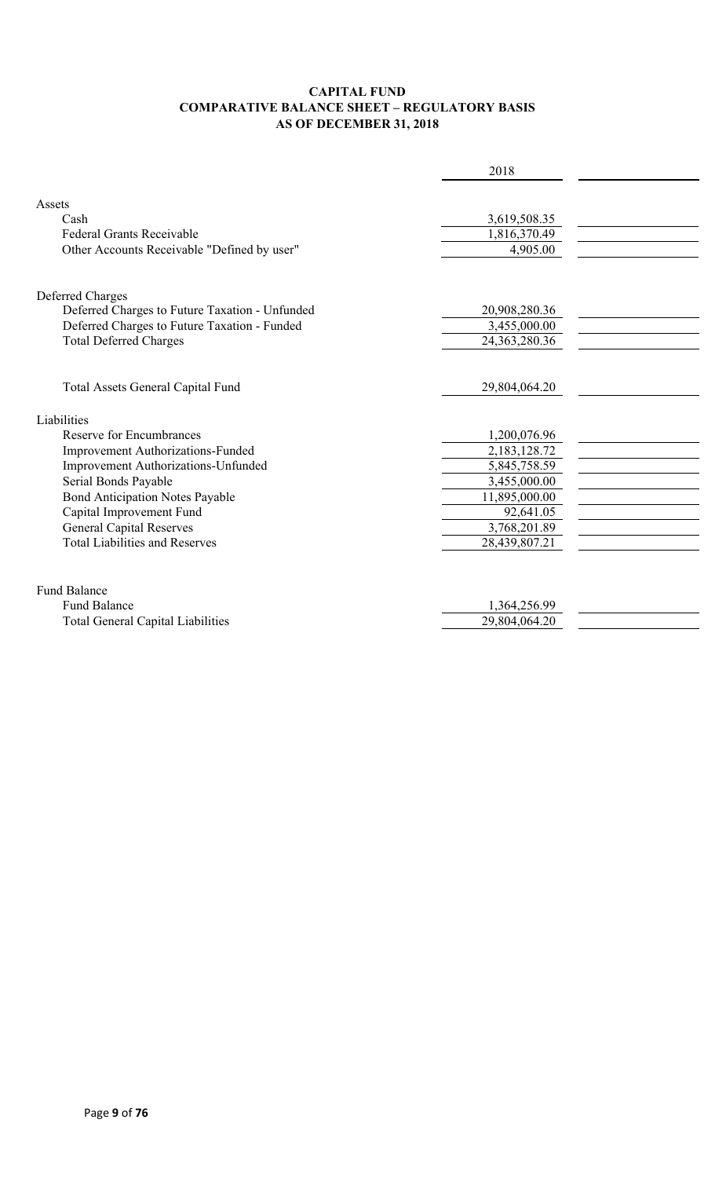**CAPITAL FUND**
**COMPARATIVE BALANCE SHEET – REGULATORY BASIS**
**AS OF DECEMBER 31, 2018**

| | 2018 | |
|---|---|---|
| **Assets** | | |
| Cash | 3,619,508.35 | |
| Federal Grants Receivable | 1,816,370.49 | |
| Other Accounts Receivable "Defined by user" | 4,905.00 | |
| | | |
| **Deferred Charges** | | |
| Deferred Charges to Future Taxation - Unfunded | 20,908,280.36 | |
| Deferred Charges to Future Taxation - Funded | 3,455,000.00 | |
| Total Deferred Charges | 24,363,280.36 | |
| | | |
| Total Assets General Capital Fund | 29,804,064.20 | |
| | | |
| **Liabilities** | | |
| Reserve for Encumbrances | 1,200,076.96 | |
| Improvement Authorizations-Funded | 2,183,128.72 | |
| Improvement Authorizations-Unfunded | 5,845,758.59 | |
| Serial Bonds Payable | 3,455,000.00 | |
| Bond Anticipation Notes Payable | 11,895,000.00 | |
| Capital Improvement Fund | 92,641.05 | |
| General Capital Reserves | 3,768,201.89 | |
| Total Liabilities and Reserves | 28,439,807.21 | |
| | | |
| **Fund Balance** | | |
| Fund Balance | 1,364,256.99 | |
| Total General Capital Liabilities | 29,804,064.20 | |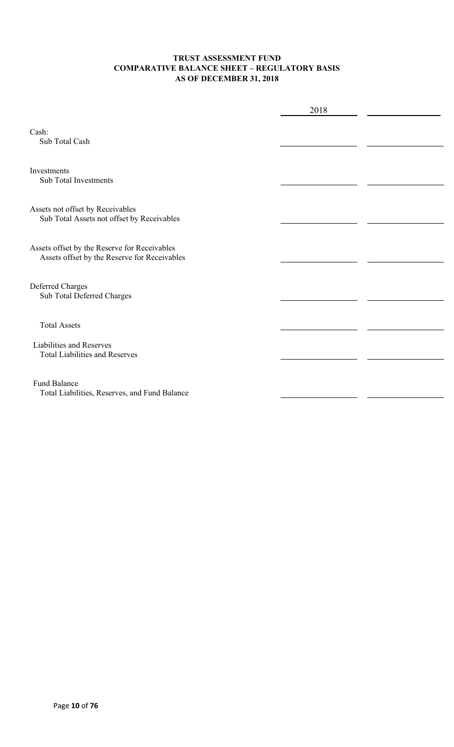**TRUST ASSESSMENT FUND**
**COMPARATIVE BALANCE SHEET – REGULATORY BASIS**
**AS OF DECEMBER 31, 2018**

| | 2018 | |
|---|---|---|
| Cash: | | |
| Sub Total Cash | | |
| Investments | | |
| Sub Total Investments | | |
| Assets not offset by Receivables | | |
| Sub Total Assets not offset by Receivables | | |
| Assets offset by the Reserve for Receivables | | |
| Assets offset by the Reserve for Receivables | | |
| Deferred Charges | | |
| Sub Total Deferred Charges | | |
| Total Assets | | |
| Liabilities and Reserves | | |
| Total Liabilities and Reserves | | |
| Fund Balance | | |
| Total Liabilities, Reserves, and Fund Balance | | |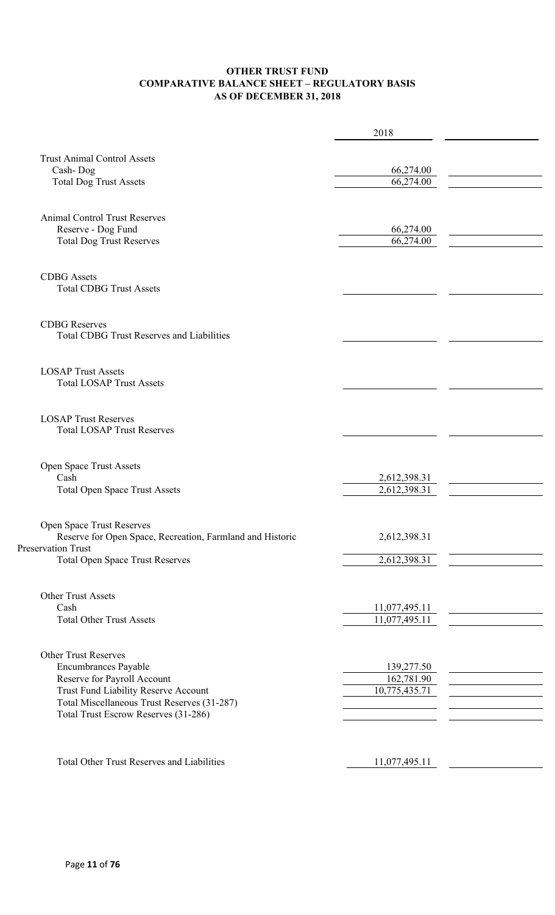**OTHER TRUST FUND**
**COMPARATIVE BALANCE SHEET – REGULATORY BASIS**
**AS OF DECEMBER 31, 2018**

| | 2018 | |
|---|---|---|
| Trust Animal Control Assets | | |
| Cash- Dog | 66,274.00 | |
| Total Dog Trust Assets | 66,274.00 | |
| | | |
| Animal Control Trust Reserves | | |
| Reserve - Dog Fund | 66,274.00 | |
| Total Dog Trust Reserves | 66,274.00 | |
| | | |
| CDBG Assets | | |
| Total CDBG Trust Assets | | |
| | | |
| CDBG Reserves | | |
| Total CDBG Trust Reserves and Liabilities | | |
| | | |
| LOSAP Trust Assets | | |
| Total LOSAP Trust Assets | | |
| | | |
| LOSAP Trust Reserves | | |
| Total LOSAP Trust Reserves | | |
| | | |
| Open Space Trust Assets | | |
| Cash | 2,612,398.31 | |
| Total Open Space Trust Assets | 2,612,398.31 | |
| | | |
| Open Space Trust Reserves | | |
| Reserve for Open Space, Recreation, Farmland and Historic Preservation Trust | 2,612,398.31 | |
| Total Open Space Trust Reserves | 2,612,398.31 | |
| | | |
| Other Trust Assets | | |
| Cash | 11,077,495.11 | |
| Total Other Trust Assets | 11,077,495.11 | |
| | | |
| Other Trust Reserves | | |
| Encumbrances Payable | 139,277.50 | |
| Reserve for Payroll Account | 162,781.90 | |
| Trust Fund Liability Reserve Account | 10,775,435.71 | |
| Total Miscellaneous Trust Reserves (31-287) | | |
| Total Trust Escrow Reserves (31-286) | | |
| | | |
| Total Other Trust Reserves and Liabilities | 11,077,495.11 | |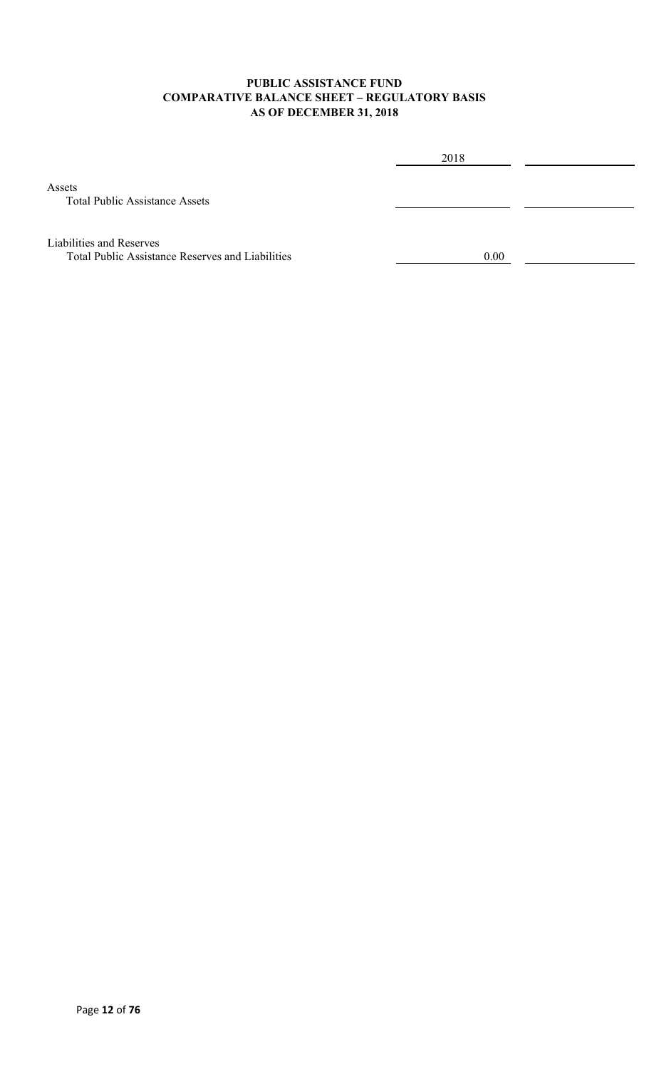**PUBLIC ASSISTANCE FUND**
**COMPARATIVE BALANCE SHEET – REGULATORY BASIS**
**AS OF DECEMBER 31, 2018**

| | 2018 | |
|---|---|---|
| Assets | | |
| Total Public Assistance Assets | | |
| | | |
| Liabilities and Reserves | | |
| Total Public Assistance Reserves and Liabilities | 0.00 | |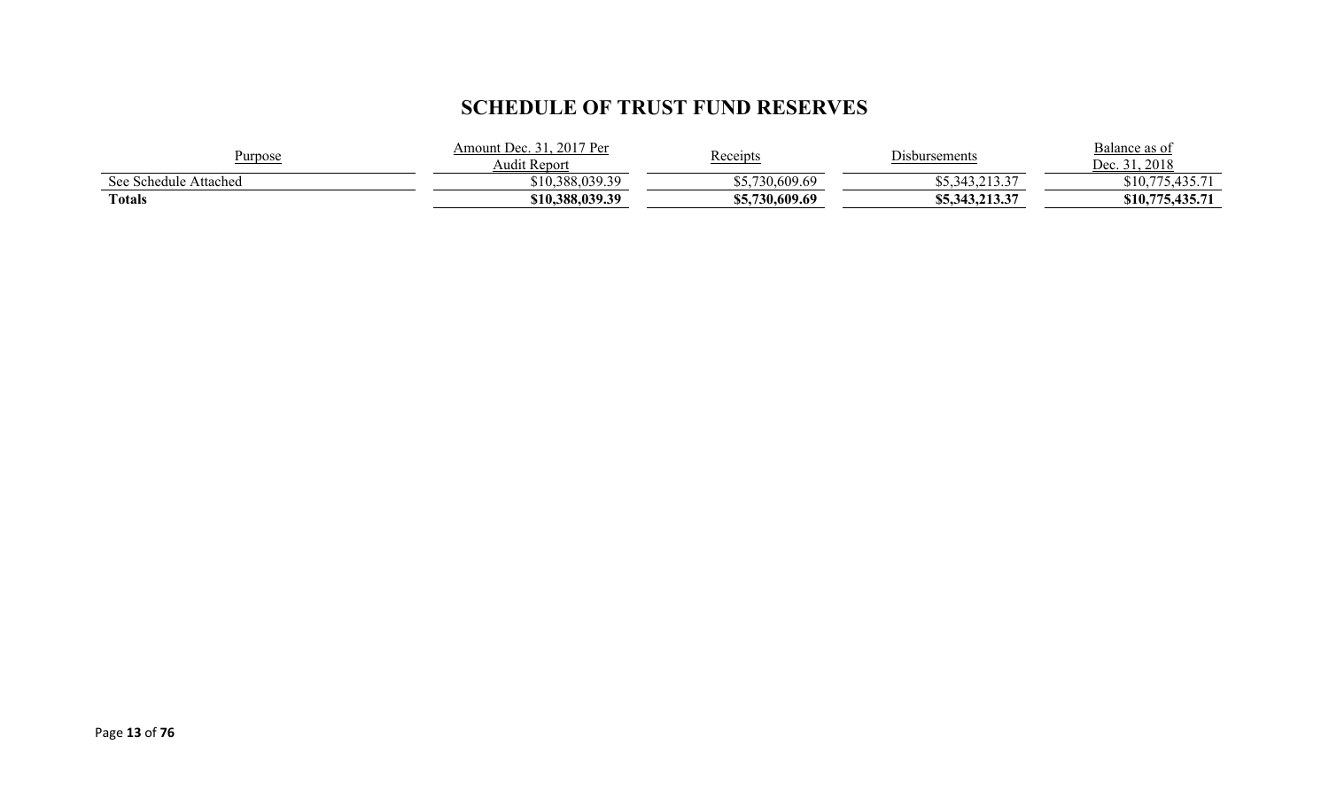# SCHEDULE OF TRUST FUND RESERVES

| Purpose | Amount Dec. 31, 2017 Per Audit Report | Receipts | Disbursements | Balance as of Dec. 31, 2018 |
|---|---|---|---|---|
| See Schedule Attached | $10,388,039.39 | $5,730,609.69 | $5,343,213.37 | $10,775,435.71 |
| **Totals** | **$10,388,039.39** | **$5,730,609.69** | **$5,343,213.37** | **$10,775,435.71** |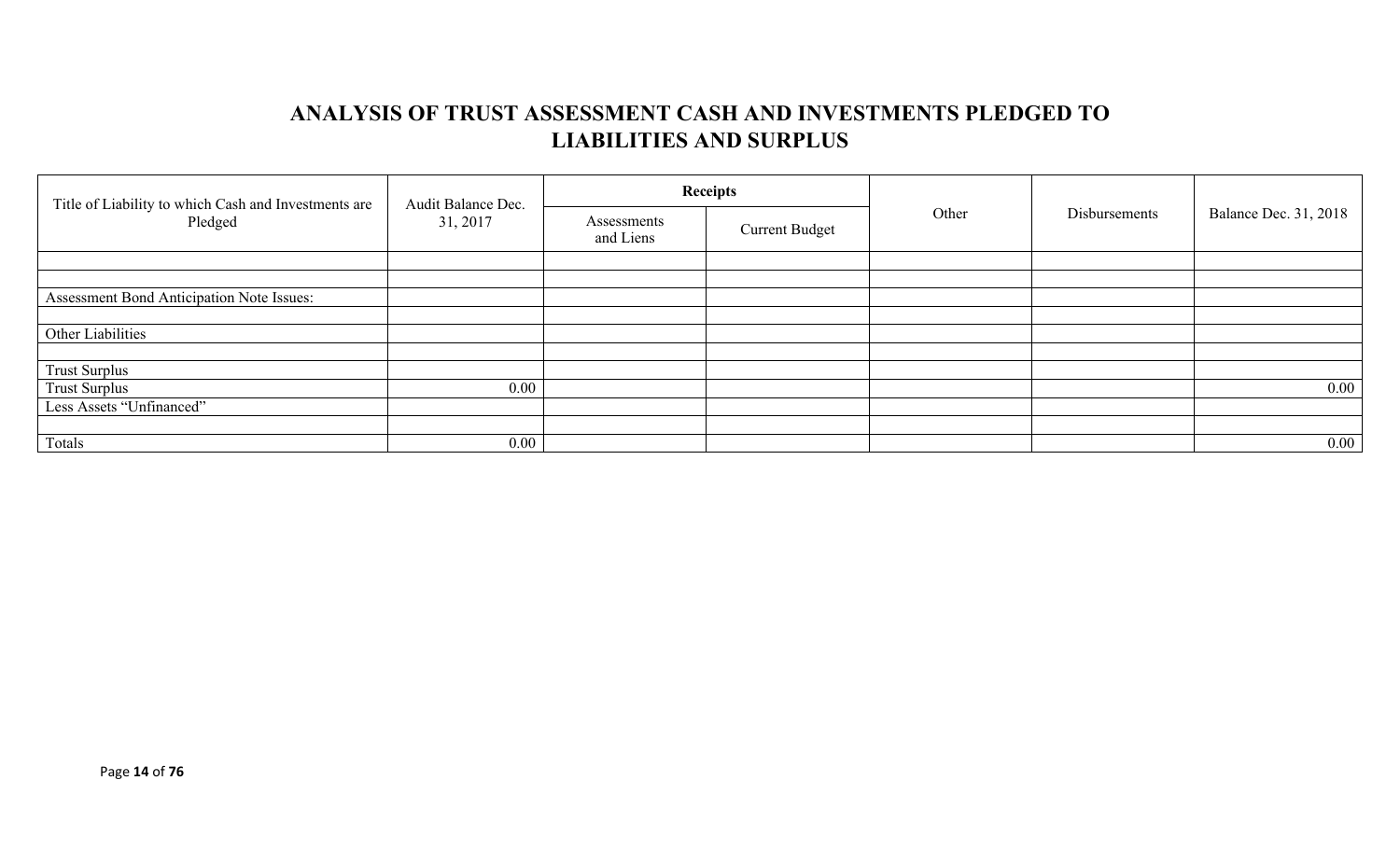# ANALYSIS OF TRUST ASSESSMENT CASH AND INVESTMENTS PLEDGED TO LIABILITIES AND SURPLUS

| Title of Liability to which Cash and Investments are Pledged | Audit Balance Dec. 31, 2017 | Receipts | | Other | Disbursements | Balance Dec. 31, 2018 |
|---|---|---|---|---|---|---|
| | | Assessments and Liens | Current Budget | | | |
| | | | | | | |
| | | | | | | |
| Assessment Bond Anticipation Note Issues: | | | | | | |
| | | | | | | |
| Other Liabilities | | | | | | |
| | | | | | | |
| Trust Surplus | | | | | | |
| Trust Surplus | 0.00 | | | | | 0.00 |
| Less Assets "Unfinanced" | | | | | | |
| | | | | | | |
| Totals | 0.00 | | | | | 0.00 |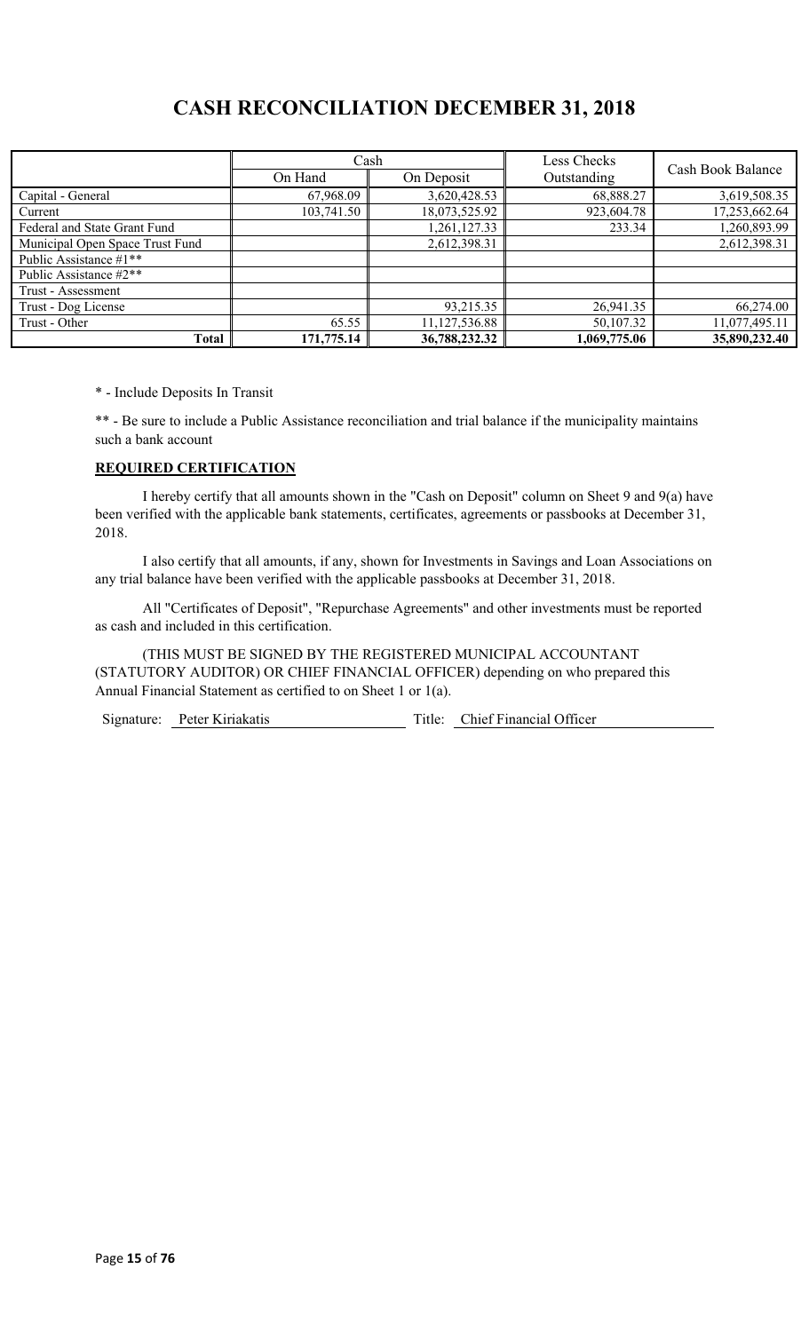# CASH RECONCILIATION DECEMBER 31, 2018

| | Cash | | Less Checks Outstanding | Cash Book Balance |
|---|---|---|---|---|
| | On Hand | On Deposit | | |
| Capital - General | 67,968.09 | 3,620,428.53 | 68,888.27 | 3,619,508.35 |
| Current | 103,741.50 | 18,073,525.92 | 923,604.78 | 17,253,662.64 |
| Federal and State Grant Fund | | 1,261,127.33 | 233.34 | 1,260,893.99 |
| Municipal Open Space Trust Fund | | 2,612,398.31 | | 2,612,398.31 |
| Public Assistance #1** | | | | |
| Public Assistance #2** | | | | |
| Trust - Assessment | | | | |
| Trust - Dog License | | 93,215.35 | 26,941.35 | 66,274.00 |
| Trust - Other | 65.55 | 11,127,536.88 | 50,107.32 | 11,077,495.11 |
| **Total** | 171,775.14 | 36,788,232.32 | 1,069,775.06 | 35,890,232.40 |

* - Include Deposits In Transit

** - Be sure to include a Public Assistance reconciliation and trial balance if the municipality maintains such a bank account

**REQUIRED CERTIFICATION**

I hereby certify that all amounts shown in the "Cash on Deposit" column on Sheet 9 and 9(a) have been verified with the applicable bank statements, certificates, agreements or passbooks at December 31, 2018.

I also certify that all amounts, if any, shown for Investments in Savings and Loan Associations on any trial balance have been verified with the applicable passbooks at December 31, 2018.

All "Certificates of Deposit", "Repurchase Agreements" and other investments must be reported as cash and included in this certification.

(THIS MUST BE SIGNED BY THE REGISTERED MUNICIPAL ACCOUNTANT (STATUTORY AUDITOR) OR CHIEF FINANCIAL OFFICER) depending on who prepared this Annual Financial Statement as certified to on Sheet 1 or 1(a).

Signature: Peter Kiriakatis Title: Chief Financial Officer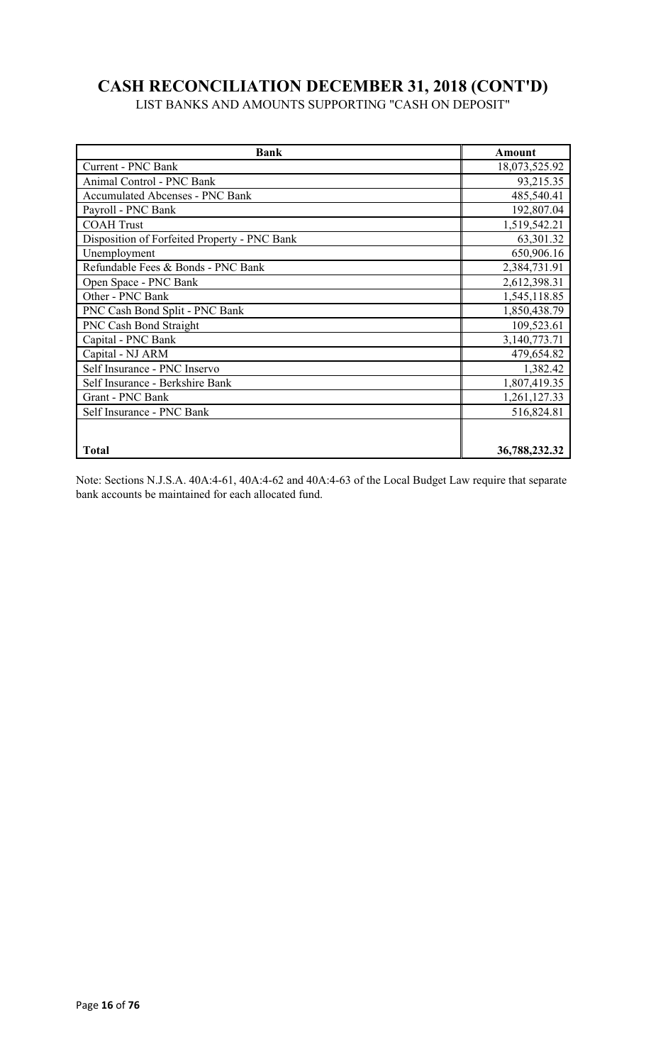# CASH RECONCILIATION DECEMBER 31, 2018 (CONT'D)

LIST BANKS AND AMOUNTS SUPPORTING "CASH ON DEPOSIT"

| Bank | Amount |
|---|---|
| Current - PNC Bank | 18,073,525.92 |
| Animal Control - PNC Bank | 93,215.35 |
| Accumulated Abcenses - PNC Bank | 485,540.41 |
| Payroll - PNC Bank | 192,807.04 |
| COAH Trust | 1,519,542.21 |
| Disposition of Forfeited Property - PNC Bank | 63,301.32 |
| Unemployment | 650,906.16 |
| Refundable Fees & Bonds - PNC Bank | 2,384,731.91 |
| Open Space - PNC Bank | 2,612,398.31 |
| Other - PNC Bank | 1,545,118.85 |
| PNC Cash Bond Split - PNC Bank | 1,850,438.79 |
| PNC Cash Bond Straight | 109,523.61 |
| Capital - PNC Bank | 3,140,773.71 |
| Capital - NJ ARM | 479,654.82 |
| Self Insurance - PNC Inservo | 1,382.42 |
| Self Insurance - Berkshire Bank | 1,807,419.35 |
| Grant - PNC Bank | 1,261,127.33 |
| Self Insurance - PNC Bank | 516,824.81 |
| | |
| **Total** | **36,788,232.32** |

Note: Sections N.J.S.A. 40A:4-61, 40A:4-62 and 40A:4-63 of the Local Budget Law require that separate bank accounts be maintained for each allocated fund.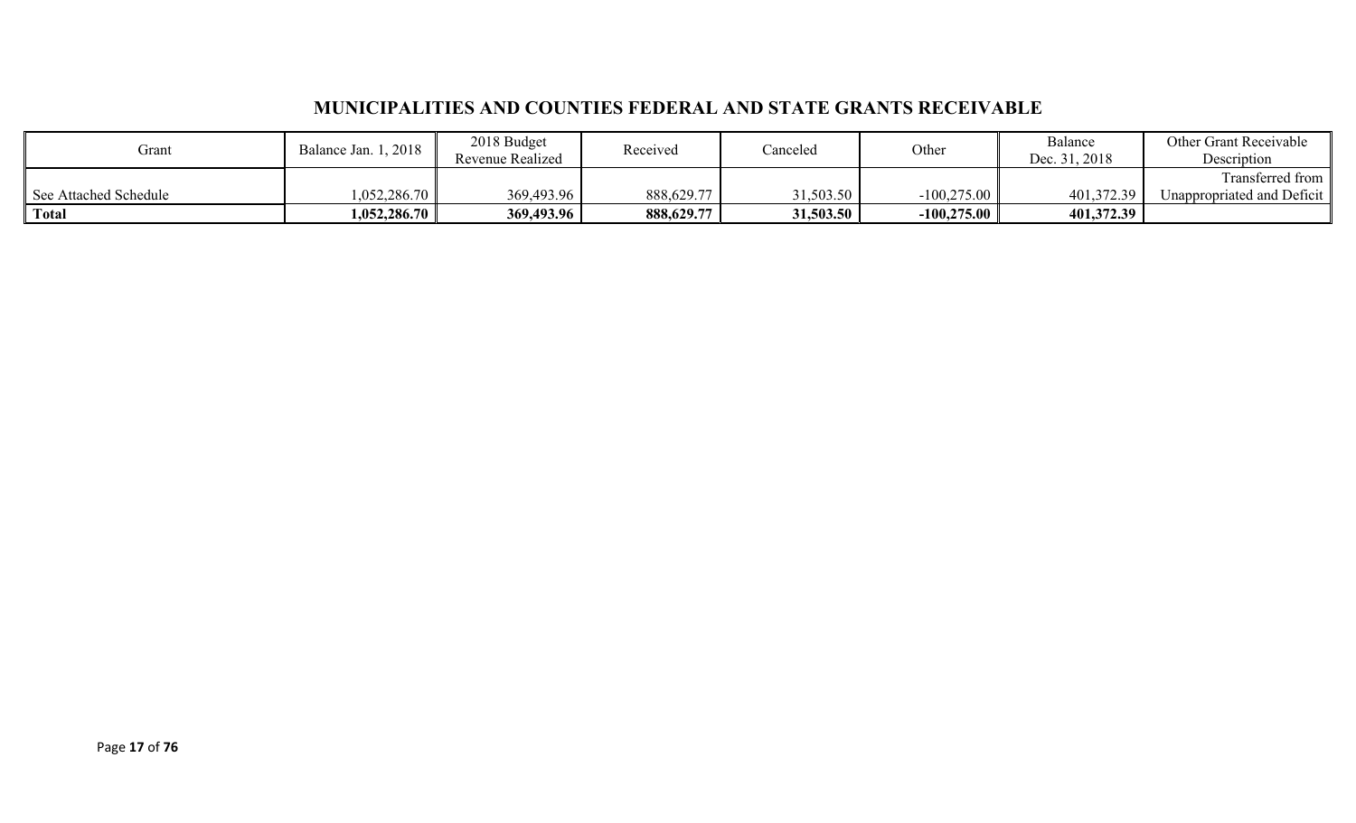## MUNICIPALITIES AND COUNTIES FEDERAL AND STATE GRANTS RECEIVABLE

| Grant | Balance Jan. 1, 2018 | 2018 Budget Revenue Realized | Received | Canceled | Other | Balance Dec. 31, 2018 | Other Grant Receivable Description |
|---|---|---|---|---|---|---|---|
| See Attached Schedule | 1,052,286.70 | 369,493.96 | 888,629.77 | 31,503.50 | -100,275.00 | 401,372.39 | Transferred from Unappropriated and Deficit |
| **Total** | **1,052,286.70** | **369,493.96** | **888,629.77** | **31,503.50** | **-100,275.00** | **401,372.39** | |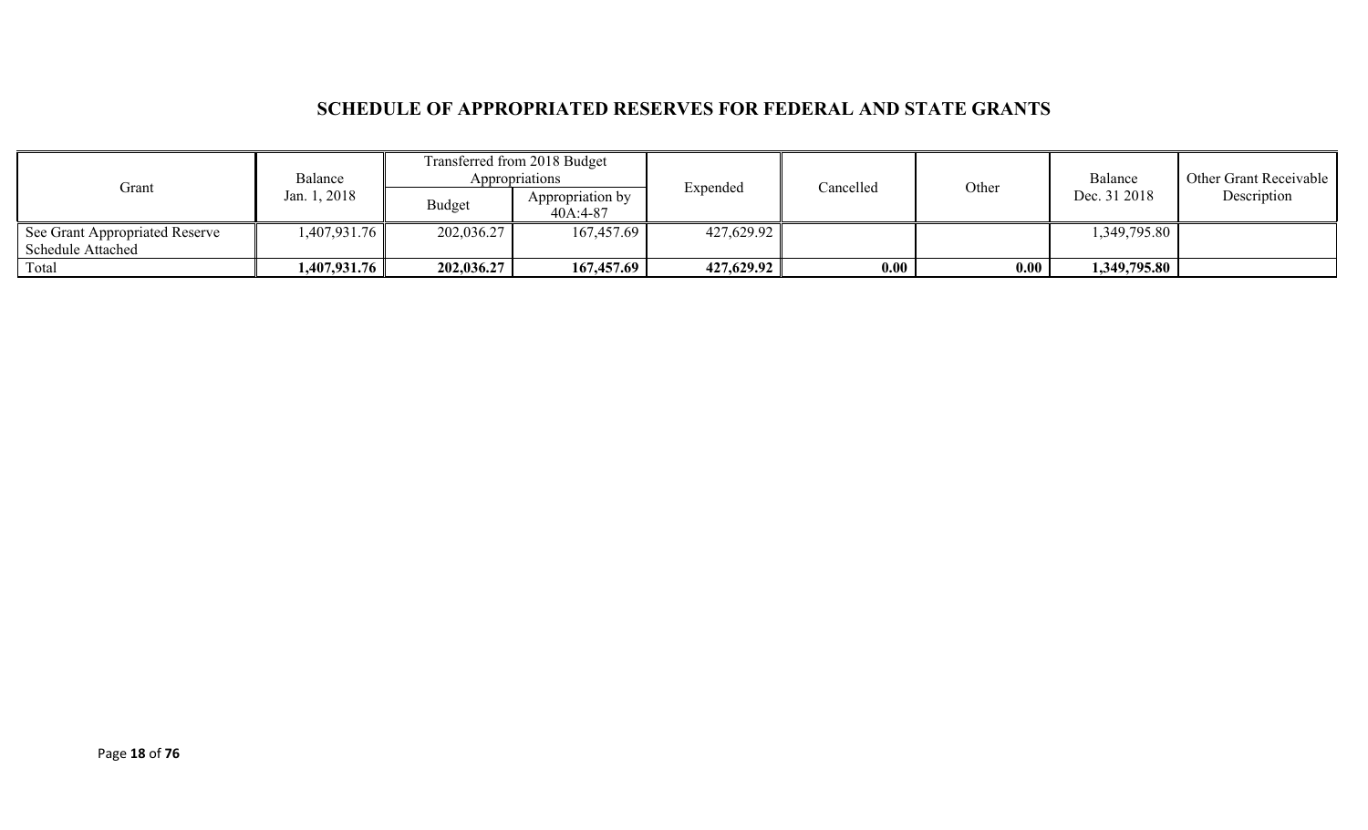## SCHEDULE OF APPROPRIATED RESERVES FOR FEDERAL AND STATE GRANTS

| Grant | Balance Jan. 1, 2018 | Transferred from 2018 Budget Appropriations | | Expended | Cancelled | Other | Balance Dec. 31 2018 | Other Grant Receivable Description |
|---|---|---|---|---|---|---|---|---|
| | | Budget | Appropriation by 40A:4-87 | | | | | |
| See Grant Appropriated Reserve Schedule Attached | 1,407,931.76 | 202,036.27 | 167,457.69 | 427,629.92 | | | 1,349,795.80 | |
| Total | **1,407,931.76** | **202,036.27** | **167,457.69** | **427,629.92** | **0.00** | **0.00** | **1,349,795.80** | |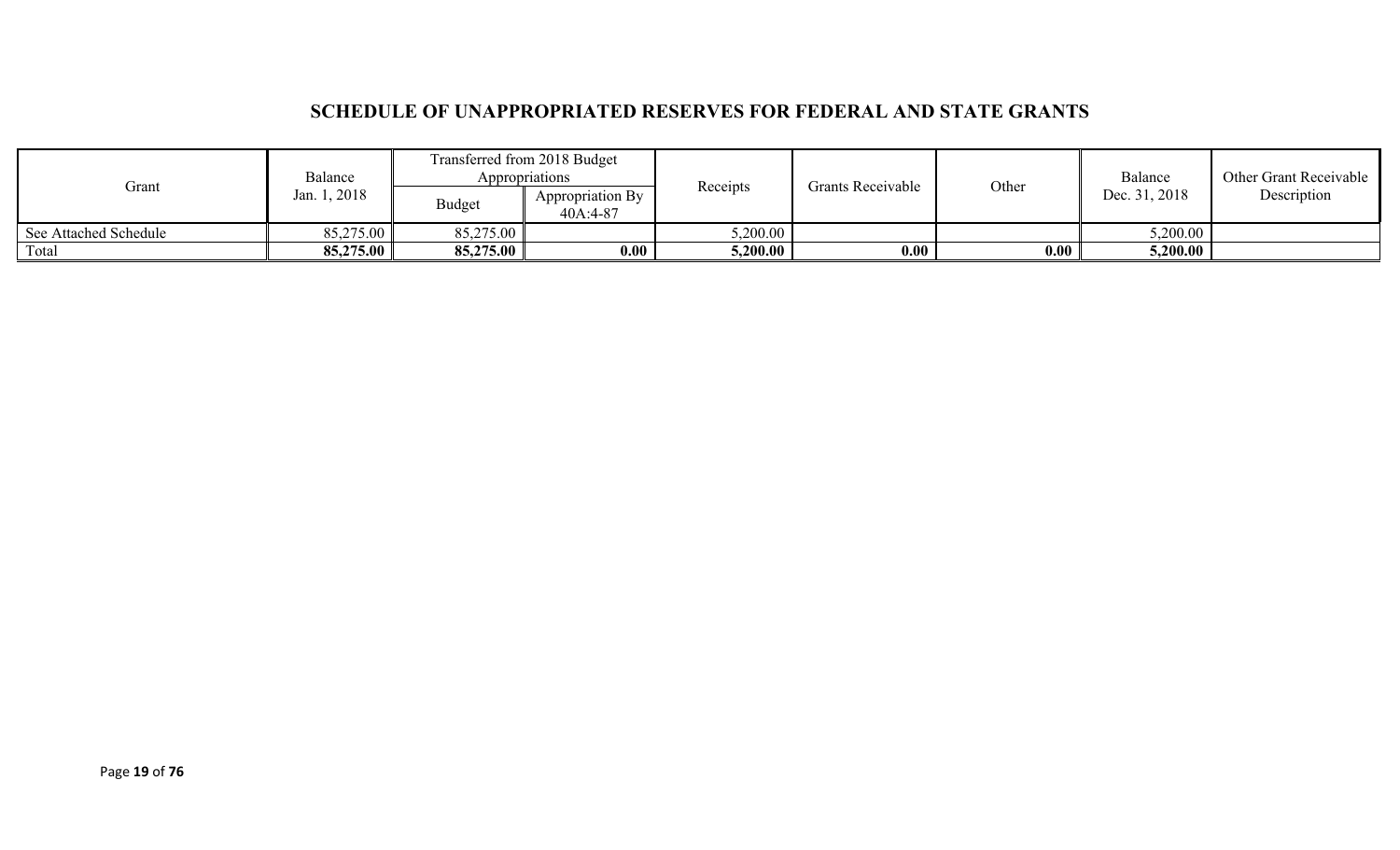## SCHEDULE OF UNAPPROPRIATED RESERVES FOR FEDERAL AND STATE GRANTS

| Grant | Balance Jan. 1, 2018 | Transferred from 2018 Budget Appropriations | | Receipts | Grants Receivable | Other | Balance Dec. 31, 2018 | Other Grant Receivable Description |
|---|---|---|---|---|---|---|---|---|
| | | Budget | Appropriation By 40A:4-87 | | | | | |
| See Attached Schedule | 85,275.00 | 85,275.00 | | 5,200.00 | | | 5,200.00 | |
| Total | **85,275.00** | **85,275.00** | **0.00** | **5,200.00** | **0.00** | **0.00** | **5,200.00** | |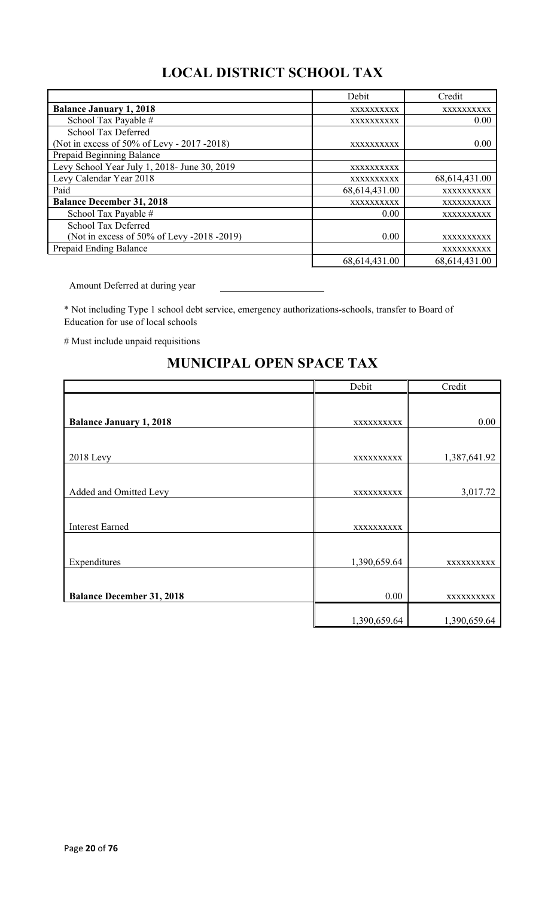## LOCAL DISTRICT SCHOOL TAX

| | Debit | Credit |
|---|---|---|
| **Balance January 1, 2018** | XXXXXXXXXX | XXXXXXXXXX |
| School Tax Payable # | XXXXXXXXXX | 0.00 |
| School Tax Deferred (Not in excess of 50% of Levy - 2017 -2018) | XXXXXXXXXX | 0.00 |
| Prepaid Beginning Balance | | |
| Levy School Year July 1, 2018- June 30, 2019 | XXXXXXXXXX | |
| Levy Calendar Year 2018 | XXXXXXXXXX | 68,614,431.00 |
| Paid | 68,614,431.00 | XXXXXXXXXX |
| **Balance December 31, 2018** | XXXXXXXXXX | XXXXXXXXXX |
| School Tax Payable # | 0.00 | XXXXXXXXXX |
| School Tax Deferred (Not in excess of 50% of Levy -2018 -2019) | 0.00 | XXXXXXXXXX |
| Prepaid Ending Balance | | XXXXXXXXXX |
| | 68,614,431.00 | 68,614,431.00 |

Amount Deferred at during year \_\_\_\_\_\_\_\_\_\_\_\_\_\_\_\_\_\_\_\_

* Not including Type 1 school debt service, emergency authorizations-schools, transfer to Board of Education for use of local schools

# Must include unpaid requisitions

## MUNICIPAL OPEN SPACE TAX

| | Debit | Credit |
|---|---|---|
| **Balance January 1, 2018** | XXXXXXXXXX | 0.00 |
| 2018 Levy | XXXXXXXXXX | 1,387,641.92 |
| Added and Omitted Levy | XXXXXXXXXX | 3,017.72 |
| Interest Earned | XXXXXXXXXX | |
| Expenditures | 1,390,659.64 | XXXXXXXXXX |
| **Balance December 31, 2018** | 0.00 | XXXXXXXXXX |
| | 1,390,659.64 | 1,390,659.64 |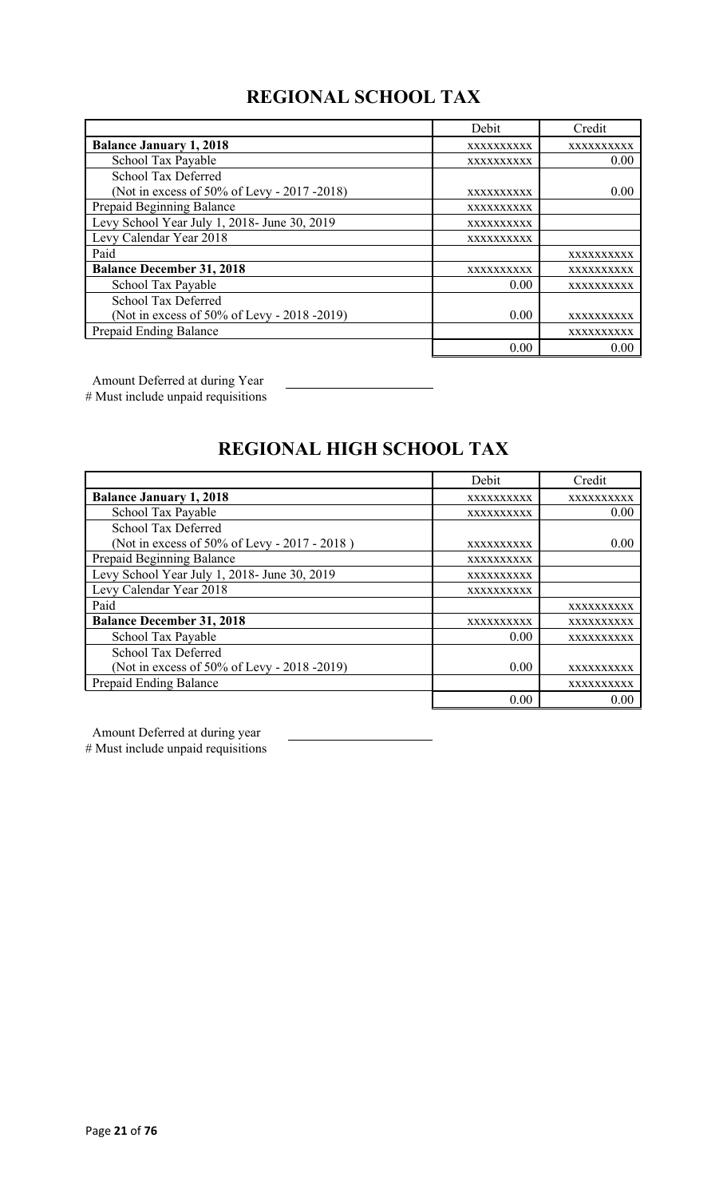# REGIONAL SCHOOL TAX

| | Debit | Credit |
|---|---|---|
| **Balance January 1, 2018** | xxxxxxxxxx | xxxxxxxxxx |
| School Tax Payable | xxxxxxxxxx | 0.00 |
| School Tax Deferred (Not in excess of 50% of Levy - 2017 -2018) | xxxxxxxxxx | 0.00 |
| Prepaid Beginning Balance | xxxxxxxxxx | |
| Levy School Year July 1, 2018- June 30, 2019 | xxxxxxxxxx | |
| Levy Calendar Year 2018 | xxxxxxxxxx | |
| Paid | | xxxxxxxxxx |
| **Balance December 31, 2018** | xxxxxxxxxx | xxxxxxxxxx |
| School Tax Payable | 0.00 | xxxxxxxxxx |
| School Tax Deferred (Not in excess of 50% of Levy - 2018 -2019) | 0.00 | xxxxxxxxxx |
| Prepaid Ending Balance | | xxxxxxxxxx |
| | 0.00 | 0.00 |

Amount Deferred at during Year \_\_\_\_\_\_\_\_\_\_\_\_\_\_\_\_\_\_\_\_

# Must include unpaid requisitions

# REGIONAL HIGH SCHOOL TAX

| | Debit | Credit |
|---|---|---|
| **Balance January 1, 2018** | xxxxxxxxxx | xxxxxxxxxx |
| School Tax Payable | xxxxxxxxxx | 0.00 |
| School Tax Deferred (Not in excess of 50% of Levy - 2017 - 2018 ) | xxxxxxxxxx | 0.00 |
| Prepaid Beginning Balance | xxxxxxxxxx | |
| Levy School Year July 1, 2018- June 30, 2019 | xxxxxxxxxx | |
| Levy Calendar Year 2018 | xxxxxxxxxx | |
| Paid | | xxxxxxxxxx |
| **Balance December 31, 2018** | xxxxxxxxxx | xxxxxxxxxx |
| School Tax Payable | 0.00 | xxxxxxxxxx |
| School Tax Deferred (Not in excess of 50% of Levy - 2018 -2019) | 0.00 | xxxxxxxxxx |
| Prepaid Ending Balance | | xxxxxxxxxx |
| | 0.00 | 0.00 |

Amount Deferred at during year \_\_\_\_\_\_\_\_\_\_\_\_\_\_\_\_\_\_\_\_

# Must include unpaid requisitions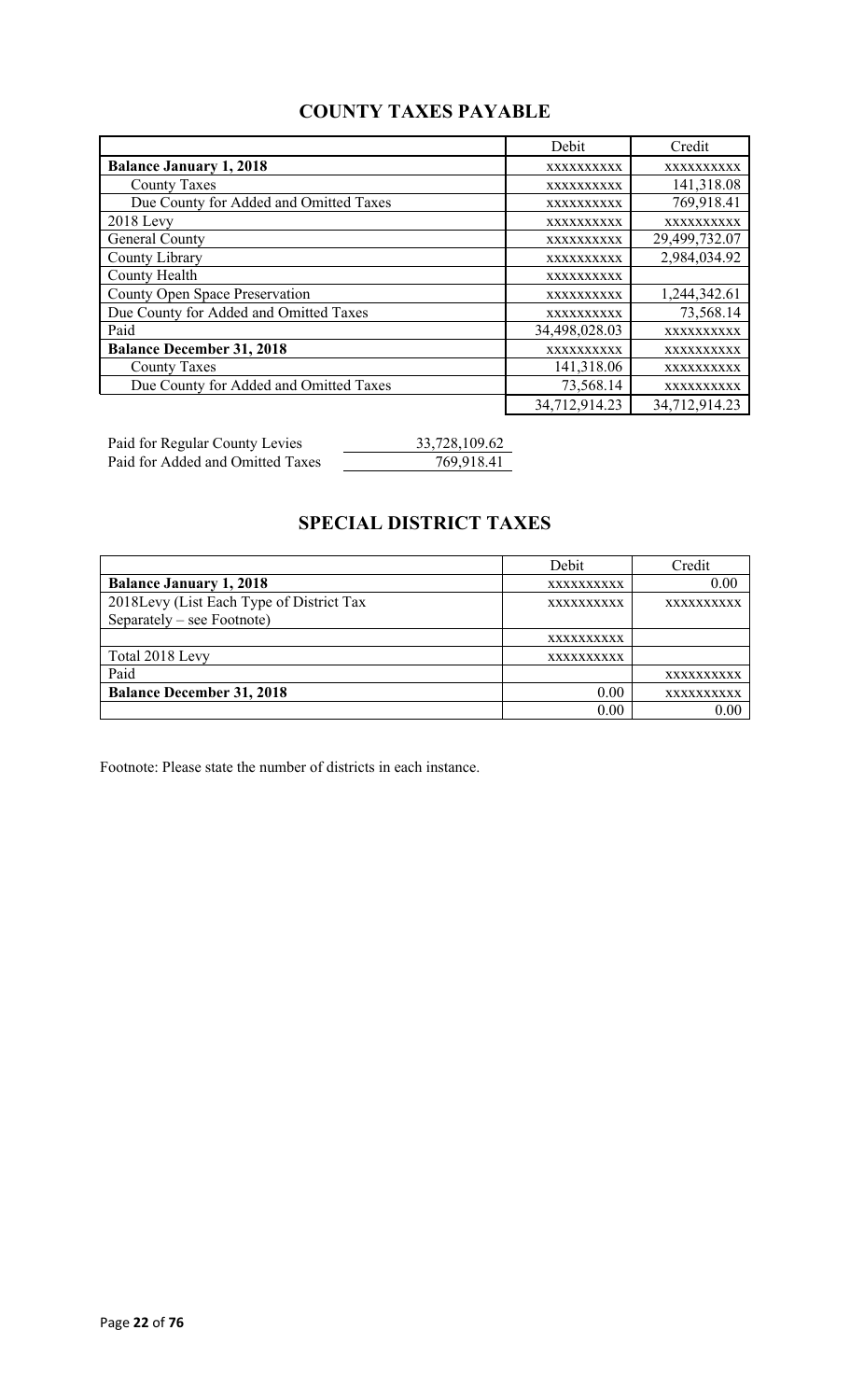## COUNTY TAXES PAYABLE

| | Debit | Credit |
|---|---|---|
| **Balance January 1, 2018** | xxxxxxxxxx | xxxxxxxxxx |
| County Taxes | xxxxxxxxxx | 141,318.08 |
| Due County for Added and Omitted Taxes | xxxxxxxxxx | 769,918.41 |
| 2018 Levy | xxxxxxxxxx | xxxxxxxxxx |
| General County | xxxxxxxxxx | 29,499,732.07 |
| County Library | xxxxxxxxxx | 2,984,034.92 |
| County Health | xxxxxxxxxx | |
| County Open Space Preservation | xxxxxxxxxx | 1,244,342.61 |
| Due County for Added and Omitted Taxes | xxxxxxxxxx | 73,568.14 |
| Paid | 34,498,028.03 | xxxxxxxxxx |
| **Balance December 31, 2018** | xxxxxxxxxx | xxxxxxxxxx |
| County Taxes | 141,318.06 | xxxxxxxxxx |
| Due County for Added and Omitted Taxes | 73,568.14 | xxxxxxxxxx |
| | 34,712,914.23 | 34,712,914.23 |

| | |
|---|---|
| Paid for Regular County Levies | 33,728,109.62 |
| Paid for Added and Omitted Taxes | 769,918.41 |

## SPECIAL DISTRICT TAXES

| | Debit | Credit |
|---|---|---|
| **Balance January 1, 2018** | xxxxxxxxxx | 0.00 |
| 2018Levy (List Each Type of District Tax Separately – see Footnote) | xxxxxxxxxx | xxxxxxxxxx |
| | xxxxxxxxxx | |
| Total 2018 Levy | xxxxxxxxxx | |
| Paid | | xxxxxxxxxx |
| **Balance December 31, 2018** | 0.00 | xxxxxxxxxx |
| | 0.00 | 0.00 |

Footnote: Please state the number of districts in each instance.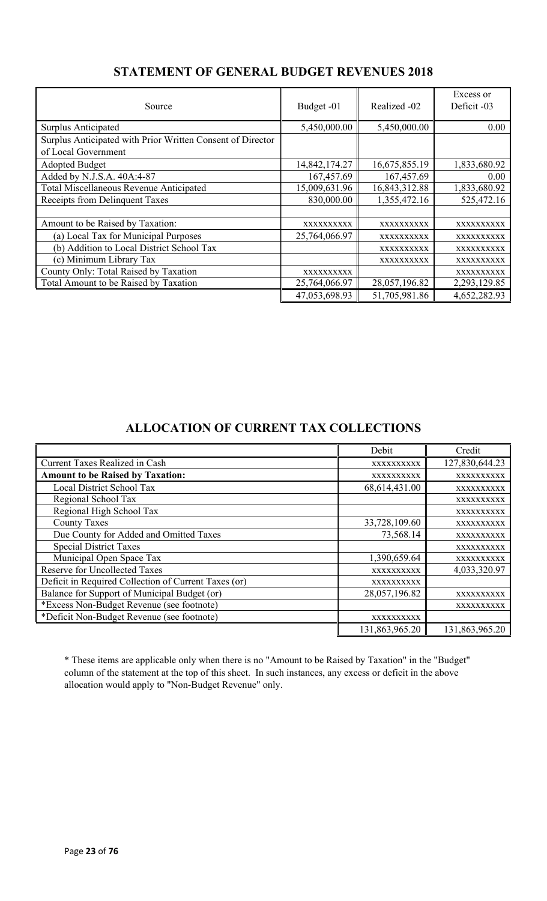## STATEMENT OF GENERAL BUDGET REVENUES 2018

| Source | Budget -01 | Realized -02 | Excess or Deficit -03 |
|---|---|---|---|
| Surplus Anticipated | 5,450,000.00 | 5,450,000.00 | 0.00 |
| Surplus Anticipated with Prior Written Consent of Director of Local Government | | | |
| Adopted Budget | 14,842,174.27 | 16,675,855.19 | 1,833,680.92 |
| Added by N.J.S.A. 40A:4-87 | 167,457.69 | 167,457.69 | 0.00 |
| Total Miscellaneous Revenue Anticipated | 15,009,631.96 | 16,843,312.88 | 1,833,680.92 |
| Receipts from Delinquent Taxes | 830,000.00 | 1,355,472.16 | 525,472.16 |
| | | | |
| Amount to be Raised by Taxation: | xxxxxxxxxx | xxxxxxxxxx | xxxxxxxxxx |
| (a) Local Tax for Municipal Purposes | 25,764,066.97 | xxxxxxxxxx | xxxxxxxxxx |
| (b) Addition to Local District School Tax | | xxxxxxxxxx | xxxxxxxxxx |
| (c) Minimum Library Tax | | xxxxxxxxxx | xxxxxxxxxx |
| County Only: Total Raised by Taxation | xxxxxxxxxx | | xxxxxxxxxx |
| Total Amount to be Raised by Taxation | 25,764,066.97 | 28,057,196.82 | 2,293,129.85 |
| | 47,053,698.93 | 51,705,981.86 | 4,652,282.93 |

## ALLOCATION OF CURRENT TAX COLLECTIONS

| | Debit | Credit |
|---|---|---|
| Current Taxes Realized in Cash | xxxxxxxxxx | 127,830,644.23 |
| **Amount to be Raised by Taxation:** | xxxxxxxxxx | xxxxxxxxxx |
| Local District School Tax | 68,614,431.00 | xxxxxxxxxx |
| Regional School Tax | | xxxxxxxxxx |
| Regional High School Tax | | xxxxxxxxxx |
| County Taxes | 33,728,109.60 | xxxxxxxxxx |
| Due County for Added and Omitted Taxes | 73,568.14 | xxxxxxxxxx |
| Special District Taxes | | xxxxxxxxxx |
| Municipal Open Space Tax | 1,390,659.64 | xxxxxxxxxx |
| Reserve for Uncollected Taxes | xxxxxxxxxx | 4,033,320.97 |
| Deficit in Required Collection of Current Taxes (or) | xxxxxxxxxx | |
| Balance for Support of Municipal Budget (or) | 28,057,196.82 | xxxxxxxxxx |
| *Excess Non-Budget Revenue (see footnote) | | xxxxxxxxxx |
| *Deficit Non-Budget Revenue (see footnote) | xxxxxxxxxx | |
| | 131,863,965.20 | 131,863,965.20 |

* These items are applicable only when there is no "Amount to be Raised by Taxation" in the "Budget" column of the statement at the top of this sheet. In such instances, any excess or deficit in the above allocation would apply to "Non-Budget Revenue" only.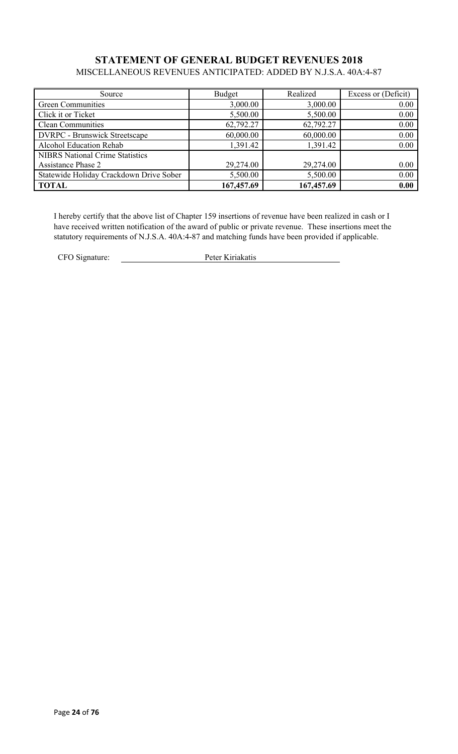## STATEMENT OF GENERAL BUDGET REVENUES 2018

MISCELLANEOUS REVENUES ANTICIPATED: ADDED BY N.J.S.A. 40A:4-87

| Source | Budget | Realized | Excess or (Deficit) |
|---|---|---|---|
| Green Communities | 3,000.00 | 3,000.00 | 0.00 |
| Click it or Ticket | 5,500.00 | 5,500.00 | 0.00 |
| Clean Communities | 62,792.27 | 62,792.27 | 0.00 |
| DVRPC - Brunswick Streetscape | 60,000.00 | 60,000.00 | 0.00 |
| Alcohol Education Rehab | 1,391.42 | 1,391.42 | 0.00 |
| NIBRS National Crime Statistics Assistance Phase 2 | 29,274.00 | 29,274.00 | 0.00 |
| Statewide Holiday Crackdown Drive Sober | 5,500.00 | 5,500.00 | 0.00 |
| **TOTAL** | **167,457.69** | **167,457.69** | **0.00** |

I hereby certify that the above list of Chapter 159 insertions of revenue have been realized in cash or I have received written notification of the award of public or private revenue. These insertions meet the statutory requirements of N.J.S.A. 40A:4-87 and matching funds have been provided if applicable.

CFO Signature: Peter Kiriakatis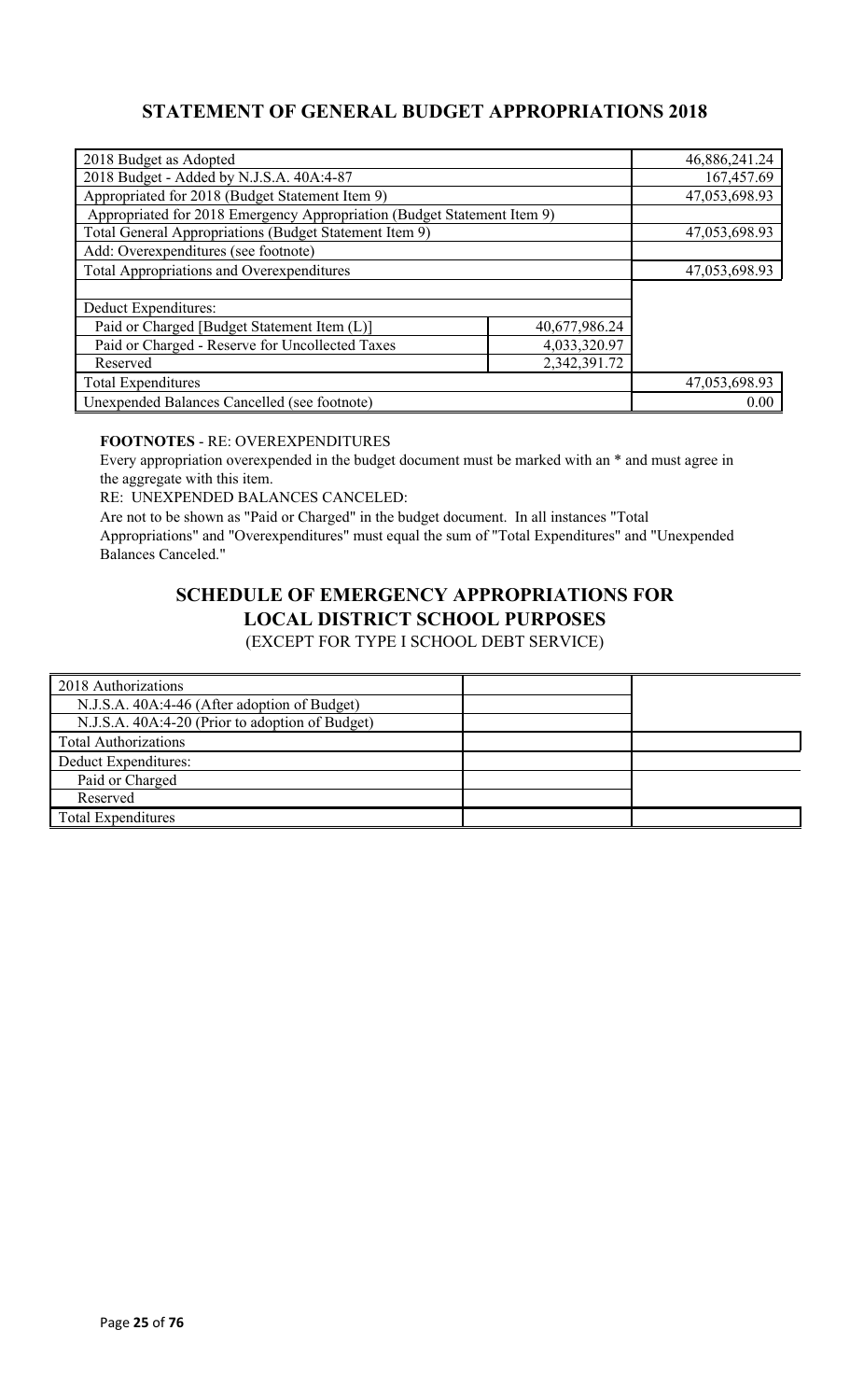## STATEMENT OF GENERAL BUDGET APPROPRIATIONS 2018

| | | |
|---|---|---|
| 2018 Budget as Adopted | | 46,886,241.24 |
| 2018 Budget - Added by N.J.S.A. 40A:4-87 | | 167,457.69 |
| Appropriated for 2018 (Budget Statement Item 9) | | 47,053,698.93 |
| Appropriated for 2018 Emergency Appropriation (Budget Statement Item 9) | | |
| Total General Appropriations (Budget Statement Item 9) | | 47,053,698.93 |
| Add: Overexpenditures (see footnote) | | |
| Total Appropriations and Overexpenditures | | 47,053,698.93 |
| | | |
| Deduct Expenditures: | | |
| Paid or Charged [Budget Statement Item (L)] | 40,677,986.24 | |
| Paid or Charged - Reserve for Uncollected Taxes | 4,033,320.97 | |
| Reserved | 2,342,391.72 | |
| Total Expenditures | | 47,053,698.93 |
| Unexpended Balances Cancelled (see footnote) | | 0.00 |

**FOOTNOTES** - RE: OVEREXPENDITURES

Every appropriation overexpended in the budget document must be marked with an * and must agree in the aggregate with this item.

RE: UNEXPENDED BALANCES CANCELED:

Are not to be shown as "Paid or Charged" in the budget document. In all instances "Total Appropriations" and "Overexpenditures" must equal the sum of "Total Expenditures" and "Unexpended Balances Canceled."

## SCHEDULE OF EMERGENCY APPROPRIATIONS FOR LOCAL DISTRICT SCHOOL PURPOSES

(EXCEPT FOR TYPE I SCHOOL DEBT SERVICE)

| | | |
|---|---|---|
| 2018 Authorizations | | |
| N.J.S.A. 40A:4-46 (After adoption of Budget) | | |
| N.J.S.A. 40A:4-20 (Prior to adoption of Budget) | | |
| Total Authorizations | | |
| Deduct Expenditures: | | |
| Paid or Charged | | |
| Reserved | | |
| Total Expenditures | | |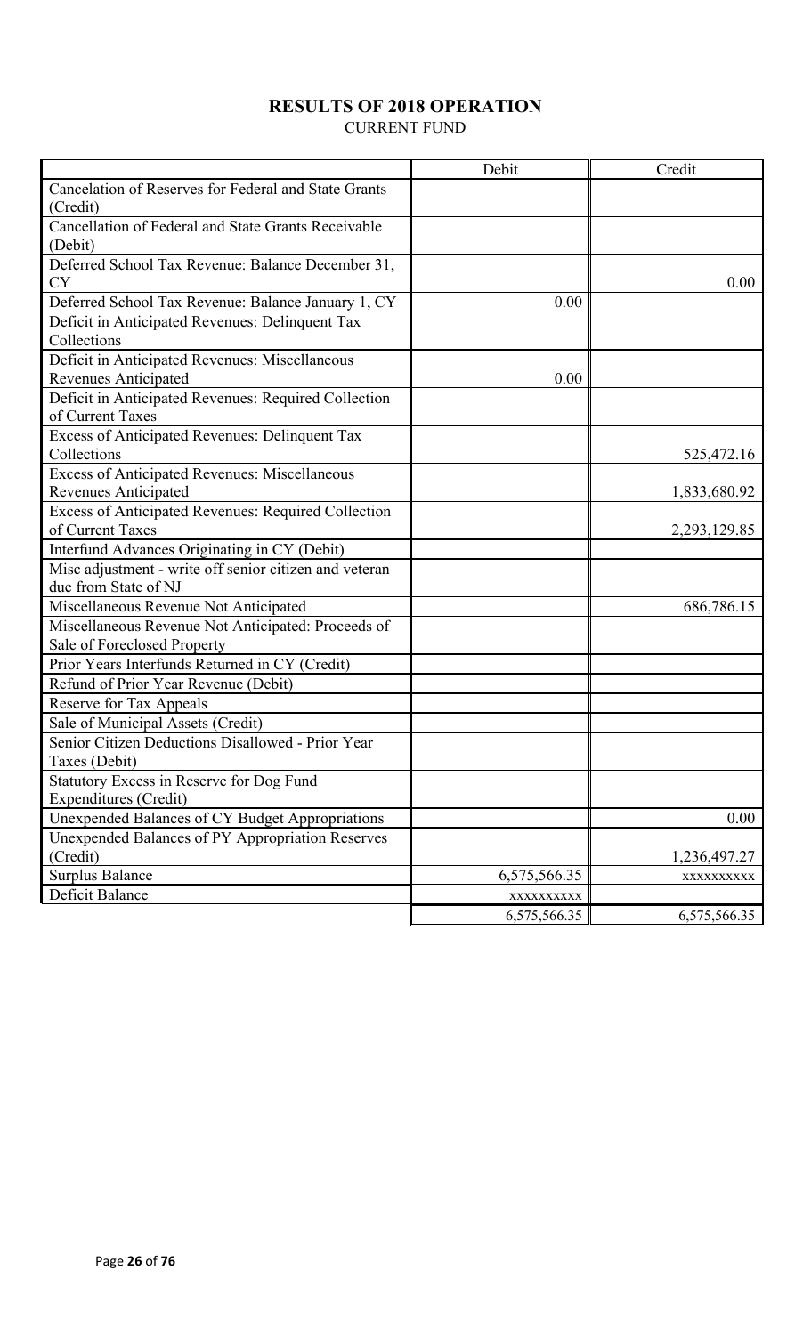# RESULTS OF 2018 OPERATION

CURRENT FUND

| | Debit | Credit |
|---|---|---|
| Cancelation of Reserves for Federal and State Grants (Credit) | | |
| Cancellation of Federal and State Grants Receivable (Debit) | | |
| Deferred School Tax Revenue: Balance December 31, CY | | 0.00 |
| Deferred School Tax Revenue: Balance January 1, CY | 0.00 | |
| Deficit in Anticipated Revenues: Delinquent Tax Collections | | |
| Deficit in Anticipated Revenues: Miscellaneous Revenues Anticipated | 0.00 | |
| Deficit in Anticipated Revenues: Required Collection of Current Taxes | | |
| Excess of Anticipated Revenues: Delinquent Tax Collections | | 525,472.16 |
| Excess of Anticipated Revenues: Miscellaneous Revenues Anticipated | | 1,833,680.92 |
| Excess of Anticipated Revenues: Required Collection of Current Taxes | | 2,293,129.85 |
| Interfund Advances Originating in CY (Debit) | | |
| Misc adjustment - write off senior citizen and veteran due from State of NJ | | |
| Miscellaneous Revenue Not Anticipated | | 686,786.15 |
| Miscellaneous Revenue Not Anticipated: Proceeds of Sale of Foreclosed Property | | |
| Prior Years Interfunds Returned in CY (Credit) | | |
| Refund of Prior Year Revenue (Debit) | | |
| Reserve for Tax Appeals | | |
| Sale of Municipal Assets (Credit) | | |
| Senior Citizen Deductions Disallowed - Prior Year Taxes (Debit) | | |
| Statutory Excess in Reserve for Dog Fund Expenditures (Credit) | | |
| Unexpended Balances of CY Budget Appropriations | | 0.00 |
| Unexpended Balances of PY Appropriation Reserves (Credit) | | 1,236,497.27 |
| Surplus Balance | 6,575,566.35 | xxxxxxxxxx |
| Deficit Balance | xxxxxxxxxx | |
| | 6,575,566.35 | 6,575,566.35 |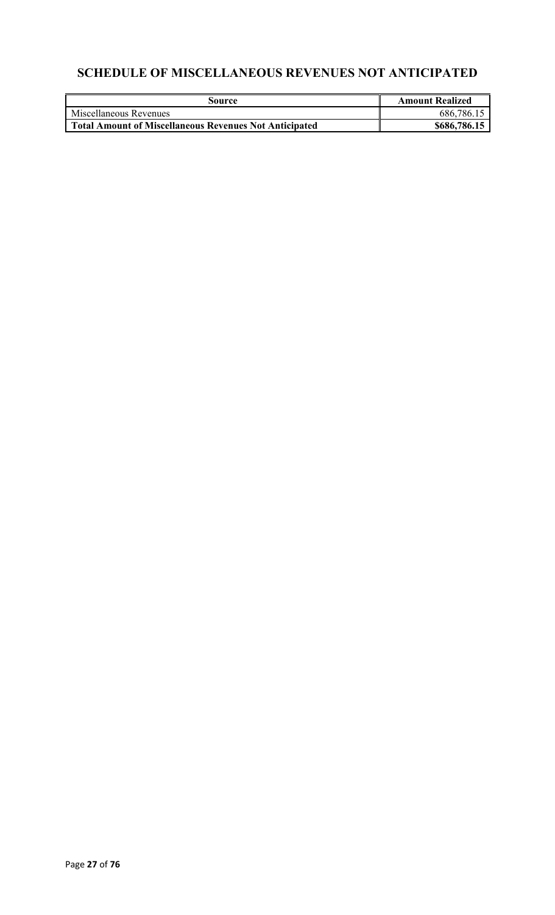## SCHEDULE OF MISCELLANEOUS REVENUES NOT ANTICIPATED

| Source | Amount Realized |
|---|---|
| Miscellaneous Revenues | 686,786.15 |
| **Total Amount of Miscellaneous Revenues Not Anticipated** | **$686,786.15** |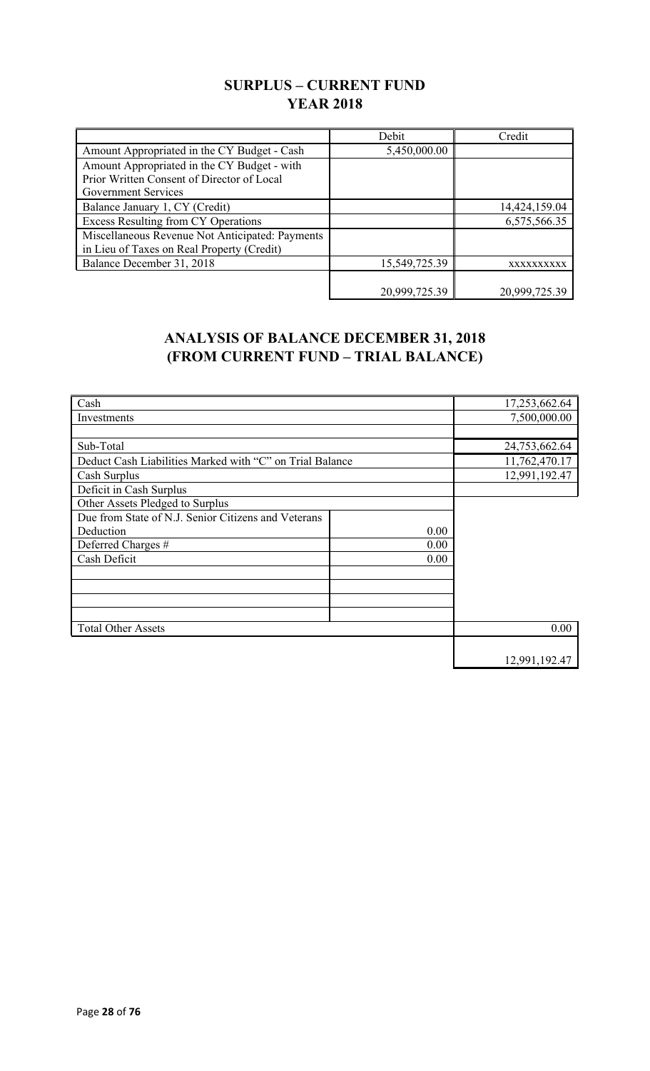## SURPLUS – CURRENT FUND
## YEAR 2018

| | Debit | Credit |
|---|---|---|
| Amount Appropriated in the CY Budget - Cash | 5,450,000.00 | |
| Amount Appropriated in the CY Budget - with Prior Written Consent of Director of Local Government Services | | |
| Balance January 1, CY (Credit) | | 14,424,159.04 |
| Excess Resulting from CY Operations | | 6,575,566.35 |
| Miscellaneous Revenue Not Anticipated: Payments in Lieu of Taxes on Real Property (Credit) | | |
| Balance December 31, 2018 | 15,549,725.39 | xxxxxxxxxx |
| | 20,999,725.39 | 20,999,725.39 |

## ANALYSIS OF BALANCE DECEMBER 31, 2018
## (FROM CURRENT FUND – TRIAL BALANCE)

| | | |
|---|---|---|
| Cash | | 17,253,662.64 |
| Investments | | 7,500,000.00 |
| | | |
| Sub-Total | | 24,753,662.64 |
| Deduct Cash Liabilities Marked with "C" on Trial Balance | | 11,762,470.17 |
| Cash Surplus | | 12,991,192.47 |
| Deficit in Cash Surplus | | |
| Other Assets Pledged to Surplus | | |
| Due from State of N.J. Senior Citizens and Veterans Deduction | 0.00 | |
| Deferred Charges # | 0.00 | |
| Cash Deficit | 0.00 | |
| | | |
| | | |
| | | |
| | | |
| Total Other Assets | | 0.00 |
| | | 12,991,192.47 |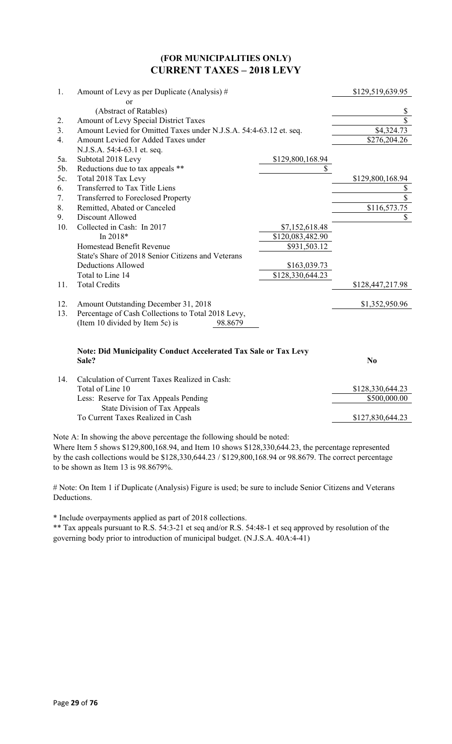**(FOR MUNICIPALITIES ONLY)**

## CURRENT TAXES – 2018 LEVY

| | | | |
|---|---|---|---|
| 1. | Amount of Levy as per Duplicate (Analysis) # | | $129,519,639.95 |
| | or | | |
| | (Abstract of Ratables) | | $ |
| 2. | Amount of Levy Special District Taxes | | $ |
| 3. | Amount Levied for Omitted Taxes under N.J.S.A. 54:4-63.12 et. seq. | | $4,324.73 |
| 4. | Amount Levied for Added Taxes under N.J.S.A. 54:4-63.1 et. seq. | | $276,204.26 |
| 5a. | Subtotal 2018 Levy | $129,800,168.94 | |
| 5b. | Reductions due to tax appeals ** | $ | |
| 5c. | Total 2018 Tax Levy | | $129,800,168.94 |
| 6. | Transferred to Tax Title Liens | | $ |
| 7. | Transferred to Foreclosed Property | | $ |
| 8. | Remitted, Abated or Canceled | | $116,573.75 |
| 9. | Discount Allowed | | $ |
| 10. | Collected in Cash: In 2017 | $7,152,618.48 | |
| | In 2018* | $120,083,482.90 | |
| | Homestead Benefit Revenue | $931,503.12 | |
| | State's Share of 2018 Senior Citizens and Veterans Deductions Allowed | $163,039.73 | |
| | Total to Line 14 | $128,330,644.23 | |
| 11. | Total Credits | | $128,447,217.98 |
| 12. | Amount Outstanding December 31, 2018 | | $1,352,950.96 |
| 13. | Percentage of Cash Collections to Total 2018 Levy, (Item 10 divided by Item 5c) is 98.8679 | | |

**Note: Did Municipality Conduct Accelerated Tax Sale or Tax Levy Sale?** **No**

| | | |
|---|---|---|
| 14. | Calculation of Current Taxes Realized in Cash: | |
| | Total of Line 10 | $128,330,644.23 |
| | Less: Reserve for Tax Appeals Pending State Division of Tax Appeals | $500,000.00 |
| | To Current Taxes Realized in Cash | $127,830,644.23 |

Note A: In showing the above percentage the following should be noted:
Where Item 5 shows $129,800,168.94, and Item 10 shows $128,330,644.23, the percentage represented by the cash collections would be $128,330,644.23 / $129,800,168.94 or 98.8679. The correct percentage to be shown as Item 13 is 98.8679%.

# Note: On Item 1 if Duplicate (Analysis) Figure is used; be sure to include Senior Citizens and Veterans Deductions.

* Include overpayments applied as part of 2018 collections.

** Tax appeals pursuant to R.S. 54:3-21 et seq and/or R.S. 54:48-1 et seq approved by resolution of the governing body prior to introduction of municipal budget. (N.J.S.A. 40A:4-41)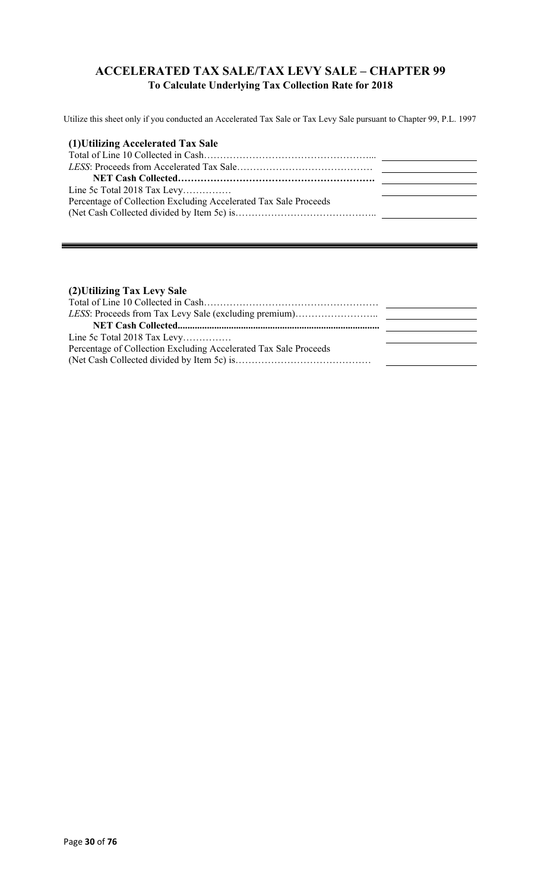## ACCELERATED TAX SALE/TAX LEVY SALE – CHAPTER 99

**To Calculate Underlying Tax Collection Rate for 2018**

Utilize this sheet only if you conducted an Accelerated Tax Sale or Tax Levy Sale pursuant to Chapter 99, P.L. 1997

### (1)Utilizing Accelerated Tax Sale

| | |
|---|---|
| Total of Line 10 Collected in Cash……………………………………………... | |
| *LESS*: Proceeds from Accelerated Tax Sale…………………………………… | |
| **NET Cash Collected……………………………………………………** | |
| Line 5c Total 2018 Tax Levy…………… | |
| Percentage of Collection Excluding Accelerated Tax Sale Proceeds (Net Cash Collected divided by Item 5c) is…………………………………….. | |

---

### (2)Utilizing Tax Levy Sale

| | |
|---|---|
| Total of Line 10 Collected in Cash……………………………………………… | |
| *LESS*: Proceeds from Tax Levy Sale (excluding premium)…………………….. | |
| **NET Cash Collected..................................................................................** | |
| Line 5c Total 2018 Tax Levy…………… | |
| Percentage of Collection Excluding Accelerated Tax Sale Proceeds (Net Cash Collected divided by Item 5c) is…………………………………… | |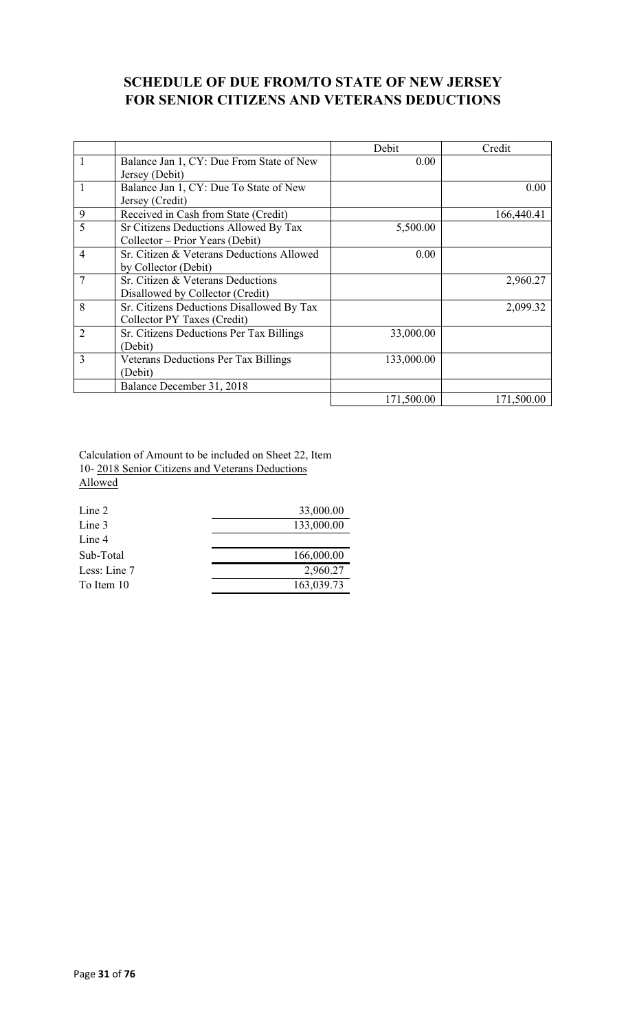## SCHEDULE OF DUE FROM/TO STATE OF NEW JERSEY FOR SENIOR CITIZENS AND VETERANS DEDUCTIONS

| | | Debit | Credit |
|---|---|---|---|
| 1 | Balance Jan 1, CY: Due From State of New Jersey (Debit) | 0.00 | |
| 1 | Balance Jan 1, CY: Due To State of New Jersey (Credit) | | 0.00 |
| 9 | Received in Cash from State (Credit) | | 166,440.41 |
| 5 | Sr Citizens Deductions Allowed By Tax Collector – Prior Years (Debit) | 5,500.00 | |
| 4 | Sr. Citizen & Veterans Deductions Allowed by Collector (Debit) | 0.00 | |
| 7 | Sr. Citizen & Veterans Deductions Disallowed by Collector (Credit) | | 2,960.27 |
| 8 | Sr. Citizens Deductions Disallowed By Tax Collector PY Taxes (Credit) | | 2,099.32 |
| 2 | Sr. Citizens Deductions Per Tax Billings (Debit) | 33,000.00 | |
| 3 | Veterans Deductions Per Tax Billings (Debit) | 133,000.00 | |
| | Balance December 31, 2018 | | |
| | | 171,500.00 | 171,500.00 |

Calculation of Amount to be included on Sheet 22, Item 10- 2018 Senior Citizens and Veterans Deductions Allowed

| | |
|---|---|
| Line 2 | 33,000.00 |
| Line 3 | 133,000.00 |
| Line 4 | |
| Sub-Total | 166,000.00 |
| Less: Line 7 | 2,960.27 |
| To Item 10 | 163,039.73 |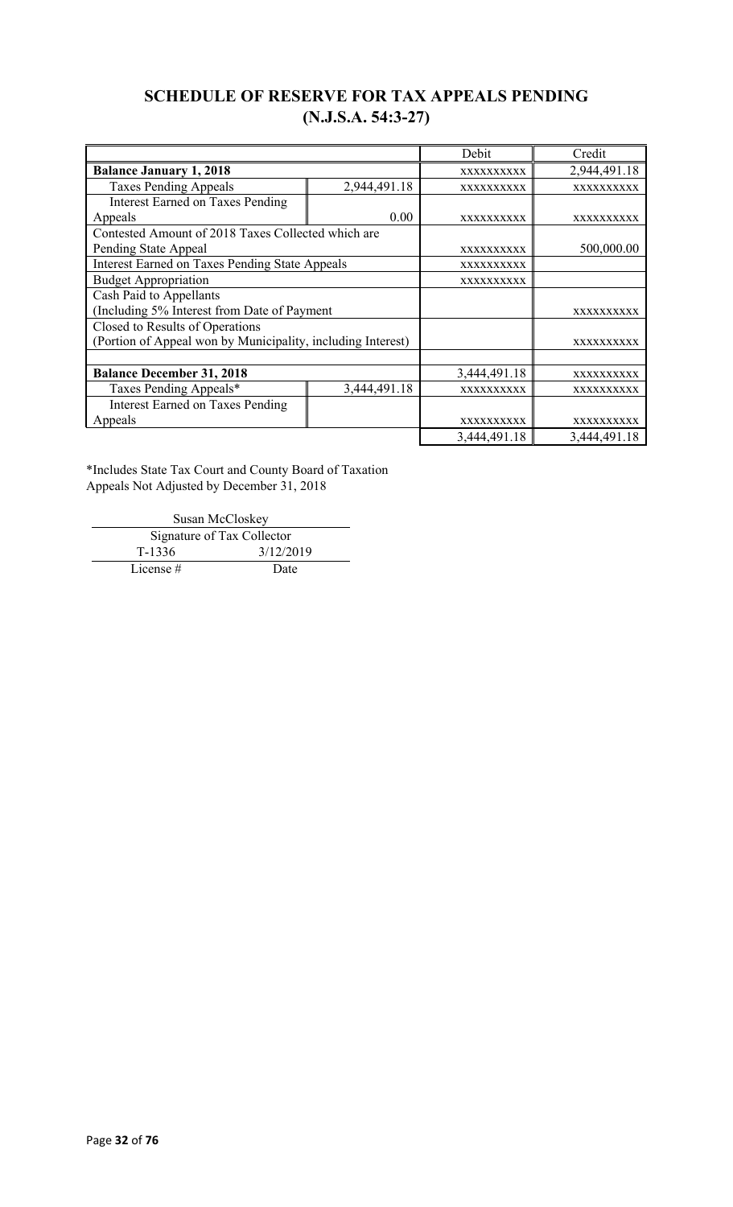## SCHEDULE OF RESERVE FOR TAX APPEALS PENDING (N.J.S.A. 54:3-27)

| | | Debit | Credit |
|---|---|---|---|
| **Balance January 1, 2018** | | XXXXXXXXXX | 2,944,491.18 |
| Taxes Pending Appeals | 2,944,491.18 | XXXXXXXXXX | XXXXXXXXXX |
| Interest Earned on Taxes Pending Appeals | 0.00 | XXXXXXXXXX | XXXXXXXXXX |
| Contested Amount of 2018 Taxes Collected which are Pending State Appeal | | XXXXXXXXXX | 500,000.00 |
| Interest Earned on Taxes Pending State Appeals | | XXXXXXXXXX | |
| Budget Appropriation | | XXXXXXXXXX | |
| Cash Paid to Appellants (Including 5% Interest from Date of Payment | | | XXXXXXXXXX |
| Closed to Results of Operations (Portion of Appeal won by Municipality, including Interest) | | | XXXXXXXXXX |
| | | | |
| **Balance December 31, 2018** | | 3,444,491.18 | XXXXXXXXXX |
| Taxes Pending Appeals* | 3,444,491.18 | XXXXXXXXXX | XXXXXXXXXX |
| Interest Earned on Taxes Pending Appeals | | XXXXXXXXXX | XXXXXXXXXX |
| | | 3,444,491.18 | 3,444,491.18 |

*Includes State Tax Court and County Board of Taxation Appeals Not Adjusted by December 31, 2018

Susan McCloskey
Signature of Tax Collector

T-1336 — 3/12/2019
License # — Date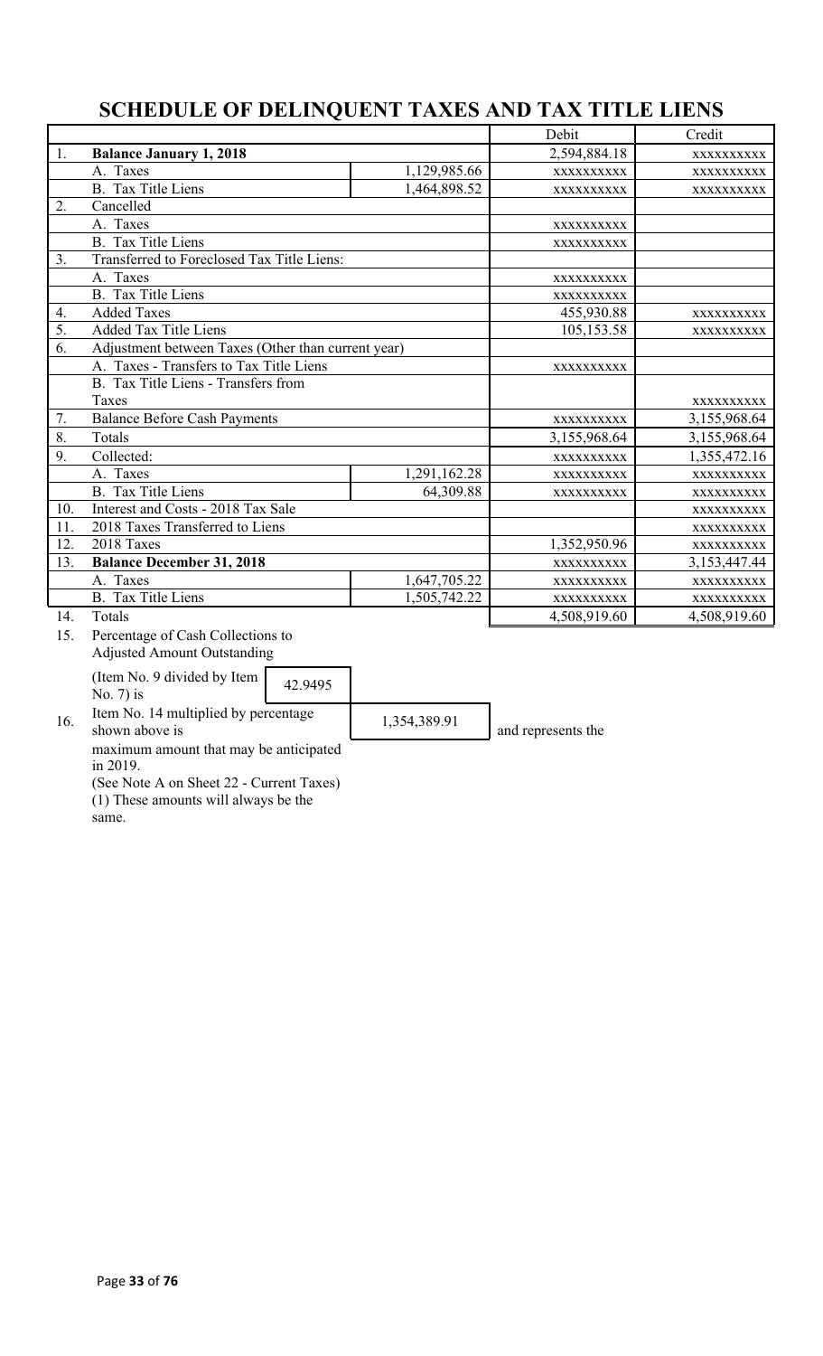# SCHEDULE OF DELINQUENT TAXES AND TAX TITLE LIENS

| | | | Debit | Credit |
|---|---|---|---|---|
| 1. | **Balance January 1, 2018** | | 2,594,884.18 | XXXXXXXXXX |
| | A. Taxes | 1,129,985.66 | XXXXXXXXXX | XXXXXXXXXX |
| | B. Tax Title Liens | 1,464,898.52 | XXXXXXXXXX | XXXXXXXXXX |
| 2. | Cancelled | | | |
| | A. Taxes | | XXXXXXXXXX | |
| | B. Tax Title Liens | | XXXXXXXXXX | |
| 3. | Transferred to Foreclosed Tax Title Liens: | | | |
| | A. Taxes | | XXXXXXXXXX | |
| | B. Tax Title Liens | | XXXXXXXXXX | |
| 4. | Added Taxes | | 455,930.88 | XXXXXXXXXX |
| 5. | Added Tax Title Liens | | 105,153.58 | XXXXXXXXXX |
| 6. | Adjustment between Taxes (Other than current year) | | | |
| | A. Taxes - Transfers to Tax Title Liens | | XXXXXXXXXX | |
| | B. Tax Title Liens - Transfers from Taxes | | | XXXXXXXXXX |
| 7. | Balance Before Cash Payments | | XXXXXXXXXX | 3,155,968.64 |
| 8. | Totals | | 3,155,968.64 | 3,155,968.64 |
| 9. | Collected: | | XXXXXXXXXX | 1,355,472.16 |
| | A. Taxes | 1,291,162.28 | XXXXXXXXXX | XXXXXXXXXX |
| | B. Tax Title Liens | 64,309.88 | XXXXXXXXXX | XXXXXXXXXX |
| 10. | Interest and Costs - 2018 Tax Sale | | | XXXXXXXXXX |
| 11. | 2018 Taxes Transferred to Liens | | | XXXXXXXXXX |
| 12. | 2018 Taxes | | 1,352,950.96 | XXXXXXXXXX |
| 13. | **Balance December 31, 2018** | | XXXXXXXXXX | 3,153,447.44 |
| | A. Taxes | 1,647,705.22 | XXXXXXXXXX | XXXXXXXXXX |
| | B. Tax Title Liens | 1,505,742.22 | XXXXXXXXXX | XXXXXXXXXX |
| 14. | Totals | | 4,508,919.60 | 4,508,919.60 |

15. Percentage of Cash Collections to Adjusted Amount Outstanding

(Item No. 9 divided by Item No. 7) is 42.9495

16. Item No. 14 multiplied by percentage shown above is 1,354,389.91 and represents the maximum amount that may be anticipated in 2019.

(See Note A on Sheet 22 - Current Taxes)

(1) These amounts will always be the same.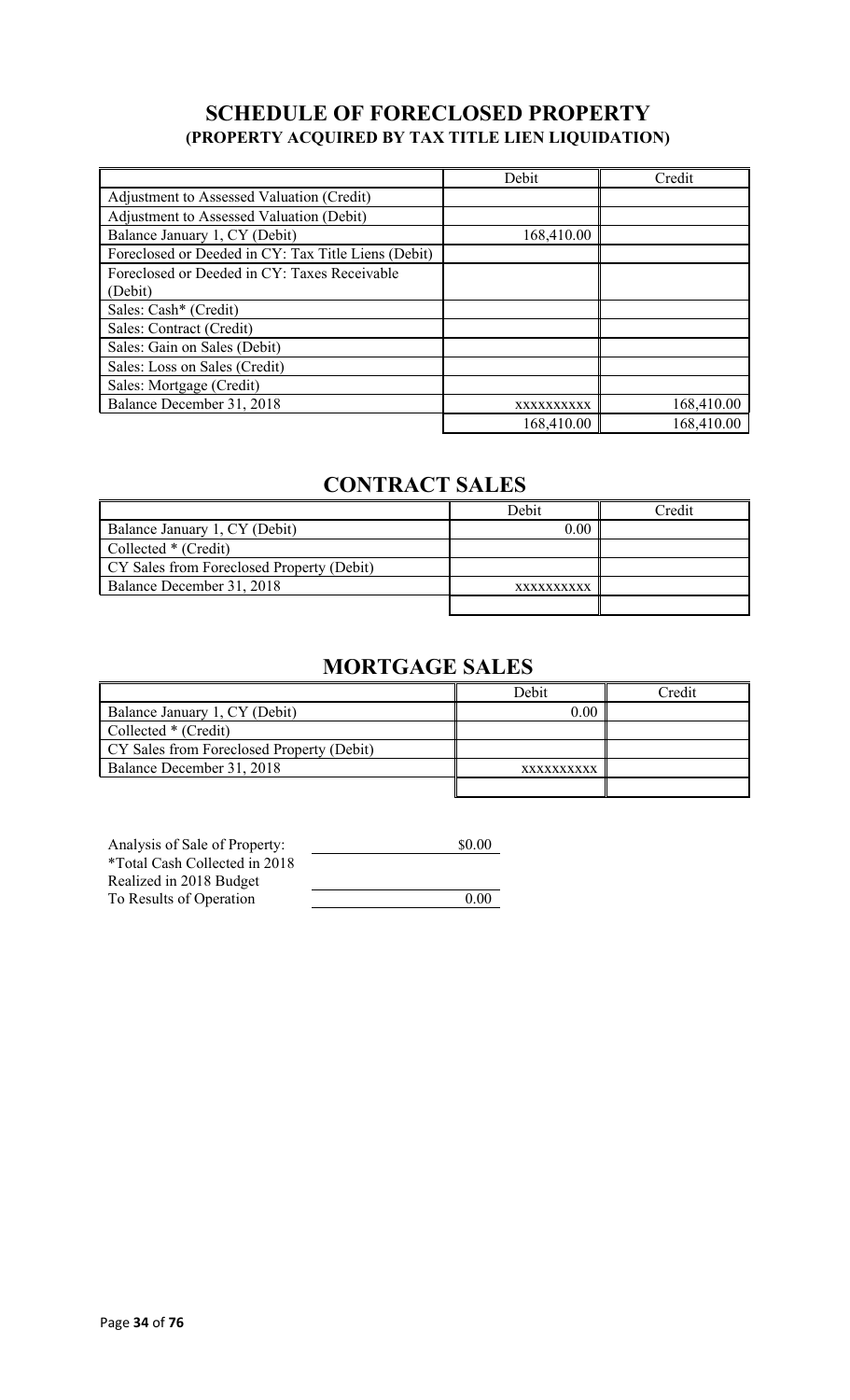## SCHEDULE OF FORECLOSED PROPERTY
### (PROPERTY ACQUIRED BY TAX TITLE LIEN LIQUIDATION)

| | Debit | Credit |
|---|---|---|
| Adjustment to Assessed Valuation (Credit) | | |
| Adjustment to Assessed Valuation (Debit) | | |
| Balance January 1, CY (Debit) | 168,410.00 | |
| Foreclosed or Deeded in CY: Tax Title Liens (Debit) | | |
| Foreclosed or Deeded in CY: Taxes Receivable (Debit) | | |
| Sales: Cash* (Credit) | | |
| Sales: Contract (Credit) | | |
| Sales: Gain on Sales (Debit) | | |
| Sales: Loss on Sales (Credit) | | |
| Sales: Mortgage (Credit) | | |
| Balance December 31, 2018 | xxxxxxxxxx | 168,410.00 |
| | 168,410.00 | 168,410.00 |

## CONTRACT SALES

| | Debit | Credit |
|---|---|---|
| Balance January 1, CY (Debit) | 0.00 | |
| Collected * (Credit) | | |
| CY Sales from Foreclosed Property (Debit) | | |
| Balance December 31, 2018 | xxxxxxxxxx | |
| | | |

## MORTGAGE SALES

| | Debit | Credit |
|---|---|---|
| Balance January 1, CY (Debit) | 0.00 | |
| Collected * (Credit) | | |
| CY Sales from Foreclosed Property (Debit) | | |
| Balance December 31, 2018 | xxxxxxxxxx | |
| | | |

| Analysis of Sale of Property: | $0.00 |
|---|---|
| *Total Cash Collected in 2018 | |
| Realized in 2018 Budget | |
| To Results of Operation | 0.00 |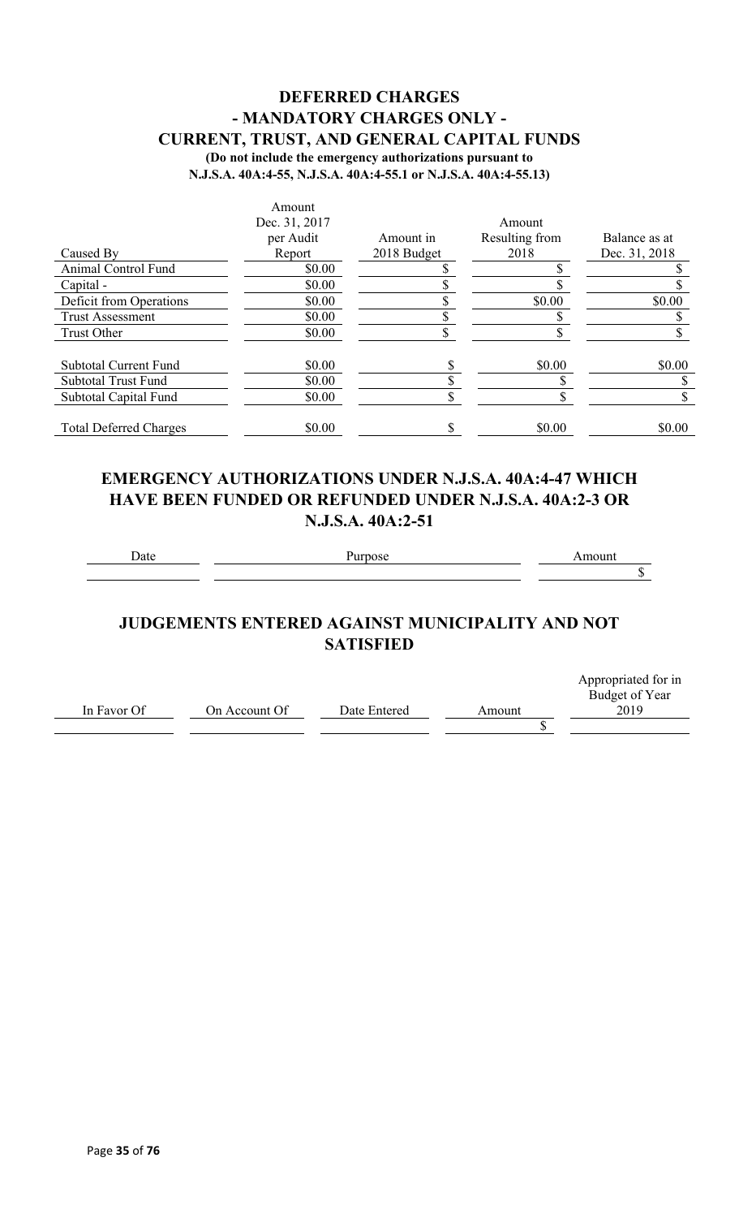## DEFERRED CHARGES
## - MANDATORY CHARGES ONLY -
## CURRENT, TRUST, AND GENERAL CAPITAL FUNDS

**(Do not include the emergency authorizations pursuant to N.J.S.A. 40A:4-55, N.J.S.A. 40A:4-55.1 or N.J.S.A. 40A:4-55.13)**

| Caused By | Amount Dec. 31, 2017 per Audit Report | Amount in 2018 Budget | Amount Resulting from 2018 | Balance as at Dec. 31, 2018 |
|---|---|---|---|---|
| Animal Control Fund | $0.00 | $ | $ | $ |
| Capital - | $0.00 | $ | $ | $ |
| Deficit from Operations | $0.00 | $ | $0.00 | $0.00 |
| Trust Assessment | $0.00 | $ | $ | $ |
| Trust Other | $0.00 | $ | $ | $ |
| Subtotal Current Fund | $0.00 | $ | $0.00 | $0.00 |
| Subtotal Trust Fund | $0.00 | $ | $ | $ |
| Subtotal Capital Fund | $0.00 | $ | $ | $ |
| Total Deferred Charges | $0.00 | $ | $0.00 | $0.00 |

## EMERGENCY AUTHORIZATIONS UNDER N.J.S.A. 40A:4-47 WHICH HAVE BEEN FUNDED OR REFUNDED UNDER N.J.S.A. 40A:2-3 OR N.J.S.A. 40A:2-51

| Date | Purpose | Amount |
|---|---|---|
| | | $ |

## JUDGEMENTS ENTERED AGAINST MUNICIPALITY AND NOT SATISFIED

| In Favor Of | On Account Of | Date Entered | Amount | Appropriated for in Budget of Year 2019 |
|---|---|---|---|---|
| | | | $ | |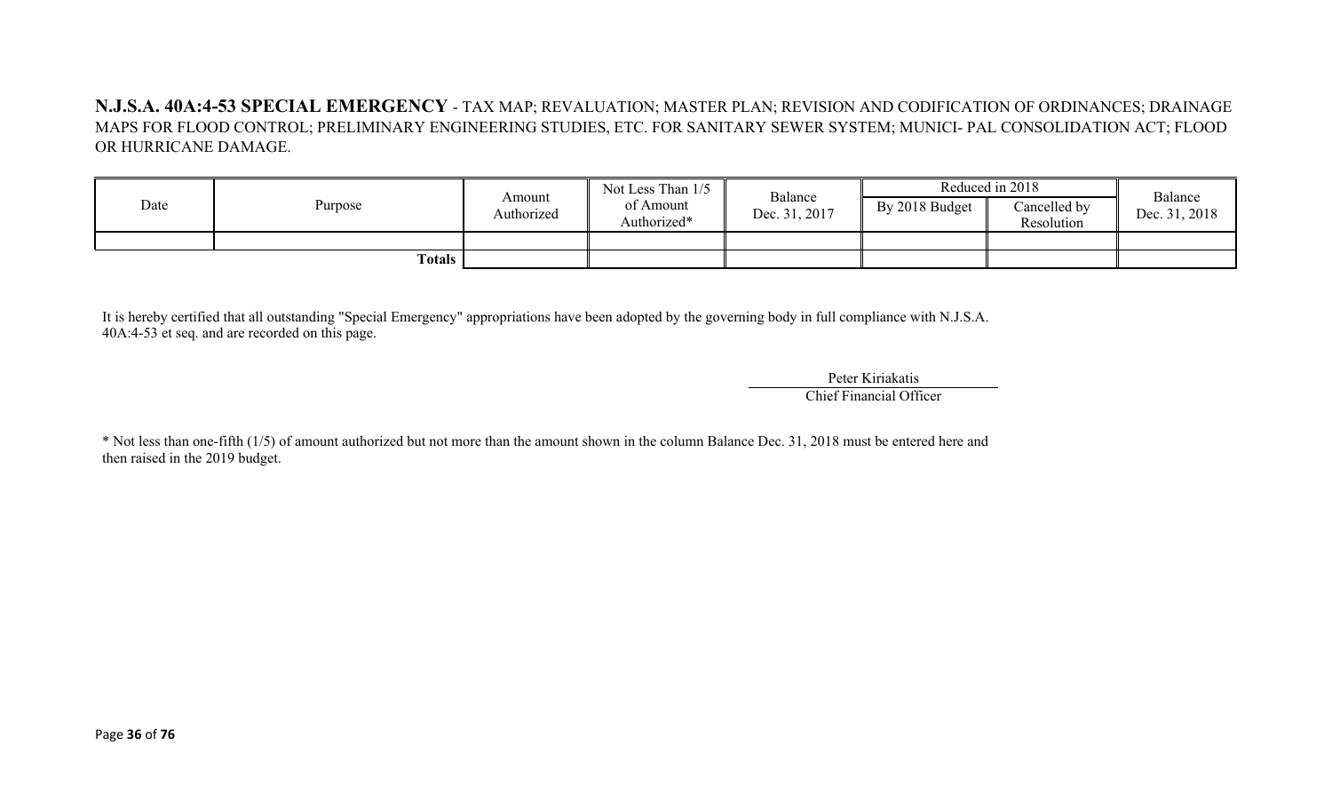**N.J.S.A. 40A:4-53 SPECIAL EMERGENCY** - TAX MAP; REVALUATION; MASTER PLAN; REVISION AND CODIFICATION OF ORDINANCES; DRAINAGE MAPS FOR FLOOD CONTROL; PRELIMINARY ENGINEERING STUDIES, ETC. FOR SANITARY SEWER SYSTEM; MUNICI- PAL CONSOLIDATION ACT; FLOOD OR HURRICANE DAMAGE.

| Date | Purpose | Amount Authorized | Not Less Than 1/5 of Amount Authorized* | Balance Dec. 31, 2017 | Reduced in 2018 | | Balance Dec. 31, 2018 |
|---|---|---|---|---|---|---|---|
| | | | | | By 2018 Budget | Cancelled by Resolution | |
| | | | | | | | |
| | **Totals** | | | | | | |

It is hereby certified that all outstanding "Special Emergency" appropriations have been adopted by the governing body in full compliance with N.J.S.A. 40A:4-53 et seq. and are recorded on this page.

Peter Kiriakatis
Chief Financial Officer

* Not less than one-fifth (1/5) of amount authorized but not more than the amount shown in the column Balance Dec. 31, 2018 must be entered here and then raised in the 2019 budget.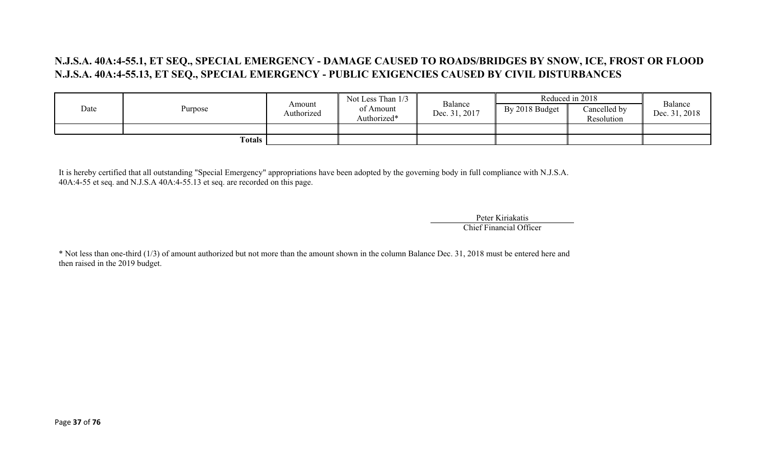## N.J.S.A. 40A:4-55.1, ET SEQ., SPECIAL EMERGENCY - DAMAGE CAUSED TO ROADS/BRIDGES BY SNOW, ICE, FROST OR FLOOD
## N.J.S.A. 40A:4-55.13, ET SEQ., SPECIAL EMERGENCY - PUBLIC EXIGENCIES CAUSED BY CIVIL DISTURBANCES

| Date | Purpose | Amount Authorized | Not Less Than 1/3 of Amount Authorized* | Balance Dec. 31, 2017 | Reduced in 2018 | | Balance Dec. 31, 2018 |
|---|---|---|---|---|---|---|---|
| | | | | | By 2018 Budget | Cancelled by Resolution | |
| | | | | | | | |
| | **Totals** | | | | | | |

It is hereby certified that all outstanding "Special Emergency" appropriations have been adopted by the governing body in full compliance with N.J.S.A. 40A:4-55 et seq. and N.J.S.A 40A:4-55.13 et seq. are recorded on this page.

Peter Kiriakatis
Chief Financial Officer

* Not less than one-third (1/3) of amount authorized but not more than the amount shown in the column Balance Dec. 31, 2018 must be entered here and then raised in the 2019 budget.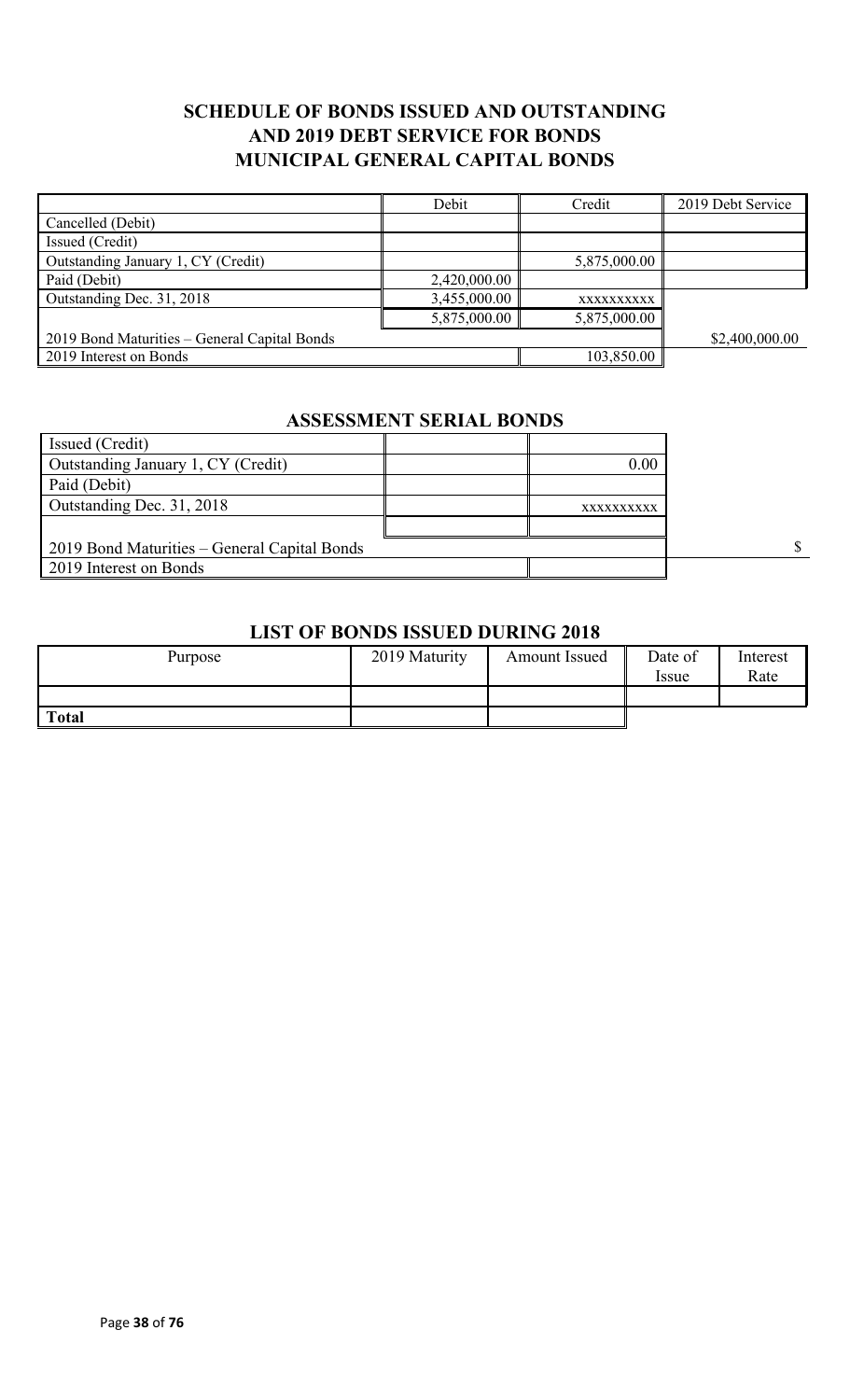# SCHEDULE OF BONDS ISSUED AND OUTSTANDING AND 2019 DEBT SERVICE FOR BONDS MUNICIPAL GENERAL CAPITAL BONDS

| | Debit | Credit | 2019 Debt Service |
|---|---|---|---|
| Cancelled (Debit) | | | |
| Issued (Credit) | | | |
| Outstanding January 1, CY (Credit) | | 5,875,000.00 | |
| Paid (Debit) | 2,420,000.00 | | |
| Outstanding Dec. 31, 2018 | 3,455,000.00 | xxxxxxxxxx | |
| | 5,875,000.00 | 5,875,000.00 | |
| 2019 Bond Maturities – General Capital Bonds | | | $2,400,000.00 |
| 2019 Interest on Bonds | | 103,850.00 | |

## ASSESSMENT SERIAL BONDS

| | | | |
|---|---|---|---|
| Issued (Credit) | | | |
| Outstanding January 1, CY (Credit) | | 0.00 | |
| Paid (Debit) | | | |
| Outstanding Dec. 31, 2018 | | xxxxxxxxxx | |
| | | | |
| 2019 Bond Maturities – General Capital Bonds | | | $ |
| 2019 Interest on Bonds | | | |

## LIST OF BONDS ISSUED DURING 2018

| Purpose | 2019 Maturity | Amount Issued | Date of Issue | Interest Rate |
|---|---|---|---|---|
| | | | | |
| **Total** | | | | |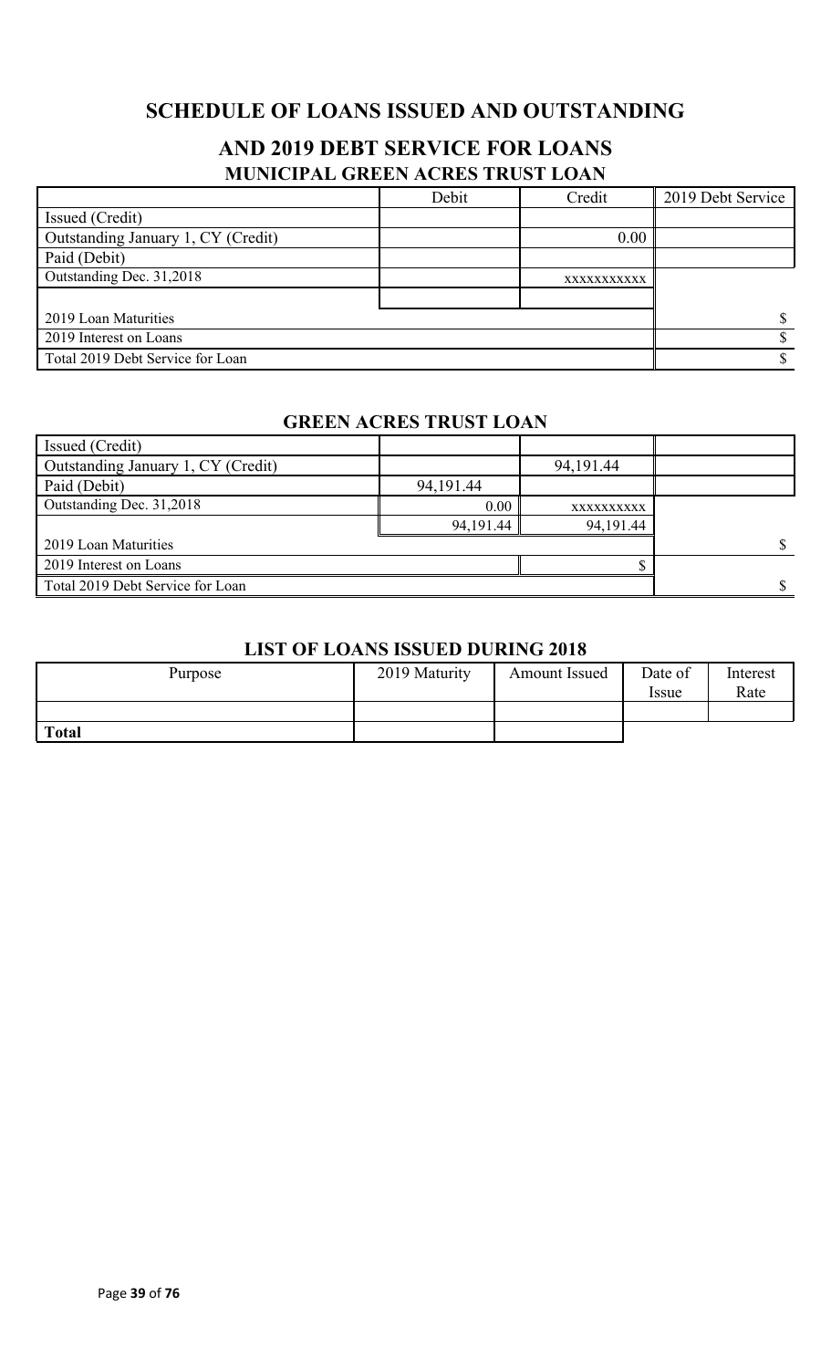## SCHEDULE OF LOANS ISSUED AND OUTSTANDING

## AND 2019 DEBT SERVICE FOR LOANS

### MUNICIPAL GREEN ACRES TRUST LOAN

| | Debit | Credit | 2019 Debt Service |
|---|---|---|---|
| Issued (Credit) | | | |
| Outstanding January 1, CY (Credit) | | 0.00 | |
| Paid (Debit) | | | |
| Outstanding Dec. 31,2018 | | xxxxxxxxxxx | |
| | | | |
| 2019 Loan Maturities | | | $ |
| 2019 Interest on Loans | | | $ |
| Total 2019 Debt Service for Loan | | | $ |

### GREEN ACRES TRUST LOAN

| | Debit | Credit | 2019 Debt Service |
|---|---|---|---|
| Issued (Credit) | | | |
| Outstanding January 1, CY (Credit) | | 94,191.44 | |
| Paid (Debit) | 94,191.44 | | |
| Outstanding Dec. 31,2018 | 0.00 | xxxxxxxxxx | |
| | 94,191.44 | 94,191.44 | |
| 2019 Loan Maturities | | | $ |
| 2019 Interest on Loans | | $ | |
| Total 2019 Debt Service for Loan | | | $ |

### LIST OF LOANS ISSUED DURING 2018

| Purpose | 2019 Maturity | Amount Issued | Date of Issue | Interest Rate |
|---|---|---|---|---|
| | | | | |
| **Total** | | | | |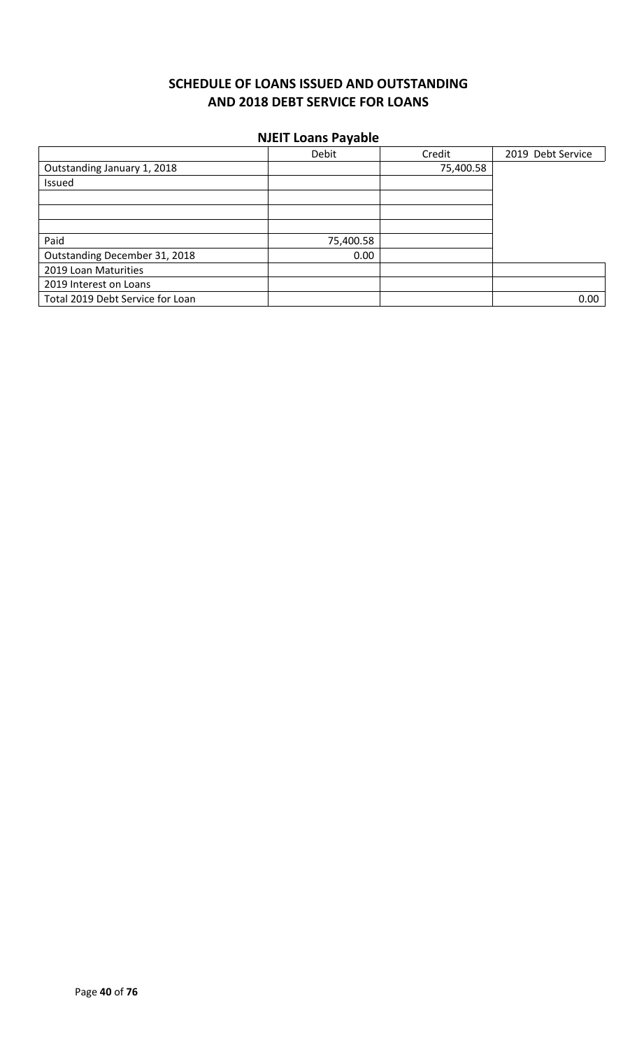# SCHEDULE OF LOANS ISSUED AND OUTSTANDING AND 2018 DEBT SERVICE FOR LOANS

## NJEIT Loans Payable

| | Debit | Credit | 2019 Debt Service |
|---|---|---|---|
| Outstanding January 1, 2018 | | 75,400.58 | |
| Issued | | | |
| | | | |
| | | | |
| | | | |
| Paid | 75,400.58 | | |
| Outstanding December 31, 2018 | 0.00 | | |
| 2019 Loan Maturities | | | |
| 2019 Interest on Loans | | | |
| Total 2019 Debt Service for Loan | | | 0.00 |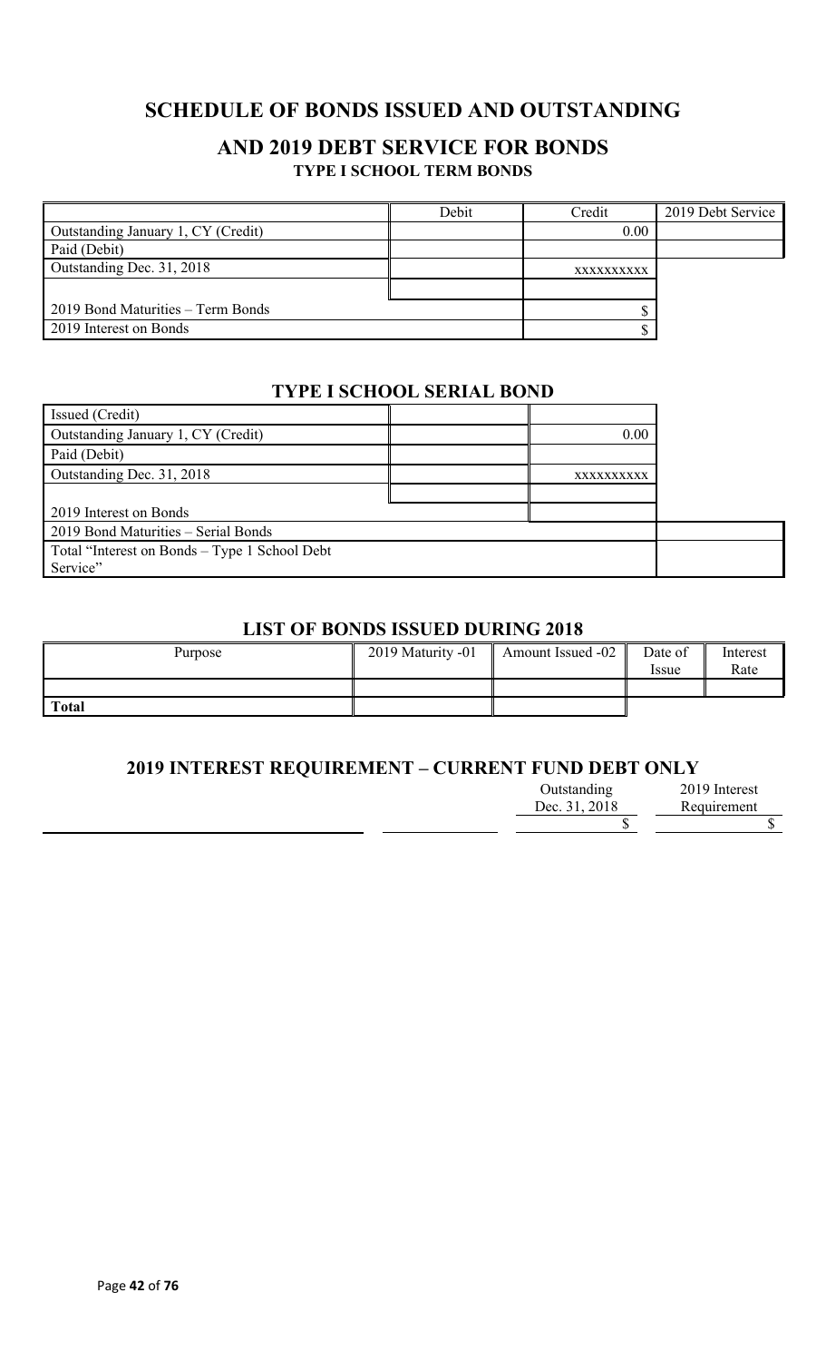# SCHEDULE OF BONDS ISSUED AND OUTSTANDING

## AND 2019 DEBT SERVICE FOR BONDS

### TYPE I SCHOOL TERM BONDS

| | Debit | Credit | 2019 Debt Service |
|---|---|---|---|
| Outstanding January 1, CY (Credit) | | 0.00 | |
| Paid (Debit) | | | |
| Outstanding Dec. 31, 2018 | | xxxxxxxxxx | |
| | | | |
| 2019 Bond Maturities – Term Bonds | | $ | |
| 2019 Interest on Bonds | | $ | |

### TYPE I SCHOOL SERIAL BOND

| | | | |
|---|---|---|---|
| Issued (Credit) | | | |
| Outstanding January 1, CY (Credit) | | 0.00 | |
| Paid (Debit) | | | |
| Outstanding Dec. 31, 2018 | | xxxxxxxxxx | |
| | | | |
| 2019 Interest on Bonds | | | |
| 2019 Bond Maturities – Serial Bonds | | | |
| Total "Interest on Bonds – Type 1 School Debt Service" | | | |

### LIST OF BONDS ISSUED DURING 2018

| Purpose | 2019 Maturity -01 | Amount Issued -02 | Date of Issue | Interest Rate |
|---|---|---|---|---|
| | | | | |
| **Total** | | | | |

### 2019 INTEREST REQUIREMENT – CURRENT FUND DEBT ONLY

| | | Outstanding Dec. 31, 2018 | 2019 Interest Requirement |
|---|---|---|---|
| | | $ | $ |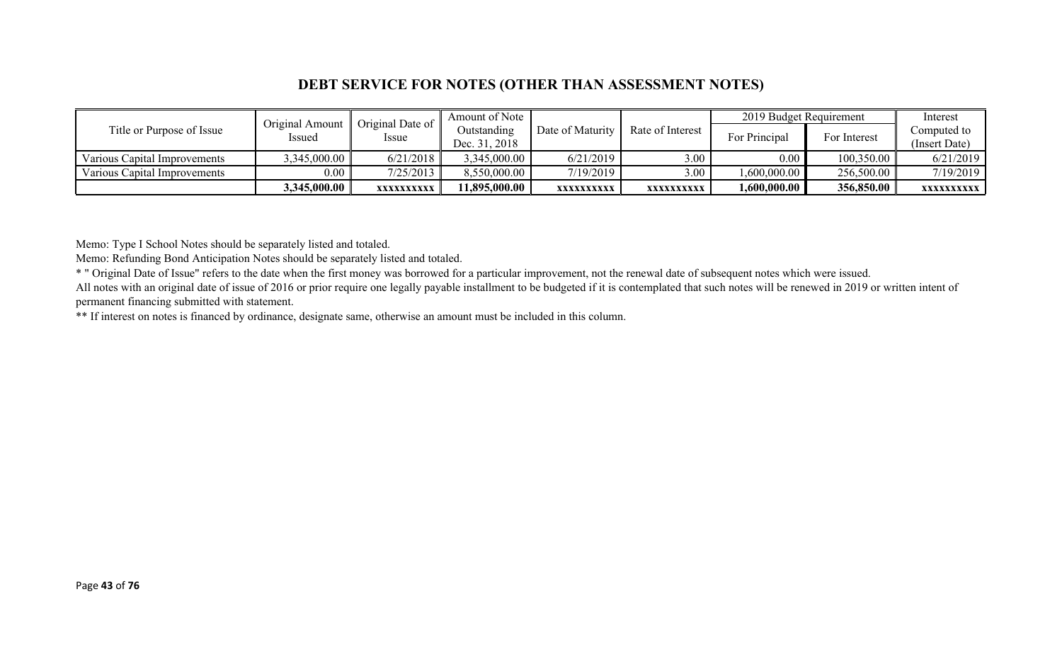## DEBT SERVICE FOR NOTES (OTHER THAN ASSESSMENT NOTES)

| Title or Purpose of Issue | Original Amount Issued | Original Date of Issue | Amount of Note Outstanding Dec. 31, 2018 | Date of Maturity | Rate of Interest | 2019 Budget Requirement | | Interest Computed to (Insert Date) |
|---|---|---|---|---|---|---|---|---|
| | | | | | | For Principal | For Interest | |
| Various Capital Improvements | 3,345,000.00 | 6/21/2018 | 3,345,000.00 | 6/21/2019 | 3.00 | 0.00 | 100,350.00 | 6/21/2019 |
| Various Capital Improvements | 0.00 | 7/25/2013 | 8,550,000.00 | 7/19/2019 | 3.00 | 1,600,000.00 | 256,500.00 | 7/19/2019 |
| | **3,345,000.00** | **xxxxxxxxxx** | **11,895,000.00** | **xxxxxxxxxx** | **xxxxxxxxxx** | **1,600,000.00** | **356,850.00** | **xxxxxxxxxx** |

Memo: Type I School Notes should be separately listed and totaled.

Memo: Refunding Bond Anticipation Notes should be separately listed and totaled.

* " Original Date of Issue" refers to the date when the first money was borrowed for a particular improvement, not the renewal date of subsequent notes which were issued.

All notes with an original date of issue of 2016 or prior require one legally payable installment to be budgeted if it is contemplated that such notes will be renewed in 2019 or written intent of permanent financing submitted with statement.

** If interest on notes is financed by ordinance, designate same, otherwise an amount must be included in this column.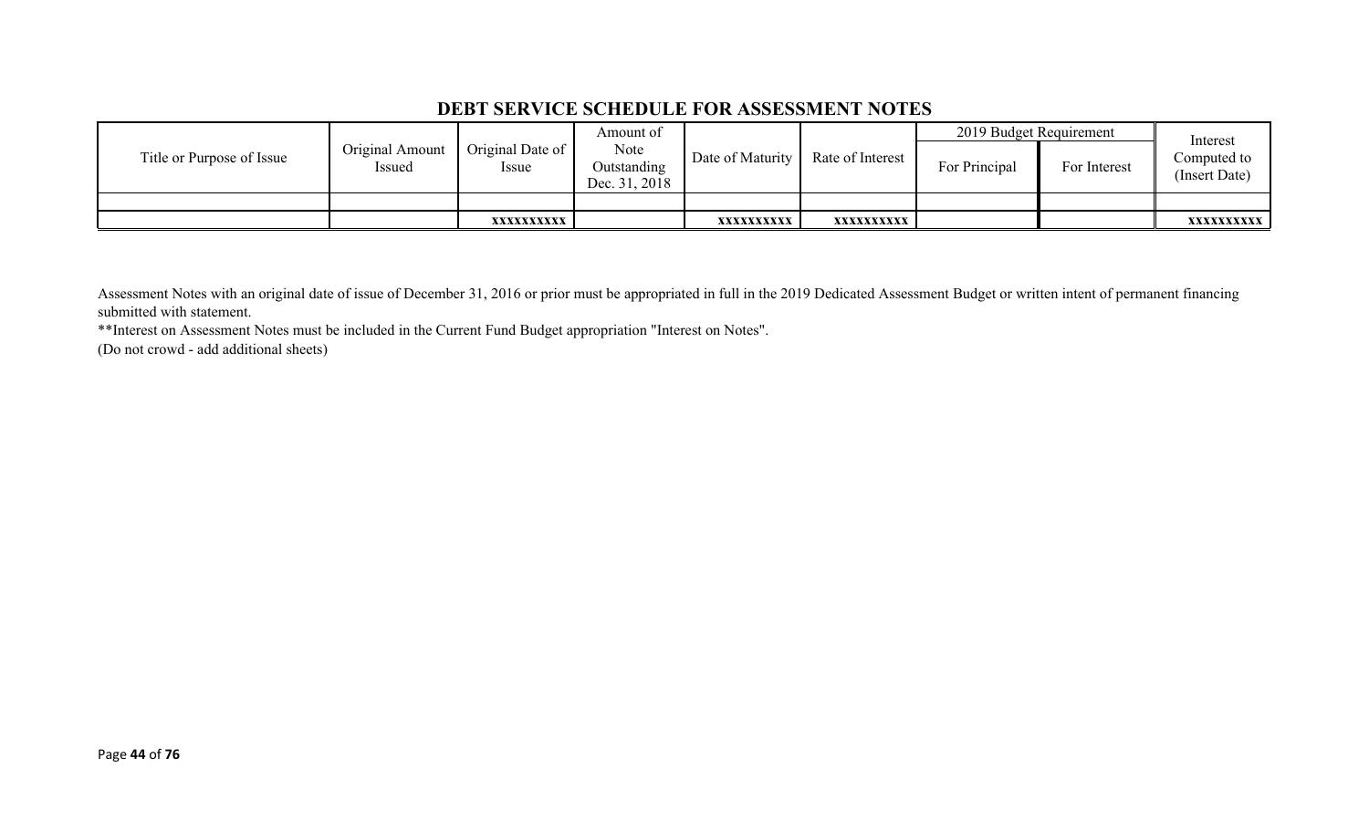## DEBT SERVICE SCHEDULE FOR ASSESSMENT NOTES

| Title or Purpose of Issue | Original Amount Issued | Original Date of Issue | Amount of Note Outstanding Dec. 31, 2018 | Date of Maturity | Rate of Interest | 2019 Budget Requirement | | Interest Computed to (Insert Date) |
|---|---|---|---|---|---|---|---|---|
| | | | | | | For Principal | For Interest | |
| | | | | | | | | |
| | | xxxxxxxxxx | | xxxxxxxxxx | xxxxxxxxxx | | | xxxxxxxxxx |

Assessment Notes with an original date of issue of December 31, 2016 or prior must be appropriated in full in the 2019 Dedicated Assessment Budget or written intent of permanent financing submitted with statement.

**Interest on Assessment Notes must be included in the Current Fund Budget appropriation "Interest on Notes".

(Do not crowd - add additional sheets)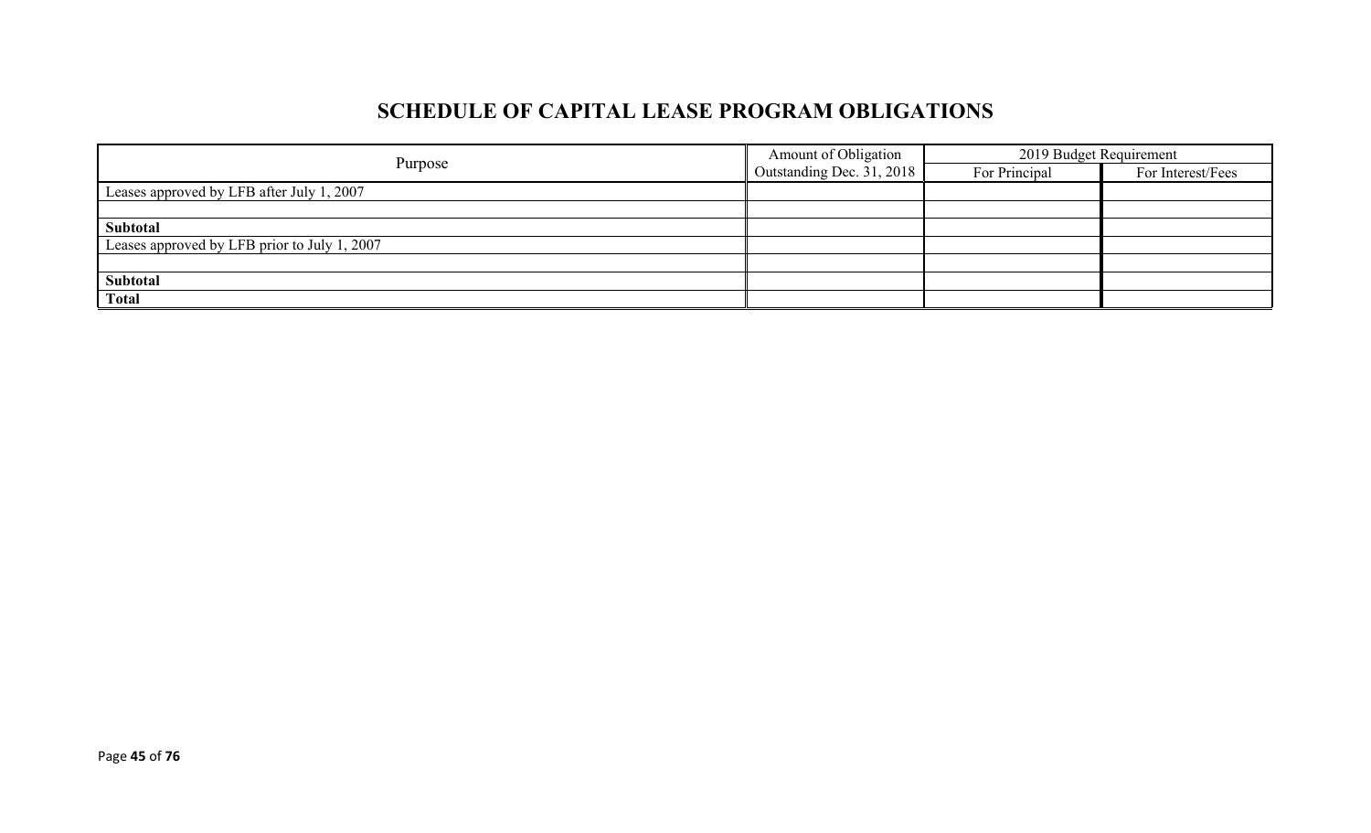# SCHEDULE OF CAPITAL LEASE PROGRAM OBLIGATIONS

| Purpose | Amount of Obligation Outstanding Dec. 31, 2018 | 2019 Budget Requirement | |
|---|---|---|---|
| | | For Principal | For Interest/Fees |
| Leases approved by LFB after July 1, 2007 | | | |
| | | | |
| **Subtotal** | | | |
| Leases approved by LFB prior to July 1, 2007 | | | |
| | | | |
| **Subtotal** | | | |
| **Total** | | | |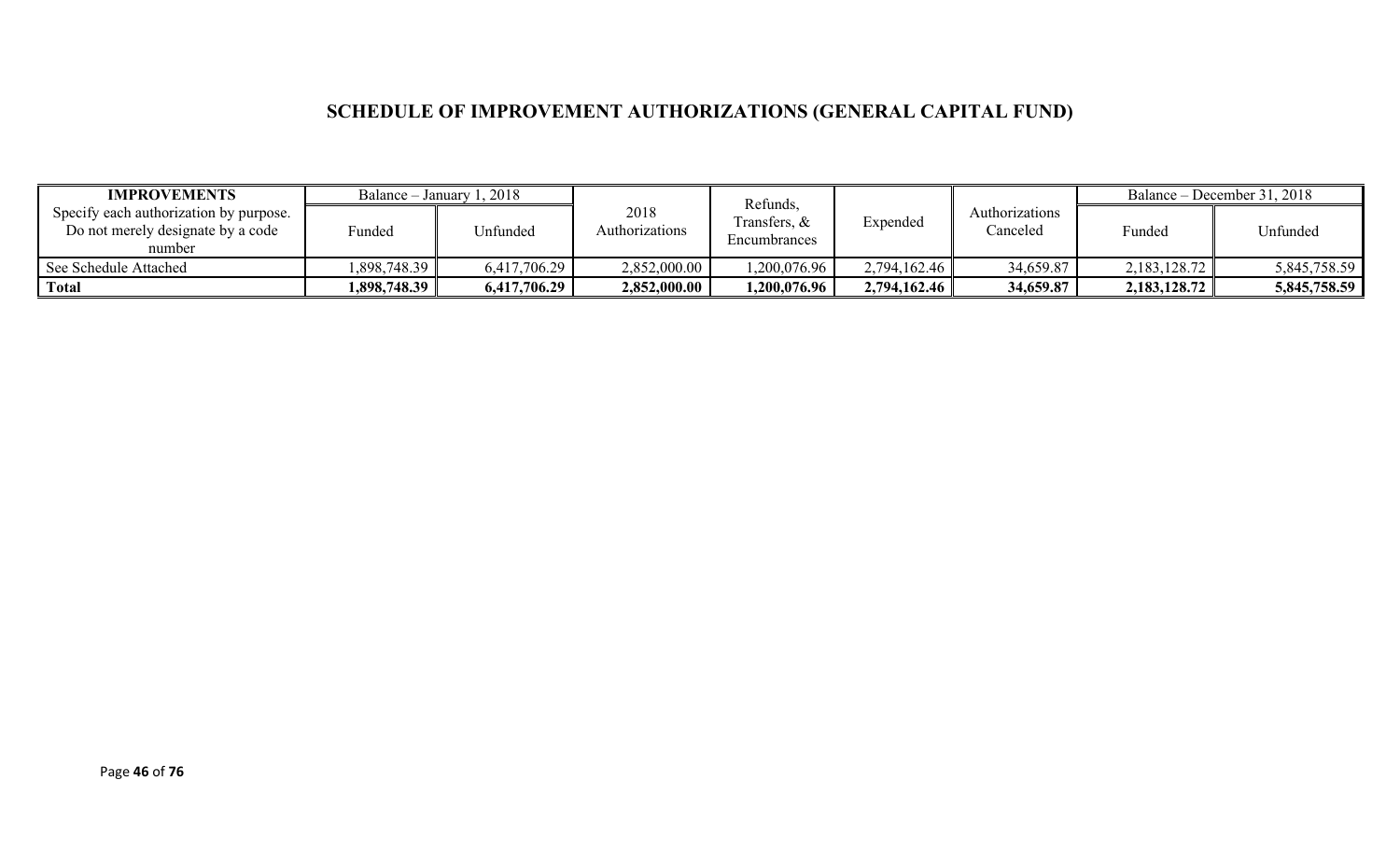## SCHEDULE OF IMPROVEMENT AUTHORIZATIONS (GENERAL CAPITAL FUND)

| **IMPROVEMENTS** Specify each authorization by purpose. Do not merely designate by a code number | Balance – January 1, 2018 | | 2018 Authorizations | Refunds, Transfers, & Encumbrances | Expended | Authorizations Canceled | Balance – December 31, 2018 | |
|---|---|---|---|---|---|---|---|---|
| | Funded | Unfunded | | | | | Funded | Unfunded |
| See Schedule Attached | 1,898,748.39 | 6,417,706.29 | 2,852,000.00 | 1,200,076.96 | 2,794,162.46 | 34,659.87 | 2,183,128.72 | 5,845,758.59 |
| **Total** | **1,898,748.39** | **6,417,706.29** | **2,852,000.00** | **1,200,076.96** | **2,794,162.46** | **34,659.87** | **2,183,128.72** | **5,845,758.59** |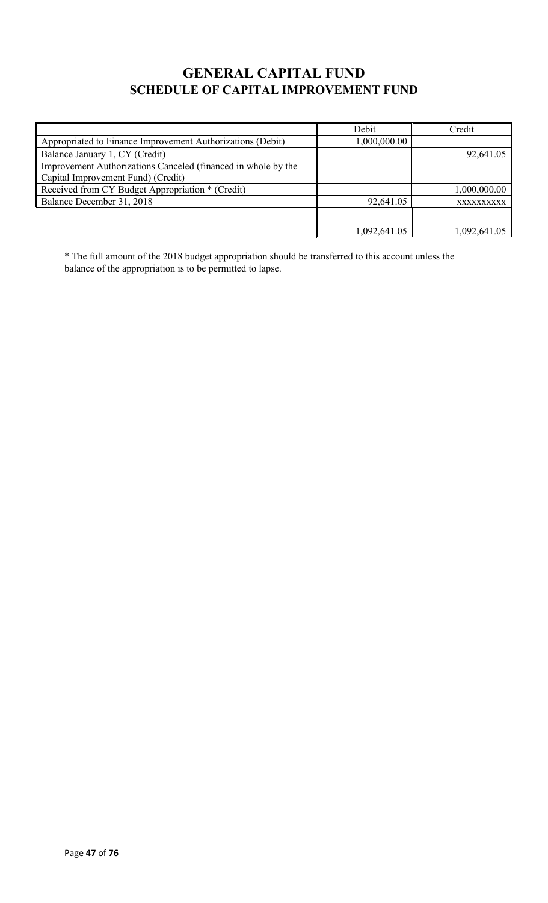# GENERAL CAPITAL FUND

## SCHEDULE OF CAPITAL IMPROVEMENT FUND

| | Debit | Credit |
|---|---|---|
| Appropriated to Finance Improvement Authorizations (Debit) | 1,000,000.00 | |
| Balance January 1, CY (Credit) | | 92,641.05 |
| Improvement Authorizations Canceled (financed in whole by the Capital Improvement Fund) (Credit) | | |
| Received from CY Budget Appropriation * (Credit) | | 1,000,000.00 |
| Balance December 31, 2018 | 92,641.05 | xxxxxxxxxx |
| | 1,092,641.05 | 1,092,641.05 |

* The full amount of the 2018 budget appropriation should be transferred to this account unless the balance of the appropriation is to be permitted to lapse.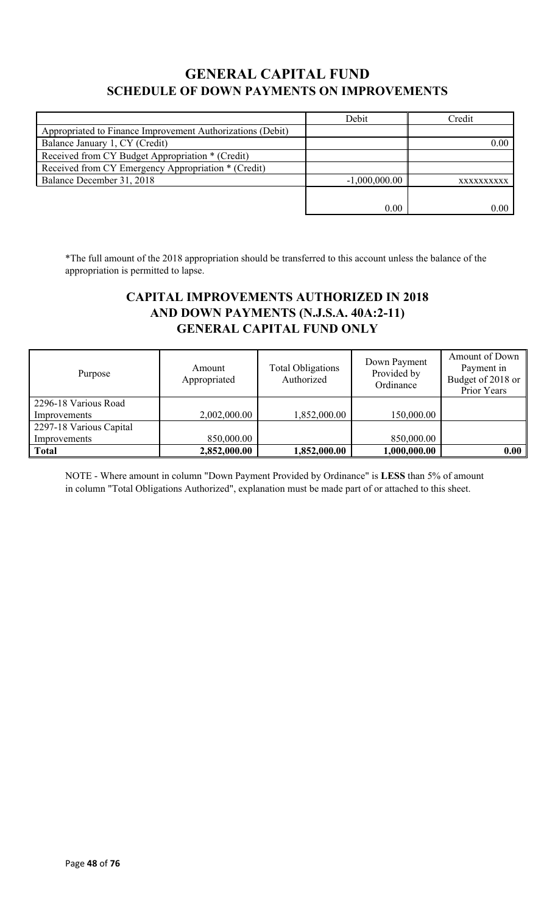# GENERAL CAPITAL FUND

## SCHEDULE OF DOWN PAYMENTS ON IMPROVEMENTS

| | Debit | Credit |
|---|---|---|
| Appropriated to Finance Improvement Authorizations (Debit) | | |
| Balance January 1, CY (Credit) | | 0.00 |
| Received from CY Budget Appropriation * (Credit) | | |
| Received from CY Emergency Appropriation * (Credit) | | |
| Balance December 31, 2018 | -1,000,000.00 | xxxxxxxxxx |
| | 0.00 | 0.00 |

*The full amount of the 2018 appropriation should be transferred to this account unless the balance of the appropriation is permitted to lapse.

## CAPITAL IMPROVEMENTS AUTHORIZED IN 2018 AND DOWN PAYMENTS (N.J.S.A. 40A:2-11) GENERAL CAPITAL FUND ONLY

| Purpose | Amount Appropriated | Total Obligations Authorized | Down Payment Provided by Ordinance | Amount of Down Payment in Budget of 2018 or Prior Years |
|---|---|---|---|---|
| 2296-18 Various Road Improvements | 2,002,000.00 | 1,852,000.00 | 150,000.00 | |
| 2297-18 Various Capital Improvements | 850,000.00 | | 850,000.00 | |
| **Total** | **2,852,000.00** | **1,852,000.00** | **1,000,000.00** | **0.00** |

NOTE - Where amount in column "Down Payment Provided by Ordinance" is **LESS** than 5% of amount in column "Total Obligations Authorized", explanation must be made part of or attached to this sheet.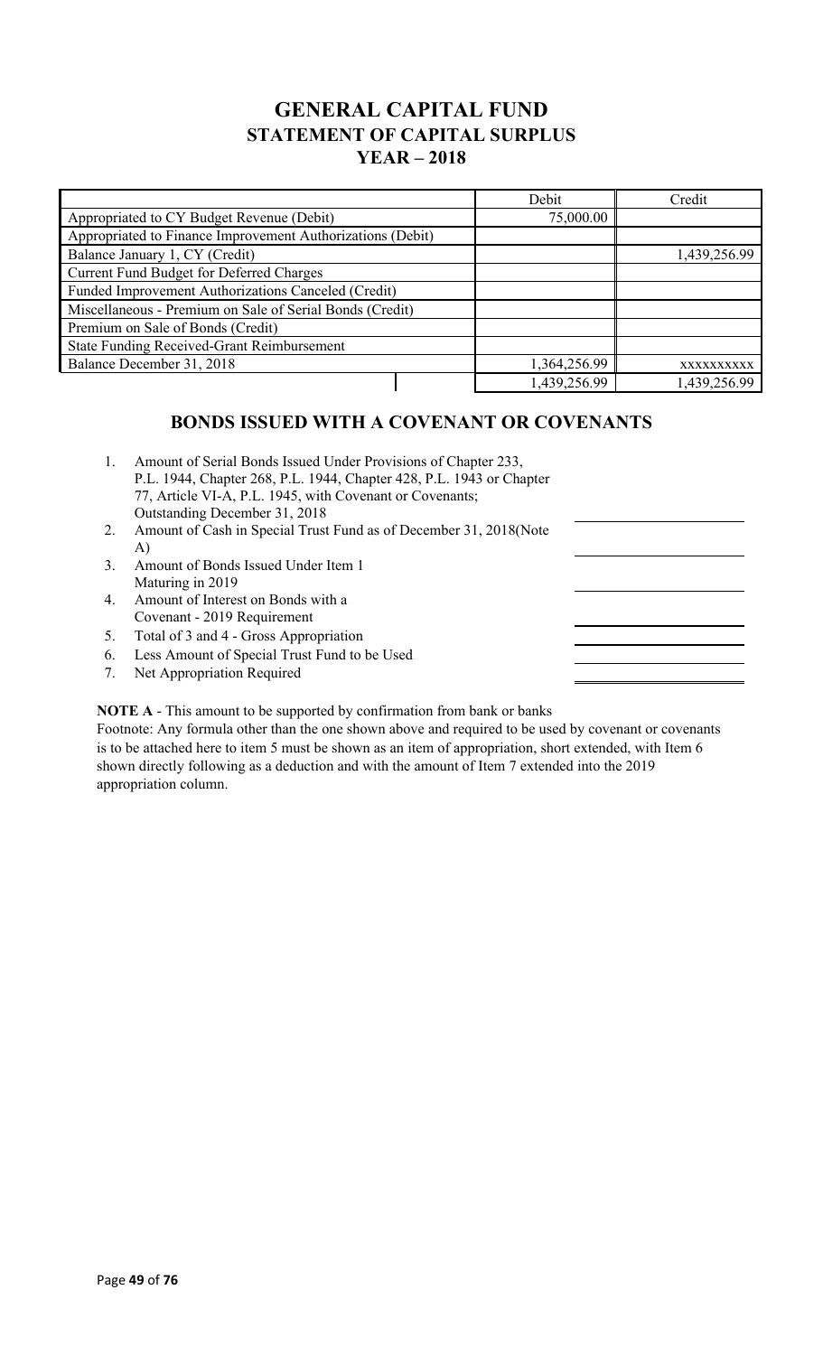# GENERAL CAPITAL FUND
## STATEMENT OF CAPITAL SURPLUS
### YEAR – 2018

| | Debit | Credit |
|---|---|---|
| Appropriated to CY Budget Revenue (Debit) | 75,000.00 | |
| Appropriated to Finance Improvement Authorizations (Debit) | | |
| Balance January 1, CY (Credit) | | 1,439,256.99 |
| Current Fund Budget for Deferred Charges | | |
| Funded Improvement Authorizations Canceled (Credit) | | |
| Miscellaneous - Premium on Sale of Serial Bonds (Credit) | | |
| Premium on Sale of Bonds (Credit) | | |
| State Funding Received-Grant Reimbursement | | |
| Balance December 31, 2018 | 1,364,256.99 | xxxxxxxxxx |
| | 1,439,256.99 | 1,439,256.99 |

## BONDS ISSUED WITH A COVENANT OR COVENANTS

1. Amount of Serial Bonds Issued Under Provisions of Chapter 233, P.L. 1944, Chapter 268, P.L. 1944, Chapter 428, P.L. 1943 or Chapter 77, Article VI-A, P.L. 1945, with Covenant or Covenants; Outstanding December 31, 2018
2. Amount of Cash in Special Trust Fund as of December 31, 2018(Note A)
3. Amount of Bonds Issued Under Item 1 Maturing in 2019
4. Amount of Interest on Bonds with a Covenant - 2019 Requirement
5. Total of 3 and 4 - Gross Appropriation
6. Less Amount of Special Trust Fund to be Used
7. Net Appropriation Required

**NOTE A** - This amount to be supported by confirmation from bank or banks

Footnote: Any formula other than the one shown above and required to be used by covenant or covenants is to be attached here to item 5 must be shown as an item of appropriation, short extended, with Item 6 shown directly following as a deduction and with the amount of Item 7 extended into the 2019 appropriation column.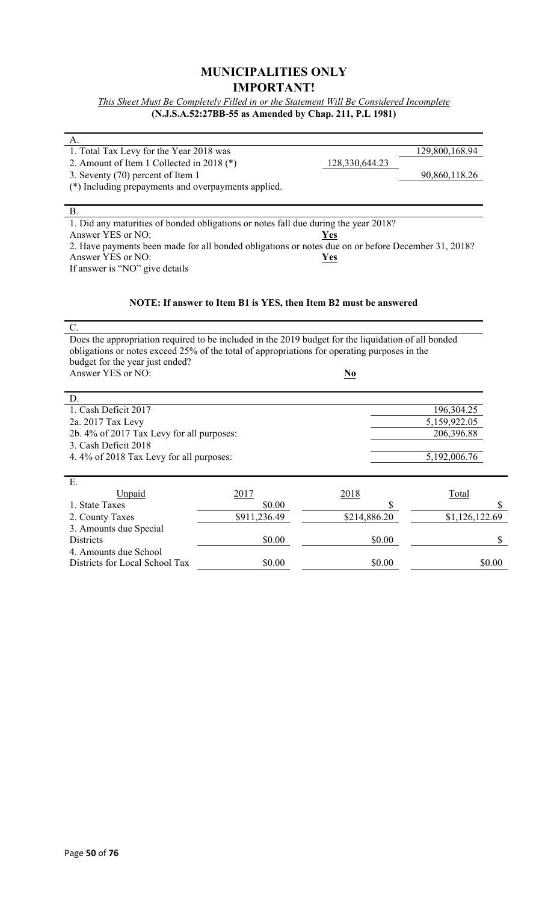# MUNICIPALITIES ONLY

# IMPORTANT!

*This Sheet Must Be Completely Filled in or the Statement Will Be Considered Incomplete*

**(N.J.S.A.52:27BB-55 as Amended by Chap. 211, P.L 1981)**

A.

| | | |
|---|---|---|
| 1. Total Tax Levy for the Year 2018 was | | 129,800,168.94 |
| 2. Amount of Item 1 Collected in 2018 (*) | 128,330,644.23 | |
| 3. Seventy (70) percent of Item 1 | | 90,860,118.26 |

(*) Including prepayments and overpayments applied.

B.

1. Did any maturities of bonded obligations or notes fall due during the year 2018?
Answer YES or NO: **Yes**

2. Have payments been made for all bonded obligations or notes due on or before December 31, 2018?
Answer YES or NO: **Yes**

If answer is "NO" give details

**NOTE: If answer to Item B1 is YES, then Item B2 must be answered**

C.

Does the appropriation required to be included in the 2019 budget for the liquidation of all bonded obligations or notes exceed 25% of the total of appropriations for operating purposes in the budget for the year just ended?
Answer YES or NO: **No**

D.

| | |
|---|---|
| 1. Cash Deficit 2017 | 196,304.25 |
| 2a. 2017 Tax Levy | 5,159,922.05 |
| 2b. 4% of 2017 Tax Levy for all purposes: | 206,396.88 |
| 3. Cash Deficit 2018 | |
| 4. 4% of 2018 Tax Levy for all purposes: | 5,192,006.76 |

E.

| Unpaid | 2017 | 2018 | Total |
|---|---|---|---|
| 1. State Taxes | \$0.00 | \$ | \$ |
| 2. County Taxes | \$911,236.49 | \$214,886.20 | \$1,126,122.69 |
| 3. Amounts due Special Districts | \$0.00 | \$0.00 | \$ |
| 4. Amounts due School Districts for Local School Tax | \$0.00 | \$0.00 | \$0.00 |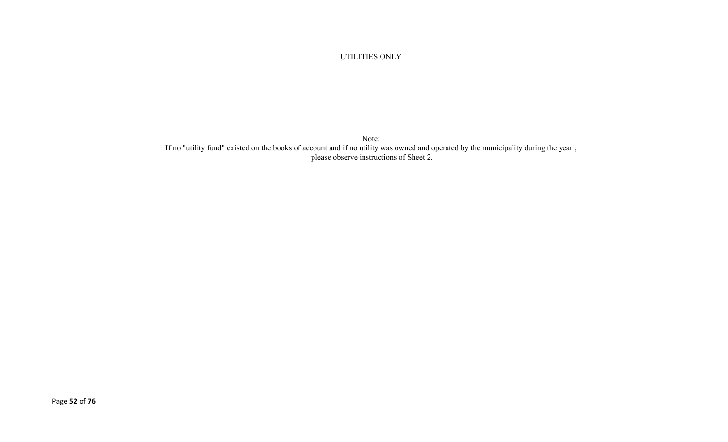UTILITIES ONLY

Note:
If no "utility fund" existed on the books of account and if no utility was owned and operated by the municipality during the year , please observe instructions of Sheet 2.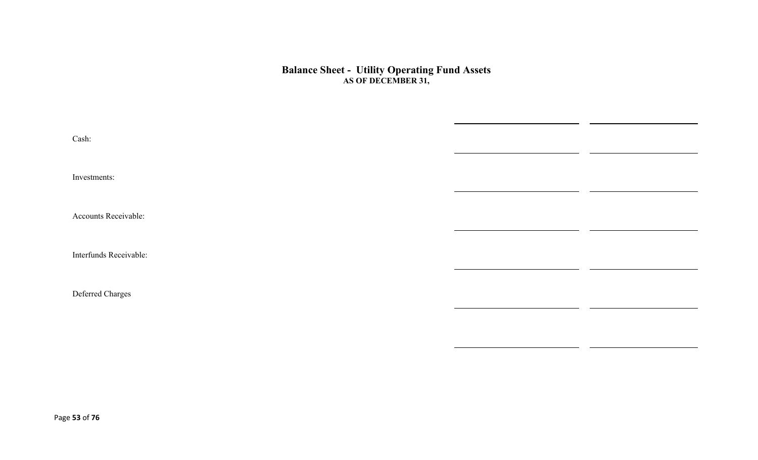## Balance Sheet - Utility Operating Fund Assets

**AS OF DECEMBER 31,**

| | | |
|---|---|---|
| Cash: | | |
| Investments: | | |
| Accounts Receivable: | | |
| Interfunds Receivable: | | |
| Deferred Charges | | |
| | | |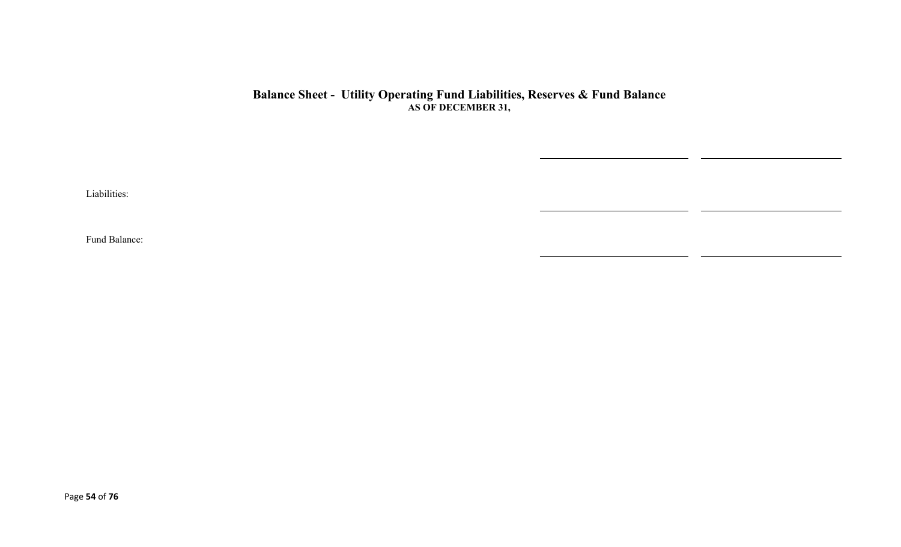## Balance Sheet - Utility Operating Fund Liabilities, Reserves & Fund Balance

**AS OF DECEMBER 31,**

| | | |
|---|---|---|
| Liabilities: | | |
| Fund Balance: | | |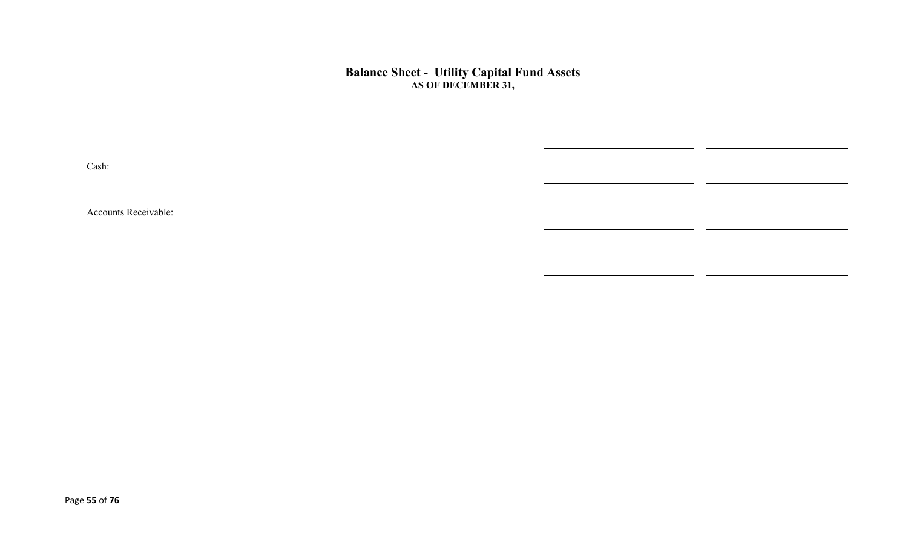# Balance Sheet - Utility Capital Fund Assets

**AS OF DECEMBER 31,**

| | | |
|---|---|---|
| Cash: | | |
| Accounts Receivable: | | |
| | | |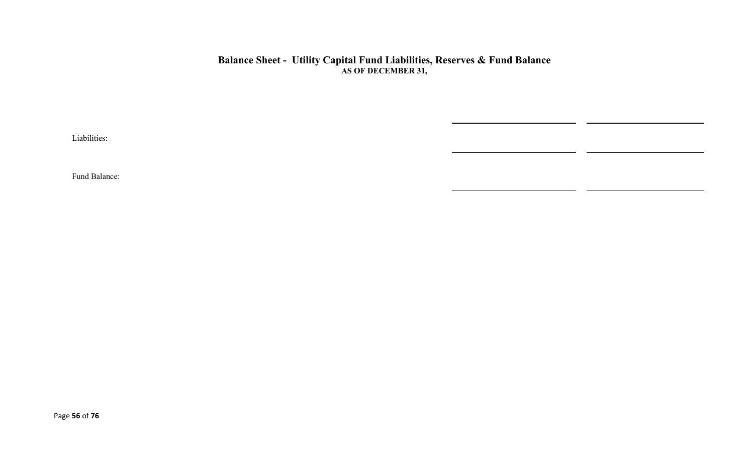## Balance Sheet - Utility Capital Fund Liabilities, Reserves & Fund Balance

**AS OF DECEMBER 31,**

| | | |
|---|---|---|
| Liabilities: | | |
| Fund Balance: | | |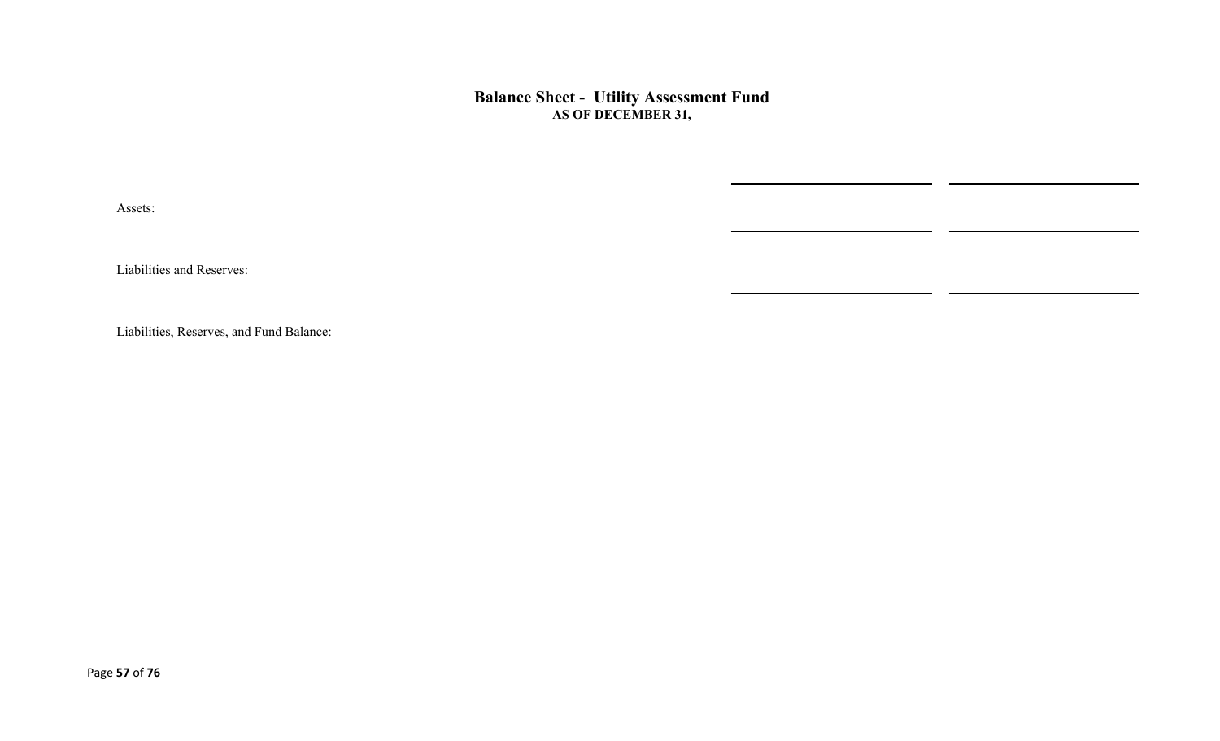## Balance Sheet - Utility Assessment Fund

**AS OF DECEMBER 31,**

| | | |
|---|---|---|
| Assets: | | |
| Liabilities and Reserves: | | |
| Liabilities, Reserves, and Fund Balance: | | |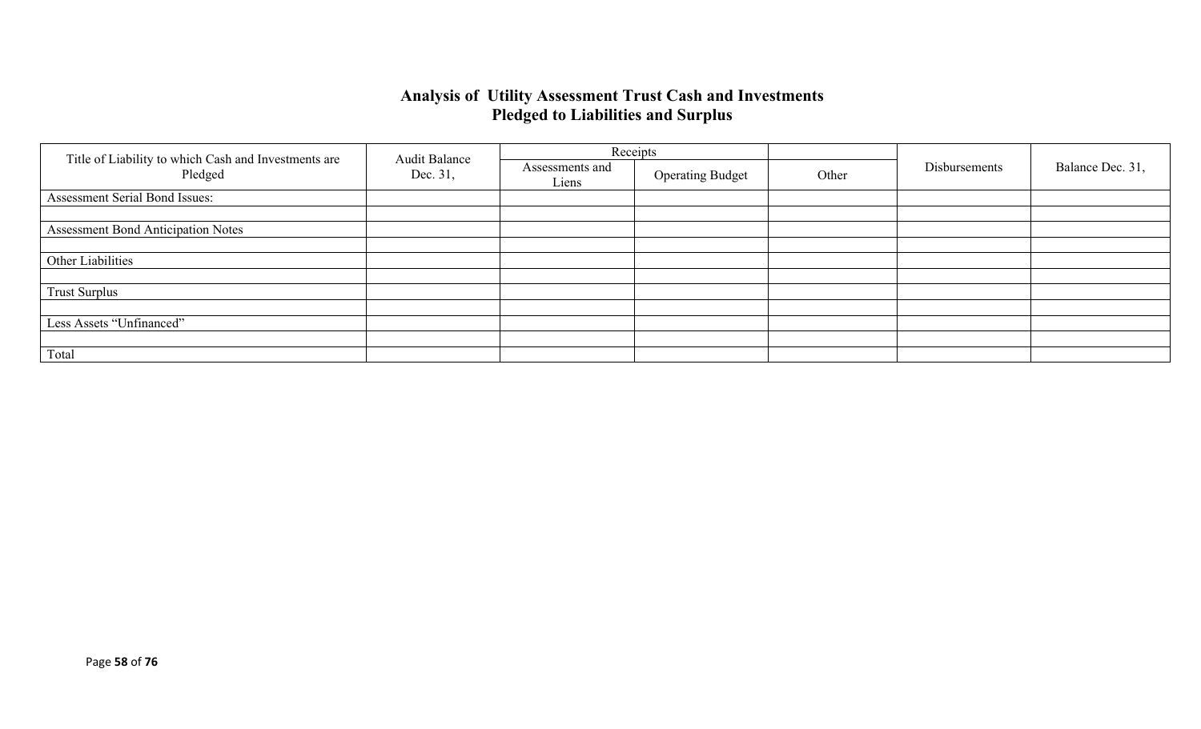## Analysis of Utility Assessment Trust Cash and Investments Pledged to Liabilities and Surplus

| Title of Liability to which Cash and Investments are Pledged | Audit Balance Dec. 31, | Receipts | | | Disbursements | Balance Dec. 31, |
|---|---|---|---|---|---|---|
| | | Assessments and Liens | Operating Budget | Other | | |
| Assessment Serial Bond Issues: | | | | | | |
| | | | | | | |
| Assessment Bond Anticipation Notes | | | | | | |
| | | | | | | |
| Other Liabilities | | | | | | |
| | | | | | | |
| Trust Surplus | | | | | | |
| | | | | | | |
| Less Assets "Unfinanced" | | | | | | |
| | | | | | | |
| Total | | | | | | |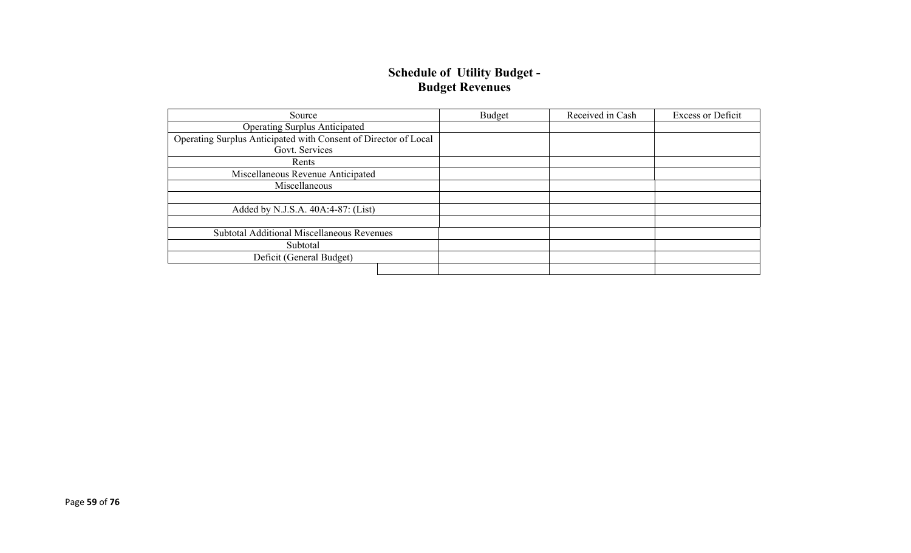# Schedule of Utility Budget - Budget Revenues

| Source | Budget | Received in Cash | Excess or Deficit |
| --- | --- | --- | --- |
| Operating Surplus Anticipated | | | |
| Operating Surplus Anticipated with Consent of Director of Local Govt. Services | | | |
| Rents | | | |
| Miscellaneous Revenue Anticipated | | | |
| Miscellaneous | | | |
| | | | |
| Added by N.J.S.A. 40A:4-87: (List) | | | |
| | | | |
| Subtotal Additional Miscellaneous Revenues | | | |
| Subtotal | | | |
| Deficit (General Budget) | | | |
| | | | |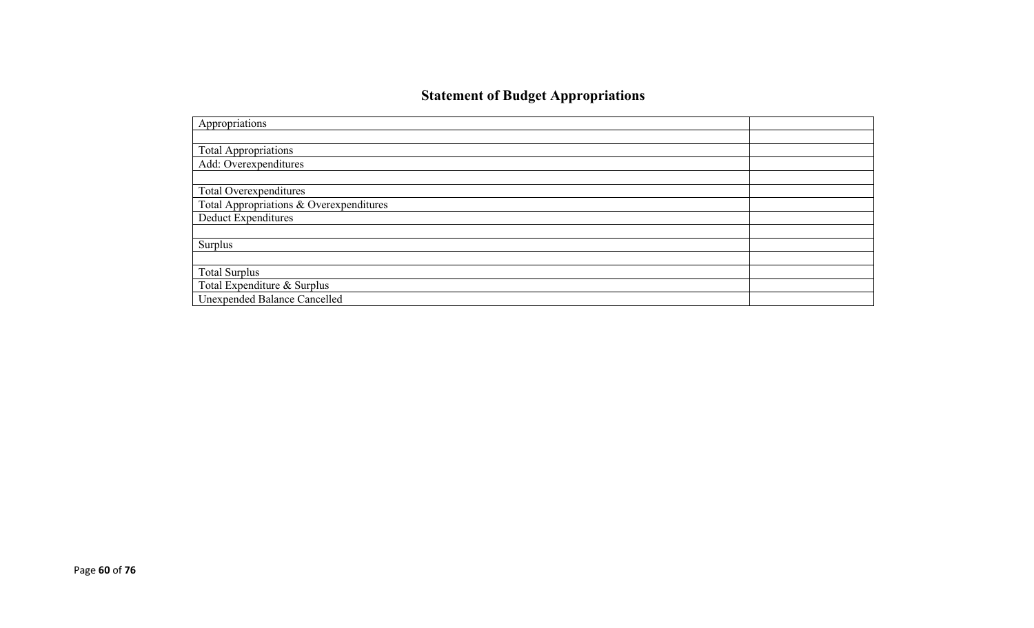## Statement of Budget Appropriations

| Appropriations | |
|---|---|
| | |
| Total Appropriations | |
| Add: Overexpenditures | |
| | |
| Total Overexpenditures | |
| Total Appropriations & Overexpenditures | |
| Deduct Expenditures | |
| | |
| Surplus | |
| | |
| Total Surplus | |
| Total Expenditure & Surplus | |
| Unexpended Balance Cancelled | |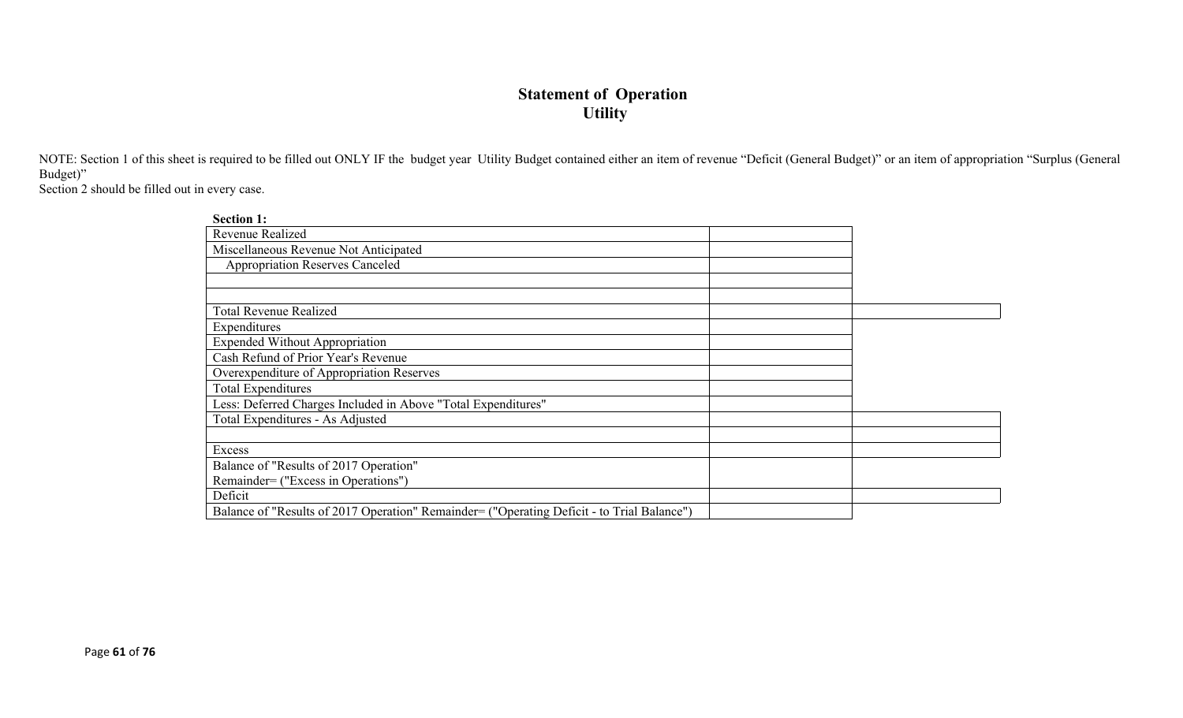# Statement of Operation
## Utility

NOTE: Section 1 of this sheet is required to be filled out ONLY IF the budget year Utility Budget contained either an item of revenue "Deficit (General Budget)" or an item of appropriation "Surplus (General Budget)"

Section 2 should be filled out in every case.

**Section 1:**

| | | |
|---|---|---|
| Revenue Realized | | |
| Miscellaneous Revenue Not Anticipated | | |
| Appropriation Reserves Canceled | | |
| | | |
| | | |
| Total Revenue Realized | | |
| Expenditures | | |
| Expended Without Appropriation | | |
| Cash Refund of Prior Year's Revenue | | |
| Overexpenditure of Appropriation Reserves | | |
| Total Expenditures | | |
| Less: Deferred Charges Included in Above "Total Expenditures" | | |
| Total Expenditures - As Adjusted | | |
| | | |
| Excess | | |
| Balance of "Results of 2017 Operation" Remainder= ("Excess in Operations") | | |
| Deficit | | |
| Balance of "Results of 2017 Operation" Remainder= ("Operating Deficit - to Trial Balance") | | |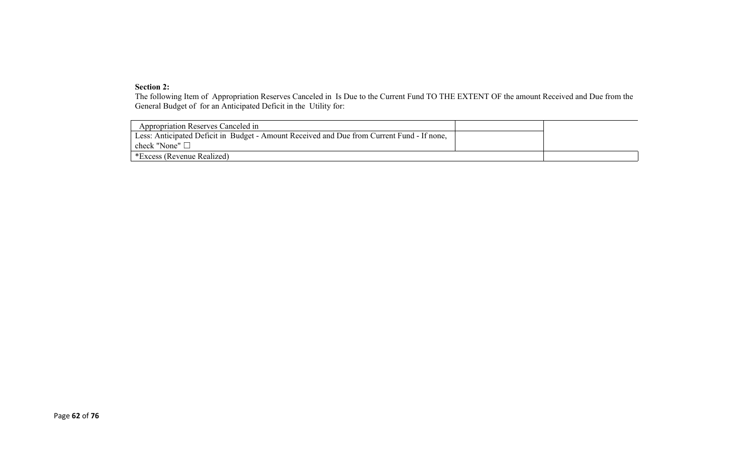**Section 2:**

The following Item of Appropriation Reserves Canceled in Is Due to the Current Fund TO THE EXTENT OF the amount Received and Due from the General Budget of for an Anticipated Deficit in the Utility for:

| | | |
|---|---|---|
| Appropriation Reserves Canceled in | | |
| Less: Anticipated Deficit in Budget - Amount Received and Due from Current Fund - If none, check "None" ☐ | | |
| *Excess (Revenue Realized) | | |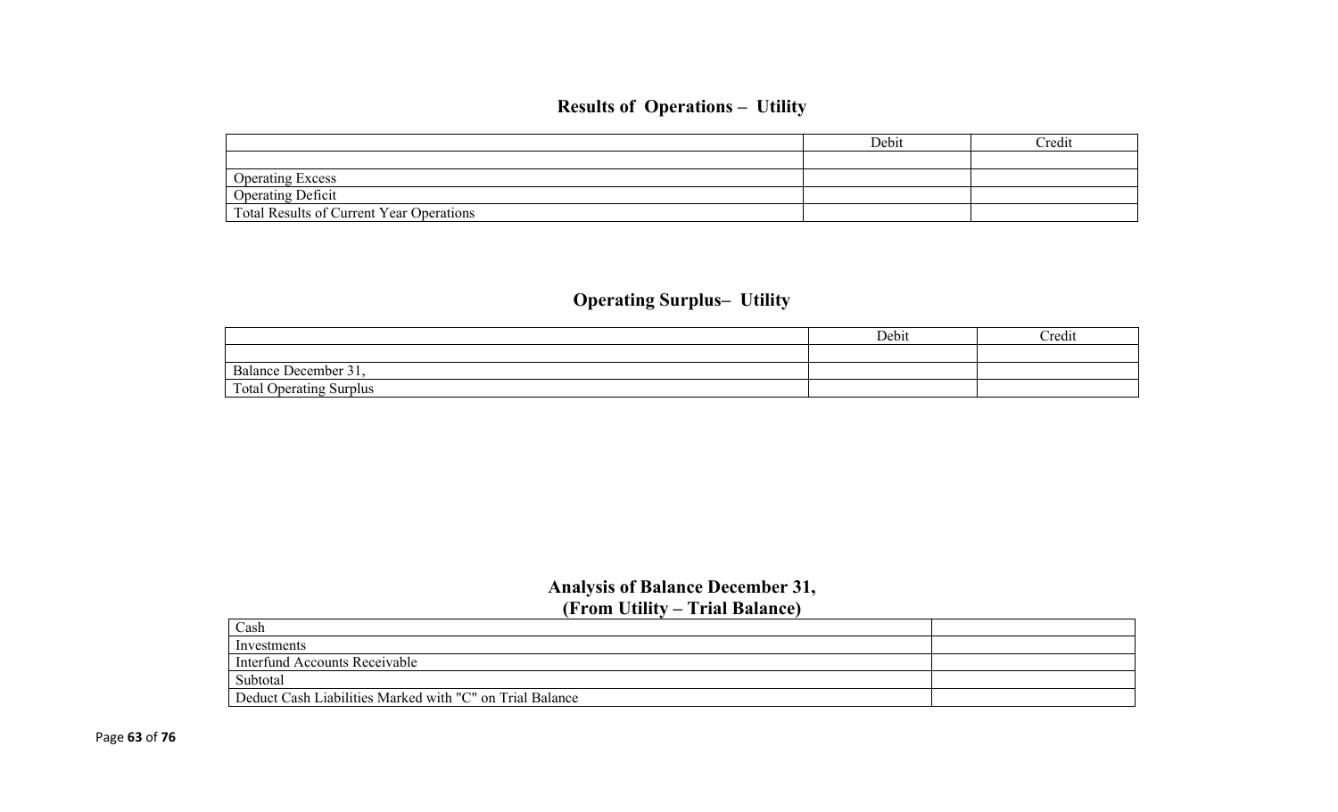## Results of Operations – Utility

| | Debit | Credit |
|---|---|---|
| | | |
| Operating Excess | | |
| Operating Deficit | | |
| Total Results of Current Year Operations | | |

## Operating Surplus– Utility

| | Debit | Credit |
|---|---|---|
| | | |
| Balance December 31, | | |
| Total Operating Surplus | | |

## Analysis of Balance December 31,
## (From Utility – Trial Balance)

| | |
|---|---|
| Cash | |
| Investments | |
| Interfund Accounts Receivable | |
| Subtotal | |
| Deduct Cash Liabilities Marked with "C" on Trial Balance | |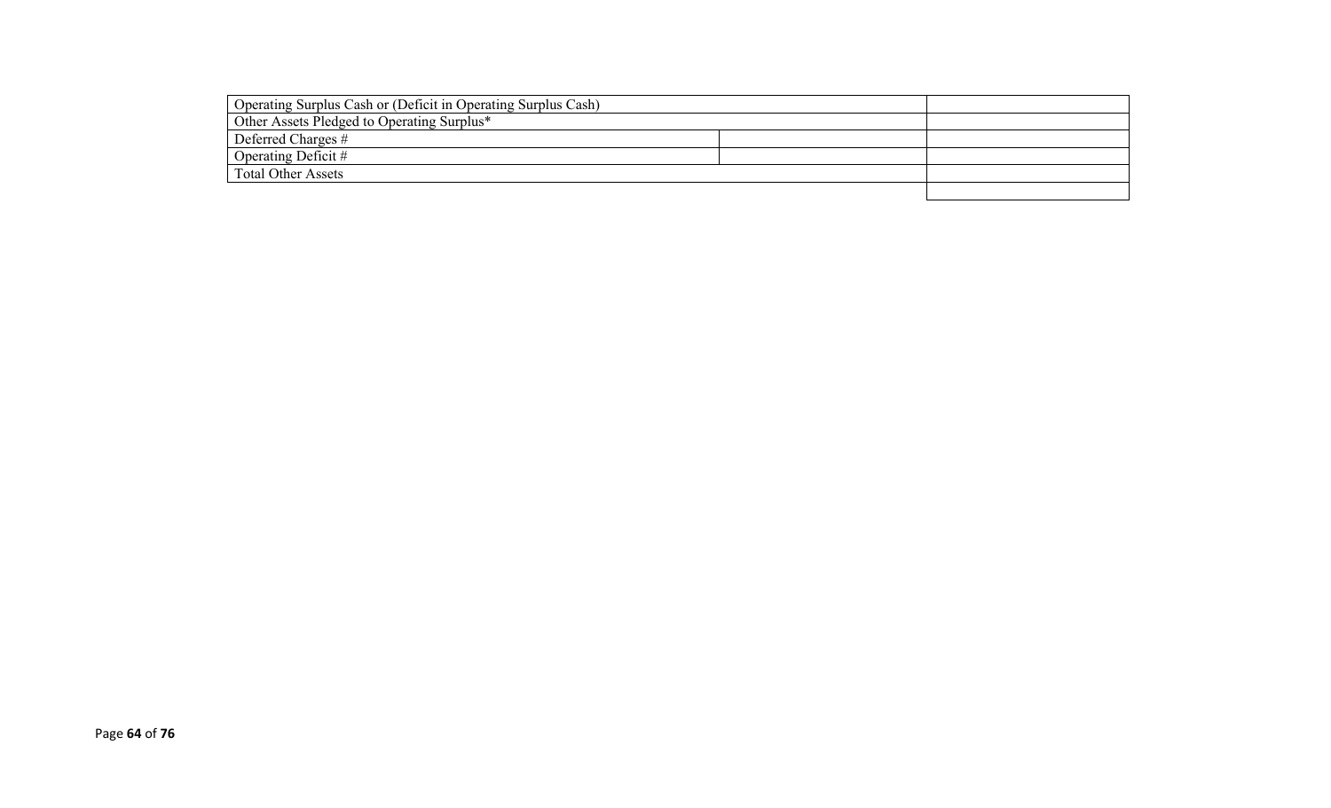| | | |
|---|---|---|
| Operating Surplus Cash or (Deficit in Operating Surplus Cash) | | |
| Other Assets Pledged to Operating Surplus* | | |
| Deferred Charges # | | |
| Operating Deficit # | | |
| Total Other Assets | | |
| | | |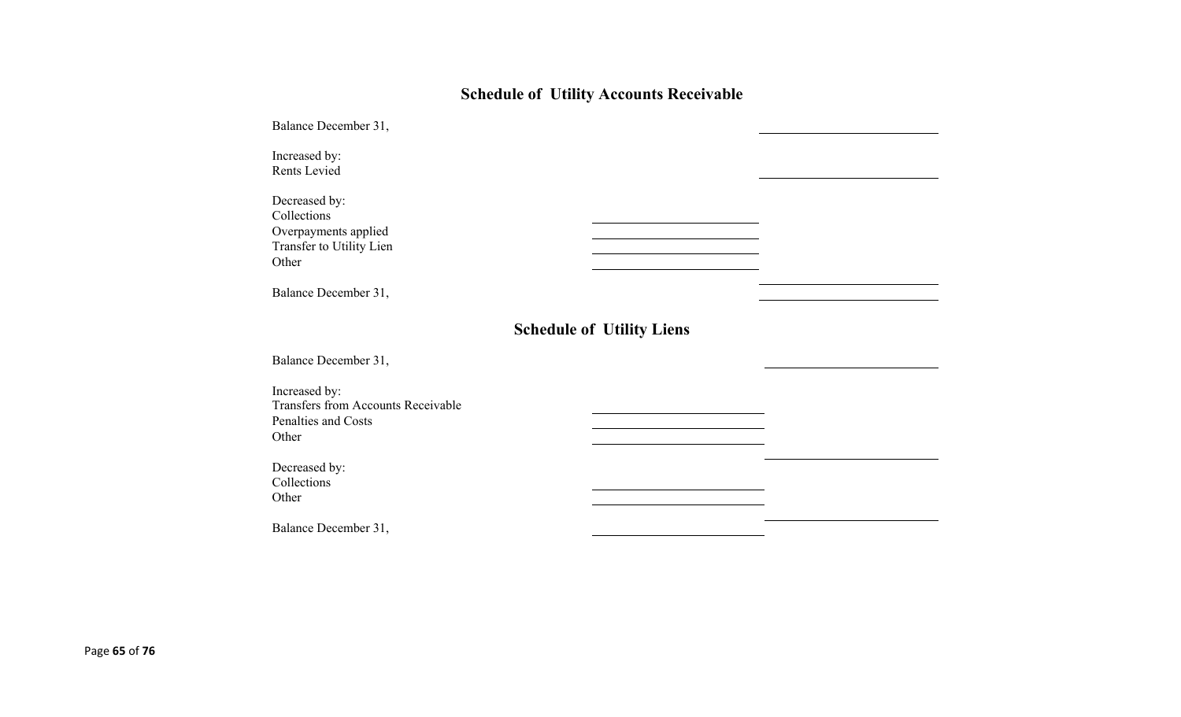## Schedule of Utility Accounts Receivable

| | | |
|---|---|---|
| Balance December 31, | | |
| Increased by: | | |
| Rents Levied | | |
| Decreased by: | | |
| Collections | | |
| Overpayments applied | | |
| Transfer to Utility Lien | | |
| Other | | |
| | | |
| Balance December 31, | | |

## Schedule of Utility Liens

| | | |
|---|---|---|
| Balance December 31, | | |
| Increased by: | | |
| Transfers from Accounts Receivable | | |
| Penalties and Costs | | |
| Other | | |
| | | |
| Decreased by: | | |
| Collections | | |
| Other | | |
| | | |
| Balance December 31, | | |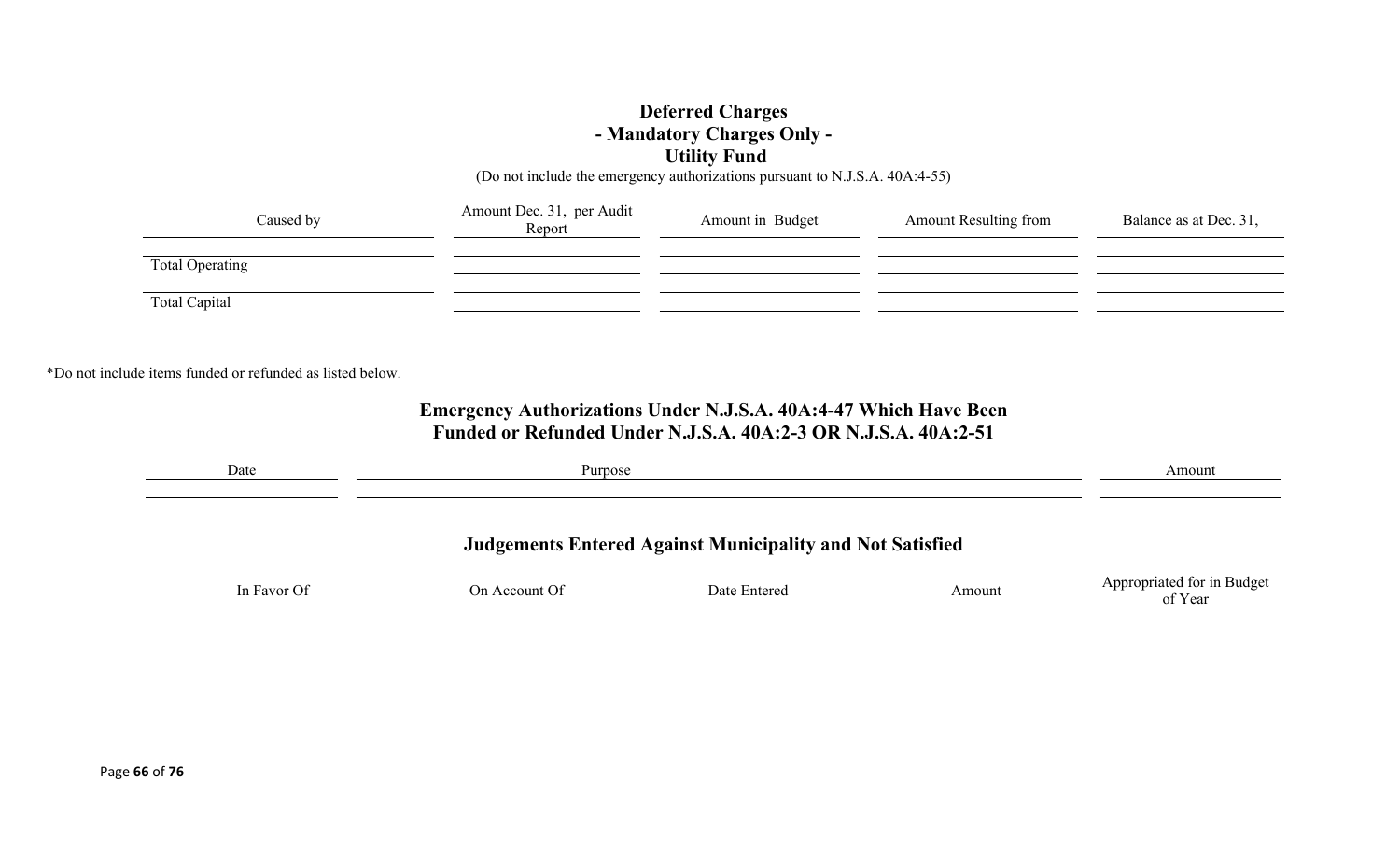## Deferred Charges
## - Mandatory Charges Only -
## Utility Fund

(Do not include the emergency authorizations pursuant to N.J.S.A. 40A:4-55)

| Caused by | Amount Dec. 31, per Audit Report | Amount in Budget | Amount Resulting from | Balance as at Dec. 31, |
|---|---|---|---|---|
| | | | | |
| Total Operating | | | | |
| | | | | |
| Total Capital | | | | |

*Do not include items funded or refunded as listed below.

## Emergency Authorizations Under N.J.S.A. 40A:4-47 Which Have Been Funded or Refunded Under N.J.S.A. 40A:2-3 OR N.J.S.A. 40A:2-51

| Date | Purpose | Amount |
|---|---|---|
| | | |

## Judgements Entered Against Municipality and Not Satisfied

| In Favor Of | On Account Of | Date Entered | Amount | Appropriated for in Budget of Year |
|---|---|---|---|---|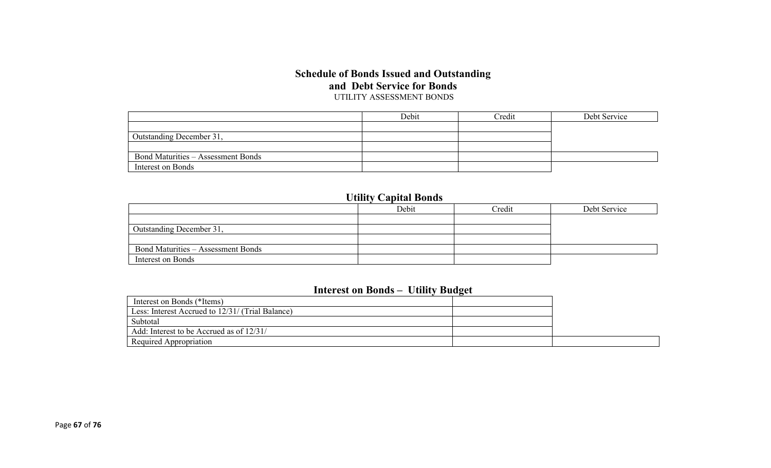## Schedule of Bonds Issued and Outstanding and Debt Service for Bonds

UTILITY ASSESSMENT BONDS

| | Debit | Credit | Debt Service |
|---|---|---|---|
| | | | |
| Outstanding December 31, | | | |
| | | | |
| Bond Maturities – Assessment Bonds | | | |
| Interest on Bonds | | | |

## Utility Capital Bonds

| | Debit | Credit | Debt Service |
|---|---|---|---|
| | | | |
| Outstanding December 31, | | | |
| | | | |
| Bond Maturities – Assessment Bonds | | | |
| Interest on Bonds | | | |

## Interest on Bonds – Utility Budget

| | | |
|---|---|---|
| Interest on Bonds (*Items) | | |
| Less: Interest Accrued to 12/31/ (Trial Balance) | | |
| Subtotal | | |
| Add: Interest to be Accrued as of 12/31/ | | |
| Required Appropriation | | |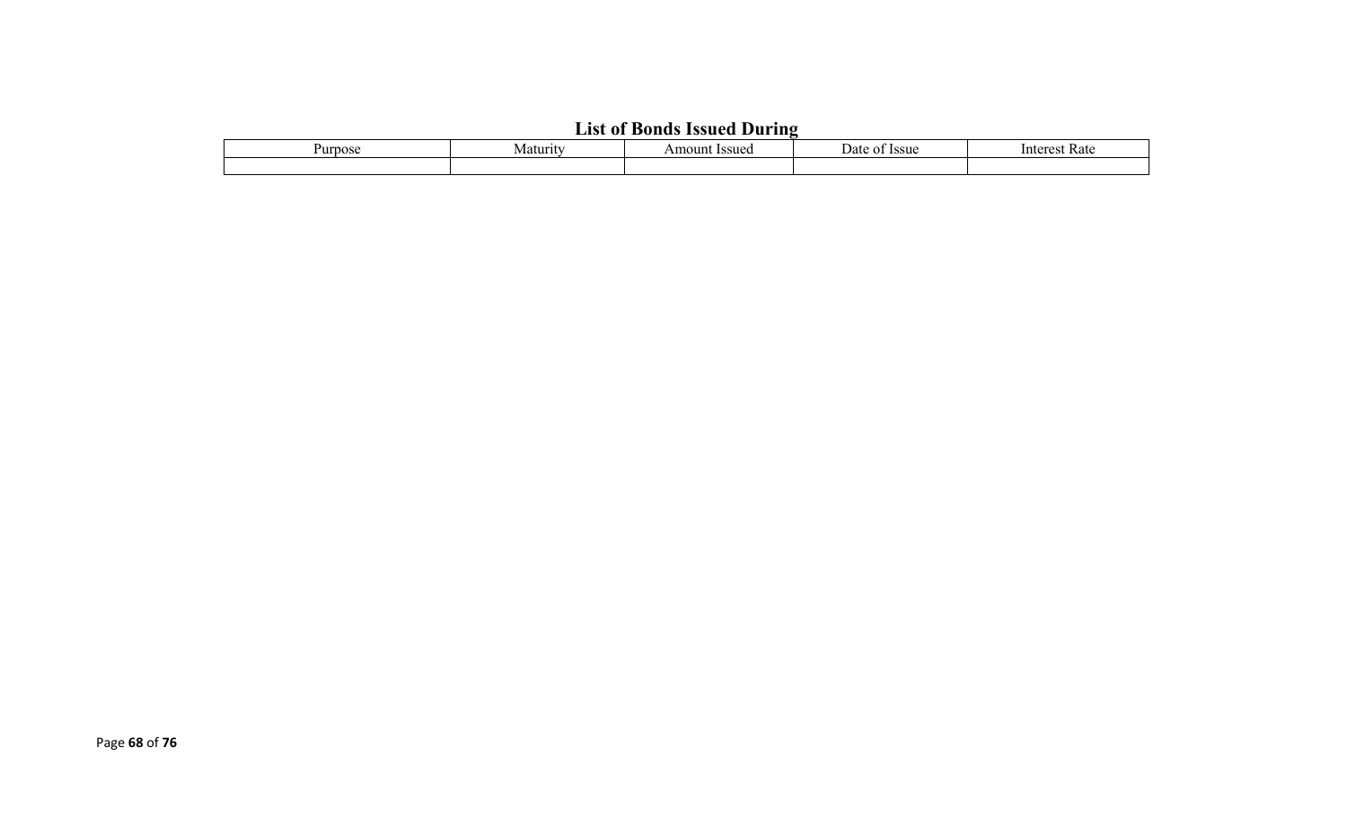## List of Bonds Issued During

| Purpose | Maturity | Amount Issued | Date of Issue | Interest Rate |
|---|---|---|---|---|
| | | | | |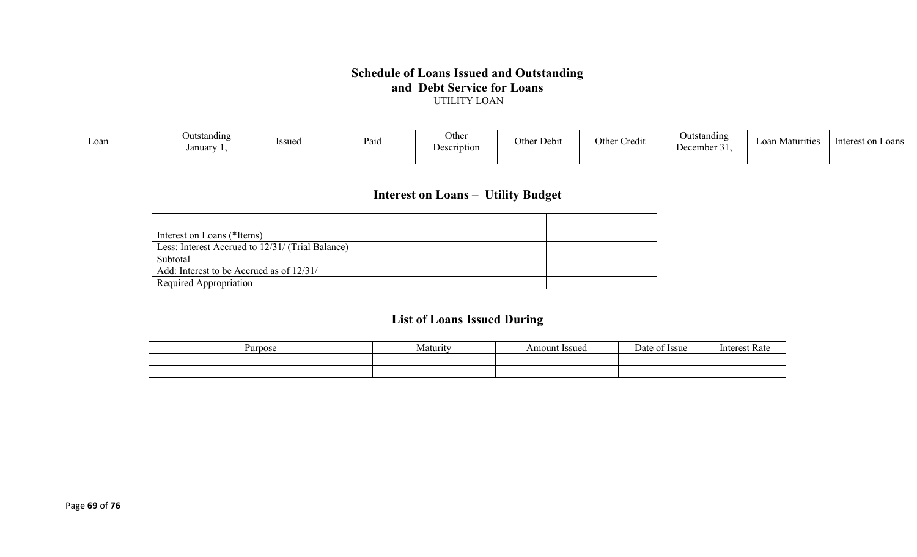## Schedule of Loans Issued and Outstanding and Debt Service for Loans

UTILITY LOAN

| Loan | Outstanding January 1, | Issued | Paid | Other Description | Other Debit | Other Credit | Outstanding December 31, | Loan Maturities | Interest on Loans |
|---|---|---|---|---|---|---|---|---|---|
| | | | | | | | | | |

## Interest on Loans – Utility Budget

| | |
|---|---|
| Interest on Loans (*Items) | |
| Less: Interest Accrued to 12/31/ (Trial Balance) | |
| Subtotal | |
| Add: Interest to be Accrued as of 12/31/ | |
| Required Appropriation | |

## List of Loans Issued During

| Purpose | Maturity | Amount Issued | Date of Issue | Interest Rate |
|---|---|---|---|---|
| | | | | |
| | | | | |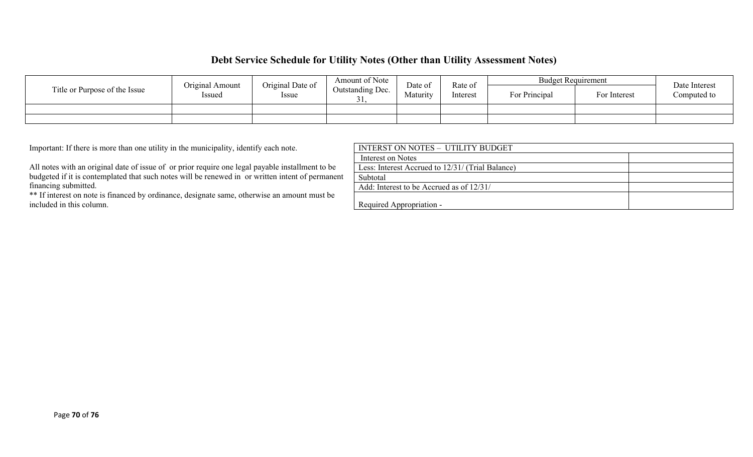## Debt Service Schedule for Utility Notes (Other than Utility Assessment Notes)

| Title or Purpose of the Issue | Original Amount Issued | Original Date of Issue | Amount of Note Outstanding Dec. 31, | Date of Maturity | Rate of Interest | Budget Requirement | | Date Interest Computed to |
|---|---|---|---|---|---|---|---|---|
| | | | | | | For Principal | For Interest | |
| | | | | | | | | |
| | | | | | | | | |

Important: If there is more than one utility in the municipality, identify each note.

All notes with an original date of issue of or prior require one legal payable installment to be budgeted if it is contemplated that such notes will be renewed in or written intent of permanent financing submitted.

** If interest on note is financed by ordinance, designate same, otherwise an amount must be included in this column.

| INTERST ON NOTES – UTILITY BUDGET | |
|---|---|
| Interest on Notes | |
| Less: Interest Accrued to 12/31/ (Trial Balance) | |
| Subtotal | |
| Add: Interest to be Accrued as of 12/31/ | |
| Required Appropriation - | |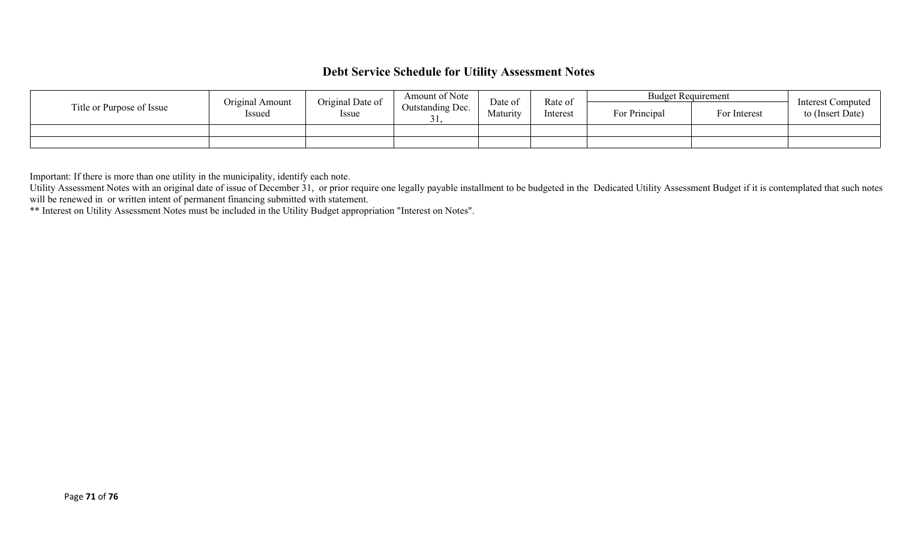# Debt Service Schedule for Utility Assessment Notes

| Title or Purpose of Issue | Original Amount Issued | Original Date of Issue | Amount of Note Outstanding Dec. 31, | Date of Maturity | Rate of Interest | Budget Requirement | | Interest Computed to (Insert Date) |
|---|---|---|---|---|---|---|---|---|
| | | | | | | For Principal | For Interest | |
| | | | | | | | | |
| | | | | | | | | |

Important: If there is more than one utility in the municipality, identify each note.
Utility Assessment Notes with an original date of issue of December 31, or prior require one legally payable installment to be budgeted in the Dedicated Utility Assessment Budget if it is contemplated that such notes will be renewed in or written intent of permanent financing submitted with statement.
** Interest on Utility Assessment Notes must be included in the Utility Budget appropriation "Interest on Notes".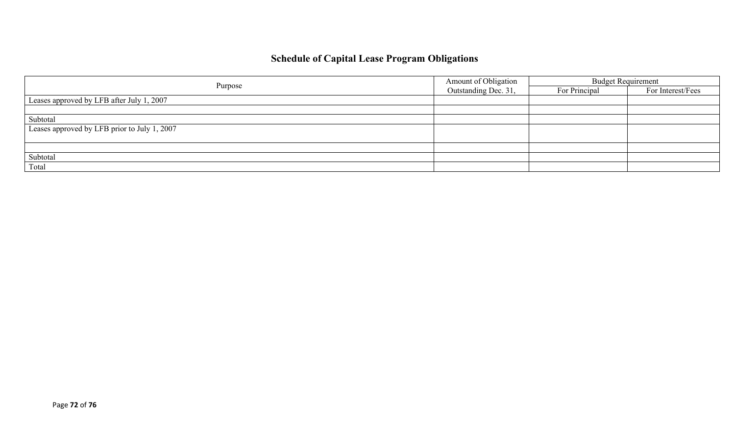# Schedule of Capital Lease Program Obligations

| Purpose | Amount of Obligation Outstanding Dec. 31, | Budget Requirement | |
|---|---|---|---|
| | | For Principal | For Interest/Fees |
| Leases approved by LFB after July 1, 2007 | | | |
| | | | |
| Subtotal | | | |
| Leases approved by LFB prior to July 1, 2007 | | | |
| | | | |
| Subtotal | | | |
| Total | | | |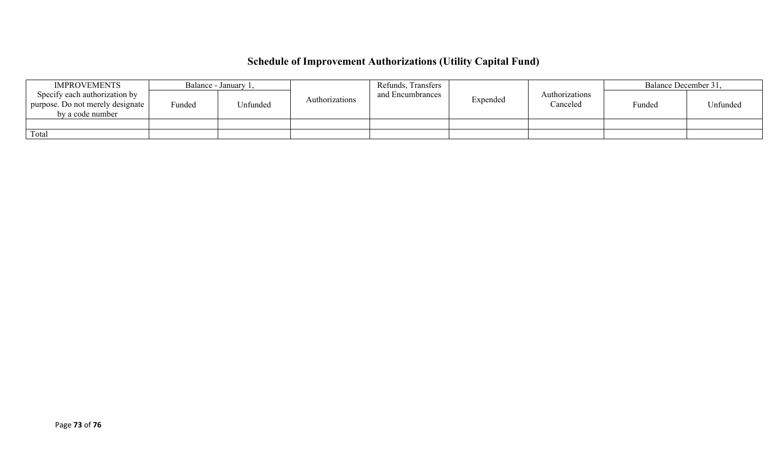## Schedule of Improvement Authorizations (Utility Capital Fund)

| IMPROVEMENTS Specify each authorization by purpose. Do not merely designate by a code number | Balance - January 1, | | Authorizations | Refunds, Transfers and Encumbrances | Expended | Authorizations Canceled | Balance December 31, | |
|---|---|---|---|---|---|---|---|---|
| | Funded | Unfunded | | | | | Funded | Unfunded |
| | | | | | | | | |
| Total | | | | | | | | |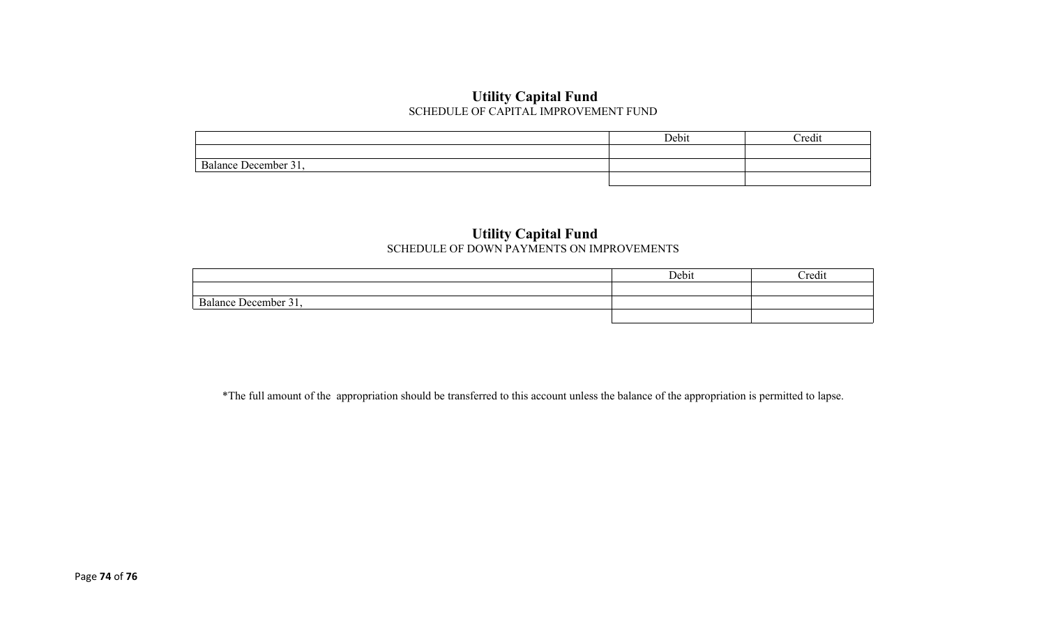## Utility Capital Fund
SCHEDULE OF CAPITAL IMPROVEMENT FUND

| | Debit | Credit |
|---|---|---|
| | | |
| Balance December 31, | | |
| | | |

## Utility Capital Fund
SCHEDULE OF DOWN PAYMENTS ON IMPROVEMENTS

| | Debit | Credit |
|---|---|---|
| | | |
| Balance December 31, | | |
| | | |

*The full amount of the appropriation should be transferred to this account unless the balance of the appropriation is permitted to lapse.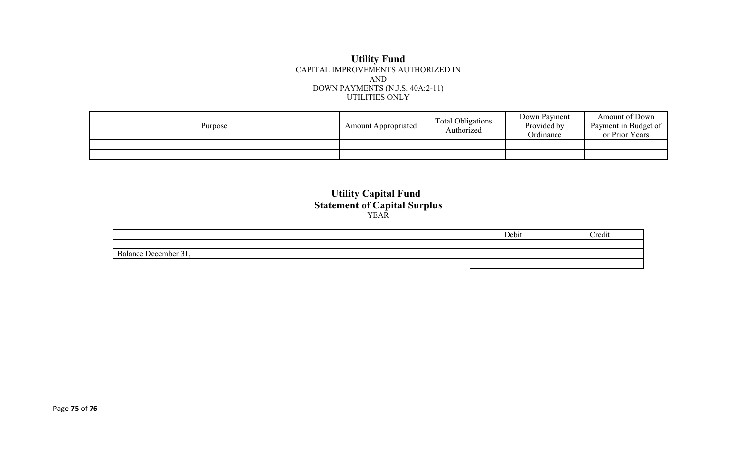## Utility Fund

CAPITAL IMPROVEMENTS AUTHORIZED IN  
AND  
DOWN PAYMENTS (N.J.S. 40A:2-11)  
UTILITIES ONLY

| Purpose | Amount Appropriated | Total Obligations Authorized | Down Payment Provided by Ordinance | Amount of Down Payment in Budget of or Prior Years |
|---|---|---|---|---|
| | | | | |
| | | | | |

## Utility Capital Fund
## Statement of Capital Surplus

YEAR

| | Debit | Credit |
|---|---|---|
| | | |
| Balance December 31, | | |
| | | |